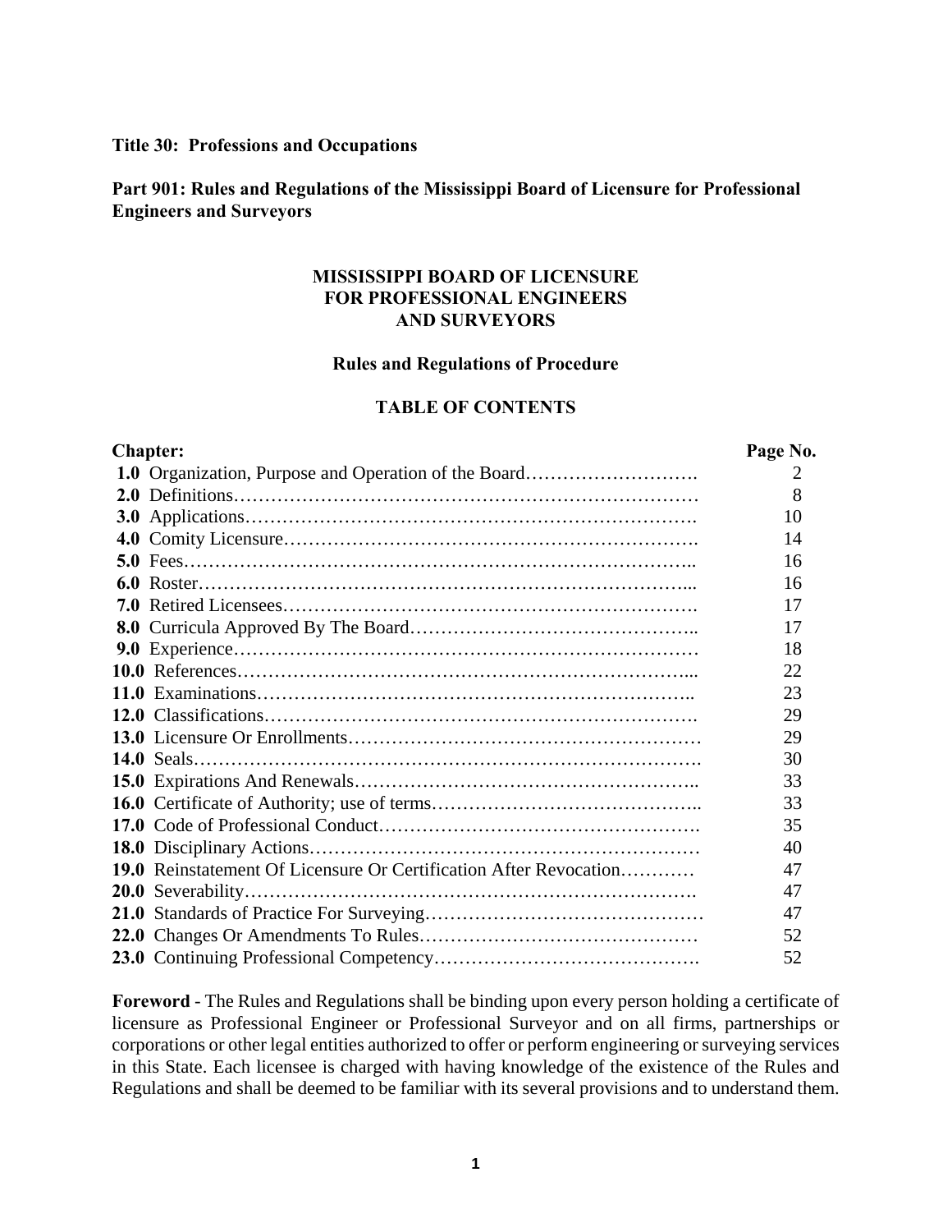**Title 30: Professions and Occupations**

**Part 901: Rules and Regulations of the Mississippi Board of Licensure for Professional Engineers and Surveyors**

# MISSISSIPPI BOARD OF LICENSURE FOR PROFESSIONAL ENGINEERS AND SURVEYORS

## Rules and Regulations of Procedure

## TABLE OF CONTENTS

| Chapter: | Page No. |
|---|---|
| **1.0** Organization, Purpose and Operation of the Board | 2 |
| **2.0** Definitions | 8 |
| **3.0** Applications | 10 |
| **4.0** Comity Licensure | 14 |
| **5.0** Fees | 16 |
| **6.0** Roster | 16 |
| **7.0** Retired Licensees | 17 |
| **8.0** Curricula Approved By The Board | 17 |
| **9.0** Experience | 18 |
| **10.0** References | 22 |
| **11.0** Examinations | 23 |
| **12.0** Classifications | 29 |
| **13.0** Licensure Or Enrollments | 29 |
| **14.0** Seals | 30 |
| **15.0** Expirations And Renewals | 33 |
| **16.0** Certificate of Authority; use of terms | 33 |
| **17.0** Code of Professional Conduct | 35 |
| **18.0** Disciplinary Actions | 40 |
| **19.0** Reinstatement Of Licensure Or Certification After Revocation | 47 |
| **20.0** Severability | 47 |
| **21.0** Standards of Practice For Surveying | 47 |
| **22.0** Changes Or Amendments To Rules | 52 |
| **23.0** Continuing Professional Competency | 52 |

**Foreword** - The Rules and Regulations shall be binding upon every person holding a certificate of licensure as Professional Engineer or Professional Surveyor and on all firms, partnerships or corporations or other legal entities authorized to offer or perform engineering or surveying services in this State. Each licensee is charged with having knowledge of the existence of the Rules and Regulations and shall be deemed to be familiar with its several provisions and to understand them.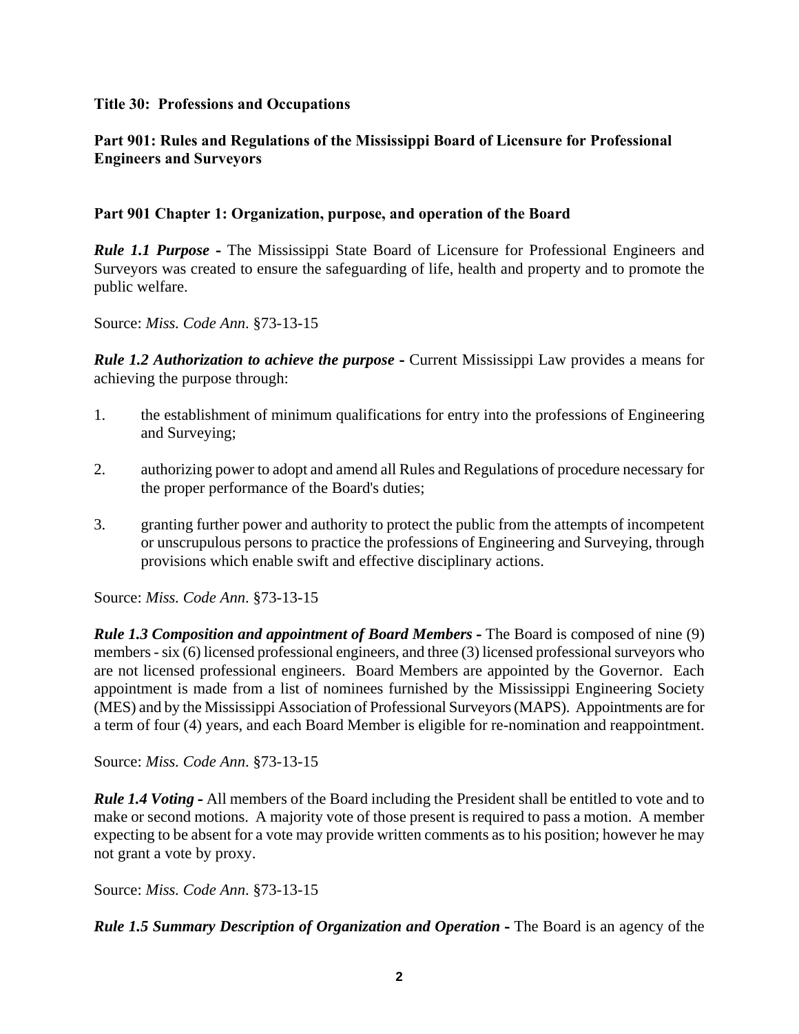**Title 30: Professions and Occupations**

**Part 901: Rules and Regulations of the Mississippi Board of Licensure for Professional Engineers and Surveyors**

**Part 901 Chapter 1: Organization, purpose, and operation of the Board**

***Rule 1.1 Purpose* -** The Mississippi State Board of Licensure for Professional Engineers and Surveyors was created to ensure the safeguarding of life, health and property and to promote the public welfare.

Source: *Miss. Code Ann*. §73-13-15

***Rule 1.2 Authorization to achieve the purpose* -** Current Mississippi Law provides a means for achieving the purpose through:

1. the establishment of minimum qualifications for entry into the professions of Engineering and Surveying;

2. authorizing power to adopt and amend all Rules and Regulations of procedure necessary for the proper performance of the Board's duties;

3. granting further power and authority to protect the public from the attempts of incompetent or unscrupulous persons to practice the professions of Engineering and Surveying, through provisions which enable swift and effective disciplinary actions.

Source: *Miss. Code Ann*. §73-13-15

***Rule 1.3 Composition and appointment of Board Members* -** The Board is composed of nine (9) members - six (6) licensed professional engineers, and three (3) licensed professional surveyors who are not licensed professional engineers. Board Members are appointed by the Governor. Each appointment is made from a list of nominees furnished by the Mississippi Engineering Society (MES) and by the Mississippi Association of Professional Surveyors (MAPS). Appointments are for a term of four (4) years, and each Board Member is eligible for re-nomination and reappointment.

Source: *Miss. Code Ann*. §73-13-15

***Rule 1.4 Voting* -** All members of the Board including the President shall be entitled to vote and to make or second motions. A majority vote of those present is required to pass a motion. A member expecting to be absent for a vote may provide written comments as to his position; however he may not grant a vote by proxy.

Source: *Miss. Code Ann*. §73-13-15

***Rule 1.5 Summary Description of Organization and Operation* -** The Board is an agency of the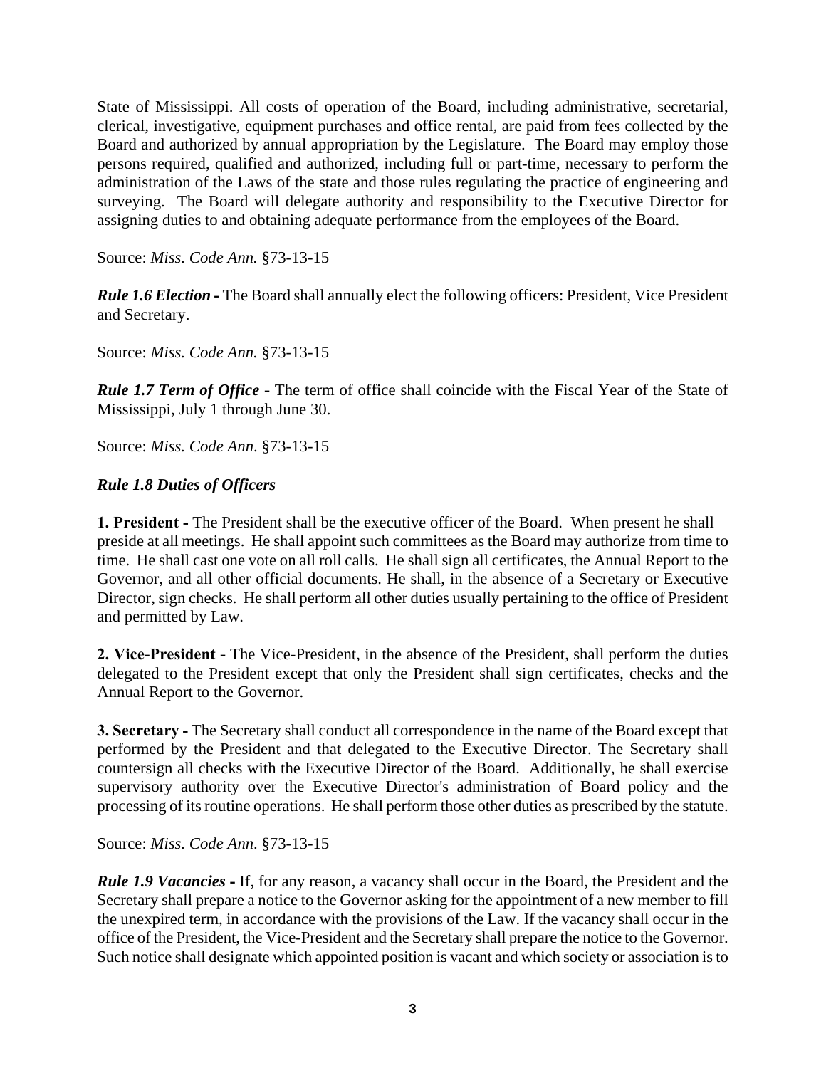State of Mississippi. All costs of operation of the Board, including administrative, secretarial, clerical, investigative, equipment purchases and office rental, are paid from fees collected by the Board and authorized by annual appropriation by the Legislature. The Board may employ those persons required, qualified and authorized, including full or part-time, necessary to perform the administration of the Laws of the state and those rules regulating the practice of engineering and surveying. The Board will delegate authority and responsibility to the Executive Director for assigning duties to and obtaining adequate performance from the employees of the Board.

Source: *Miss. Code Ann.* §73-13-15

***Rule 1.6 Election*** **-** The Board shall annually elect the following officers: President, Vice President and Secretary.

Source: *Miss. Code Ann.* §73-13-15

***Rule 1.7 Term of Office*** **-** The term of office shall coincide with the Fiscal Year of the State of Mississippi, July 1 through June 30.

Source: *Miss. Code Ann*. §73-13-15

***Rule 1.8 Duties of Officers***

**1. President -** The President shall be the executive officer of the Board. When present he shall preside at all meetings. He shall appoint such committees as the Board may authorize from time to time. He shall cast one vote on all roll calls. He shall sign all certificates, the Annual Report to the Governor, and all other official documents. He shall, in the absence of a Secretary or Executive Director, sign checks. He shall perform all other duties usually pertaining to the office of President and permitted by Law.

**2. Vice-President -** The Vice-President, in the absence of the President, shall perform the duties delegated to the President except that only the President shall sign certificates, checks and the Annual Report to the Governor.

**3. Secretary -** The Secretary shall conduct all correspondence in the name of the Board except that performed by the President and that delegated to the Executive Director. The Secretary shall countersign all checks with the Executive Director of the Board. Additionally, he shall exercise supervisory authority over the Executive Director's administration of Board policy and the processing of its routine operations. He shall perform those other duties as prescribed by the statute.

Source: *Miss. Code Ann*. §73-13-15

***Rule 1.9 Vacancies*** **-** If, for any reason, a vacancy shall occur in the Board, the President and the Secretary shall prepare a notice to the Governor asking for the appointment of a new member to fill the unexpired term, in accordance with the provisions of the Law. If the vacancy shall occur in the office of the President, the Vice-President and the Secretary shall prepare the notice to the Governor. Such notice shall designate which appointed position is vacant and which society or association is to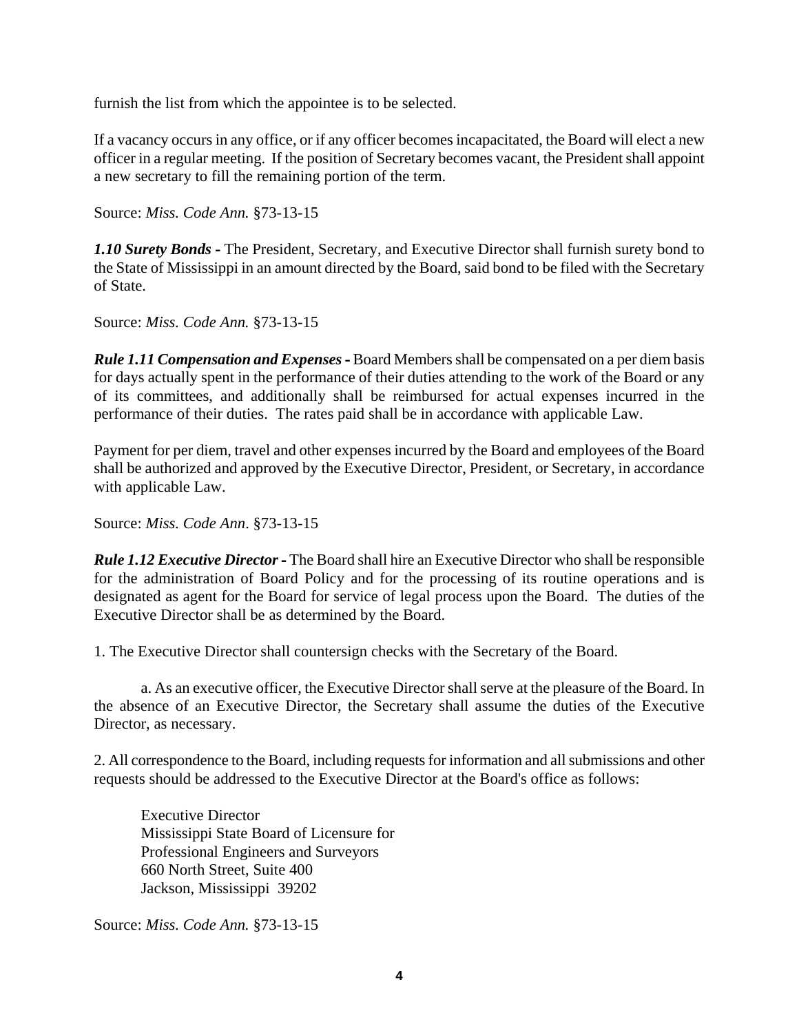furnish the list from which the appointee is to be selected.

If a vacancy occurs in any office, or if any officer becomes incapacitated, the Board will elect a new officer in a regular meeting. If the position of Secretary becomes vacant, the President shall appoint a new secretary to fill the remaining portion of the term.

Source: *Miss. Code Ann.* §73-13-15

***1.10 Surety Bonds -*** The President, Secretary, and Executive Director shall furnish surety bond to the State of Mississippi in an amount directed by the Board, said bond to be filed with the Secretary of State.

Source: *Miss. Code Ann.* §73-13-15

***Rule 1.11 Compensation and Expenses -*** Board Members shall be compensated on a per diem basis for days actually spent in the performance of their duties attending to the work of the Board or any of its committees, and additionally shall be reimbursed for actual expenses incurred in the performance of their duties. The rates paid shall be in accordance with applicable Law.

Payment for per diem, travel and other expenses incurred by the Board and employees of the Board shall be authorized and approved by the Executive Director, President, or Secretary, in accordance with applicable Law.

Source: *Miss. Code Ann*. §73-13-15

***Rule 1.12 Executive Director -*** The Board shall hire an Executive Director who shall be responsible for the administration of Board Policy and for the processing of its routine operations and is designated as agent for the Board for service of legal process upon the Board. The duties of the Executive Director shall be as determined by the Board.

1. The Executive Director shall countersign checks with the Secretary of the Board.

   a. As an executive officer, the Executive Director shall serve at the pleasure of the Board. In the absence of an Executive Director, the Secretary shall assume the duties of the Executive Director, as necessary.

2. All correspondence to the Board, including requests for information and all submissions and other requests should be addressed to the Executive Director at the Board's office as follows:

   Executive Director
   Mississippi State Board of Licensure for
   Professional Engineers and Surveyors
   660 North Street, Suite 400
   Jackson, Mississippi 39202

Source: *Miss. Code Ann.* §73-13-15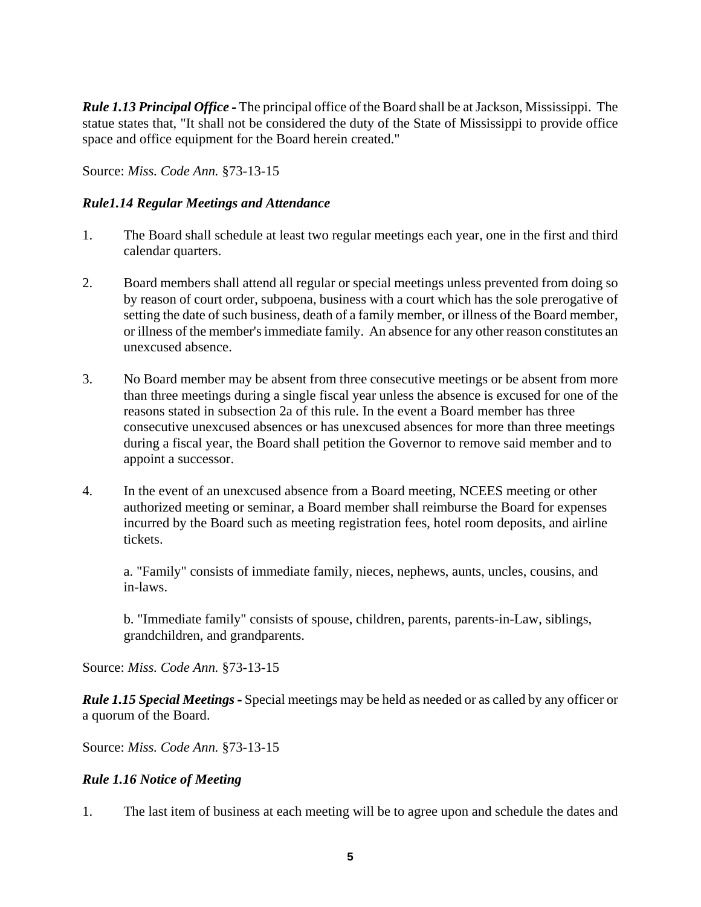***Rule 1.13 Principal Office -*** The principal office of the Board shall be at Jackson, Mississippi. The statue states that, "It shall not be considered the duty of the State of Mississippi to provide office space and office equipment for the Board herein created."

Source: *Miss. Code Ann.* §73-13-15

***Rule1.14 Regular Meetings and Attendance***

1. The Board shall schedule at least two regular meetings each year, one in the first and third calendar quarters.

2. Board members shall attend all regular or special meetings unless prevented from doing so by reason of court order, subpoena, business with a court which has the sole prerogative of setting the date of such business, death of a family member, or illness of the Board member, or illness of the member's immediate family. An absence for any other reason constitutes an unexcused absence.

3. No Board member may be absent from three consecutive meetings or be absent from more than three meetings during a single fiscal year unless the absence is excused for one of the reasons stated in subsection 2a of this rule. In the event a Board member has three consecutive unexcused absences or has unexcused absences for more than three meetings during a fiscal year, the Board shall petition the Governor to remove said member and to appoint a successor.

4. In the event of an unexcused absence from a Board meeting, NCEES meeting or other authorized meeting or seminar, a Board member shall reimburse the Board for expenses incurred by the Board such as meeting registration fees, hotel room deposits, and airline tickets.

   a. "Family" consists of immediate family, nieces, nephews, aunts, uncles, cousins, and in-laws.

   b. "Immediate family" consists of spouse, children, parents, parents-in-Law, siblings, grandchildren, and grandparents.

Source: *Miss. Code Ann.* §73-13-15

***Rule 1.15 Special Meetings -*** Special meetings may be held as needed or as called by any officer or a quorum of the Board.

Source: *Miss. Code Ann.* §73-13-15

***Rule 1.16 Notice of Meeting***

1. The last item of business at each meeting will be to agree upon and schedule the dates and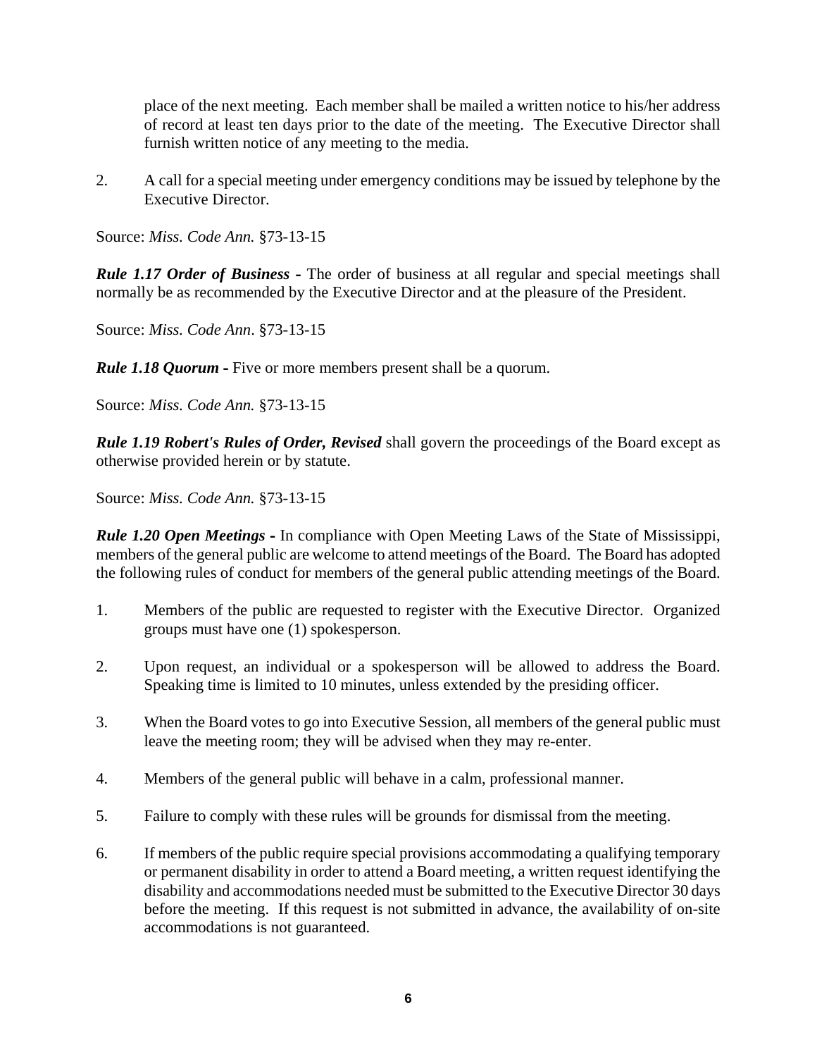place of the next meeting. Each member shall be mailed a written notice to his/her address of record at least ten days prior to the date of the meeting. The Executive Director shall furnish written notice of any meeting to the media.

2. A call for a special meeting under emergency conditions may be issued by telephone by the Executive Director.

Source: *Miss. Code Ann.* §73-13-15

***Rule 1.17 Order of Business -*** The order of business at all regular and special meetings shall normally be as recommended by the Executive Director and at the pleasure of the President.

Source: *Miss. Code Ann*. §73-13-15

***Rule 1.18 Quorum -*** Five or more members present shall be a quorum.

Source: *Miss. Code Ann.* §73-13-15

***Rule 1.19 Robert's Rules of Order, Revised*** shall govern the proceedings of the Board except as otherwise provided herein or by statute.

Source: *Miss. Code Ann.* §73-13-15

***Rule 1.20 Open Meetings -*** In compliance with Open Meeting Laws of the State of Mississippi, members of the general public are welcome to attend meetings of the Board. The Board has adopted the following rules of conduct for members of the general public attending meetings of the Board.

1. Members of the public are requested to register with the Executive Director. Organized groups must have one (1) spokesperson.

2. Upon request, an individual or a spokesperson will be allowed to address the Board. Speaking time is limited to 10 minutes, unless extended by the presiding officer.

3. When the Board votes to go into Executive Session, all members of the general public must leave the meeting room; they will be advised when they may re-enter.

4. Members of the general public will behave in a calm, professional manner.

5. Failure to comply with these rules will be grounds for dismissal from the meeting.

6. If members of the public require special provisions accommodating a qualifying temporary or permanent disability in order to attend a Board meeting, a written request identifying the disability and accommodations needed must be submitted to the Executive Director 30 days before the meeting. If this request is not submitted in advance, the availability of on-site accommodations is not guaranteed.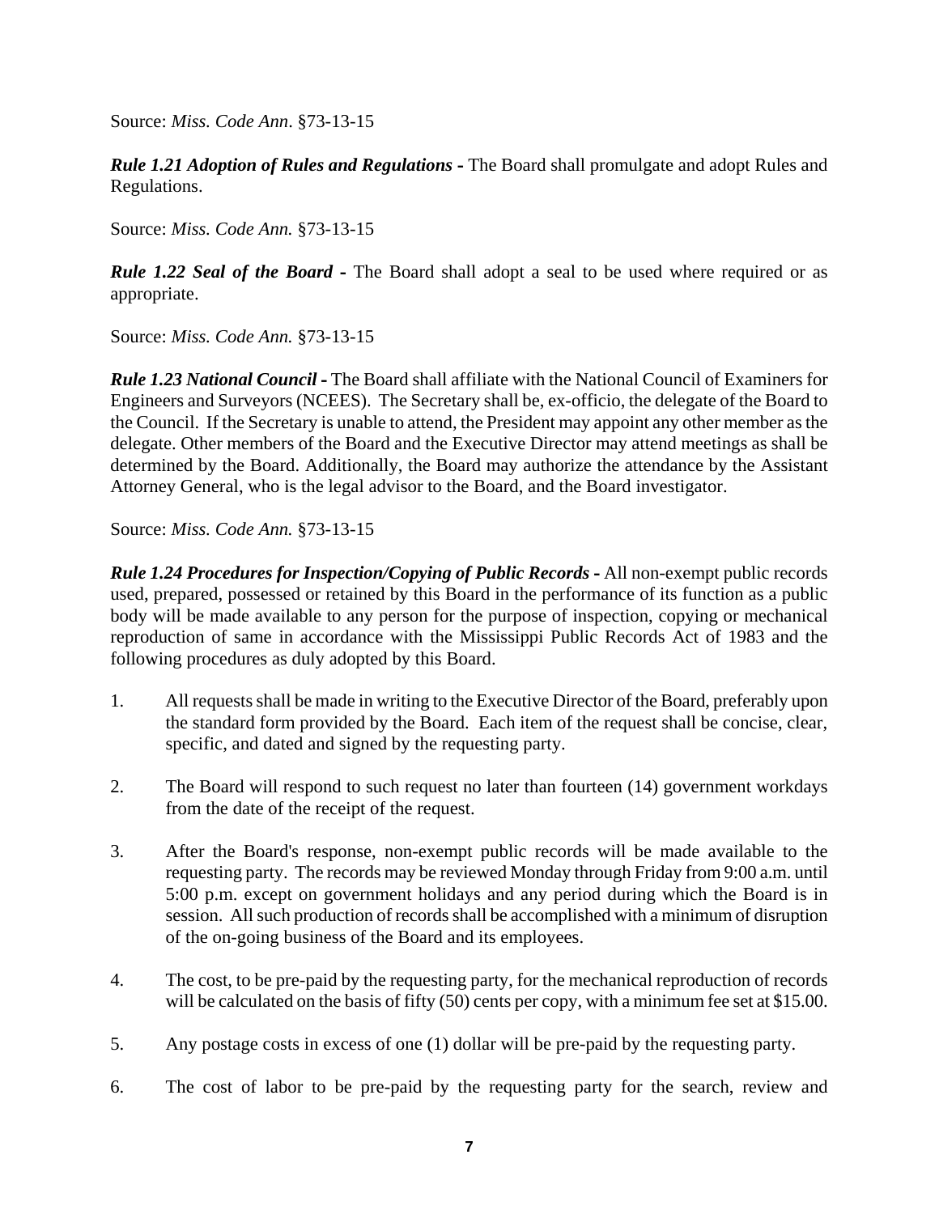Source: *Miss. Code Ann*. §73-13-15

***Rule 1.21 Adoption of Rules and Regulations* -** The Board shall promulgate and adopt Rules and Regulations.

Source: *Miss. Code Ann.* §73-13-15

***Rule 1.22 Seal of the Board* -** The Board shall adopt a seal to be used where required or as appropriate.

Source: *Miss. Code Ann.* §73-13-15

***Rule 1.23 National Council* -** The Board shall affiliate with the National Council of Examiners for Engineers and Surveyors (NCEES). The Secretary shall be, ex-officio, the delegate of the Board to the Council. If the Secretary is unable to attend, the President may appoint any other member as the delegate. Other members of the Board and the Executive Director may attend meetings as shall be determined by the Board. Additionally, the Board may authorize the attendance by the Assistant Attorney General, who is the legal advisor to the Board, and the Board investigator.

Source: *Miss. Code Ann.* §73-13-15

***Rule 1.24 Procedures for Inspection/Copying of Public Records* -** All non-exempt public records used, prepared, possessed or retained by this Board in the performance of its function as a public body will be made available to any person for the purpose of inspection, copying or mechanical reproduction of same in accordance with the Mississippi Public Records Act of 1983 and the following procedures as duly adopted by this Board.

1. All requests shall be made in writing to the Executive Director of the Board, preferably upon the standard form provided by the Board. Each item of the request shall be concise, clear, specific, and dated and signed by the requesting party.

2. The Board will respond to such request no later than fourteen (14) government workdays from the date of the receipt of the request.

3. After the Board's response, non-exempt public records will be made available to the requesting party. The records may be reviewed Monday through Friday from 9:00 a.m. until 5:00 p.m. except on government holidays and any period during which the Board is in session. All such production of records shall be accomplished with a minimum of disruption of the on-going business of the Board and its employees.

4. The cost, to be pre-paid by the requesting party, for the mechanical reproduction of records will be calculated on the basis of fifty (50) cents per copy, with a minimum fee set at $15.00.

5. Any postage costs in excess of one (1) dollar will be pre-paid by the requesting party.

6. The cost of labor to be pre-paid by the requesting party for the search, review and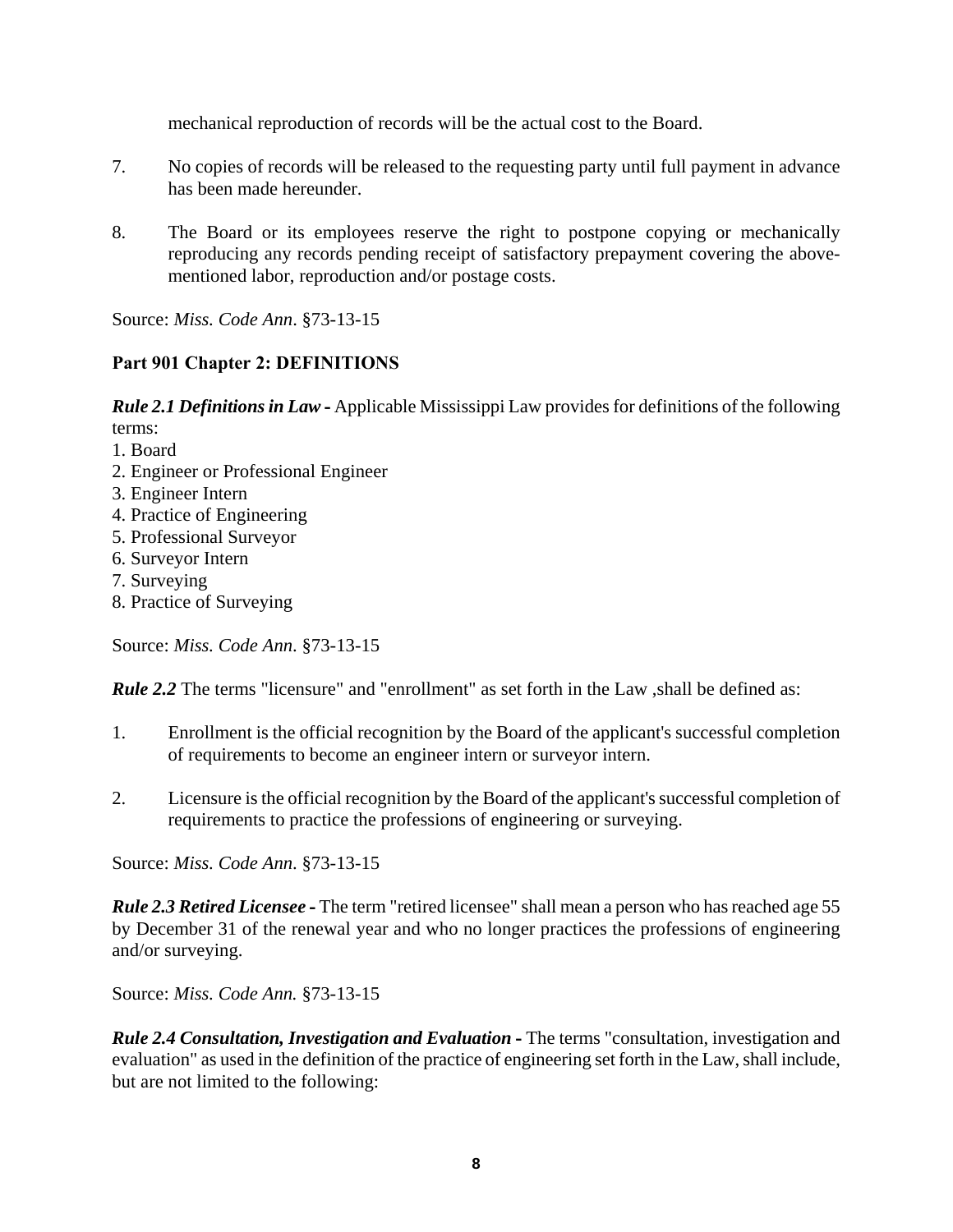mechanical reproduction of records will be the actual cost to the Board.

7. No copies of records will be released to the requesting party until full payment in advance has been made hereunder.

8. The Board or its employees reserve the right to postpone copying or mechanically reproducing any records pending receipt of satisfactory prepayment covering the above-mentioned labor, reproduction and/or postage costs.

Source: *Miss. Code Ann*. §73-13-15

**Part 901 Chapter 2: DEFINITIONS**

***Rule 2.1 Definitions in Law -*** Applicable Mississippi Law provides for definitions of the following terms:

1. Board
2. Engineer or Professional Engineer
3. Engineer Intern
4. Practice of Engineering
5. Professional Surveyor
6. Surveyor Intern
7. Surveying
8. Practice of Surveying

Source: *Miss. Code Ann.* §73-13-15

***Rule 2.2*** The terms "licensure" and "enrollment" as set forth in the Law ,shall be defined as:

1. Enrollment is the official recognition by the Board of the applicant's successful completion of requirements to become an engineer intern or surveyor intern.

2. Licensure is the official recognition by the Board of the applicant's successful completion of requirements to practice the professions of engineering or surveying.

Source: *Miss. Code Ann*. §73-13-15

***Rule 2.3 Retired Licensee -*** The term "retired licensee" shall mean a person who has reached age 55 by December 31 of the renewal year and who no longer practices the professions of engineering and/or surveying.

Source: *Miss. Code Ann.* §73-13-15

***Rule 2.4 Consultation, Investigation and Evaluation -*** The terms "consultation, investigation and evaluation" as used in the definition of the practice of engineering set forth in the Law, shall include, but are not limited to the following: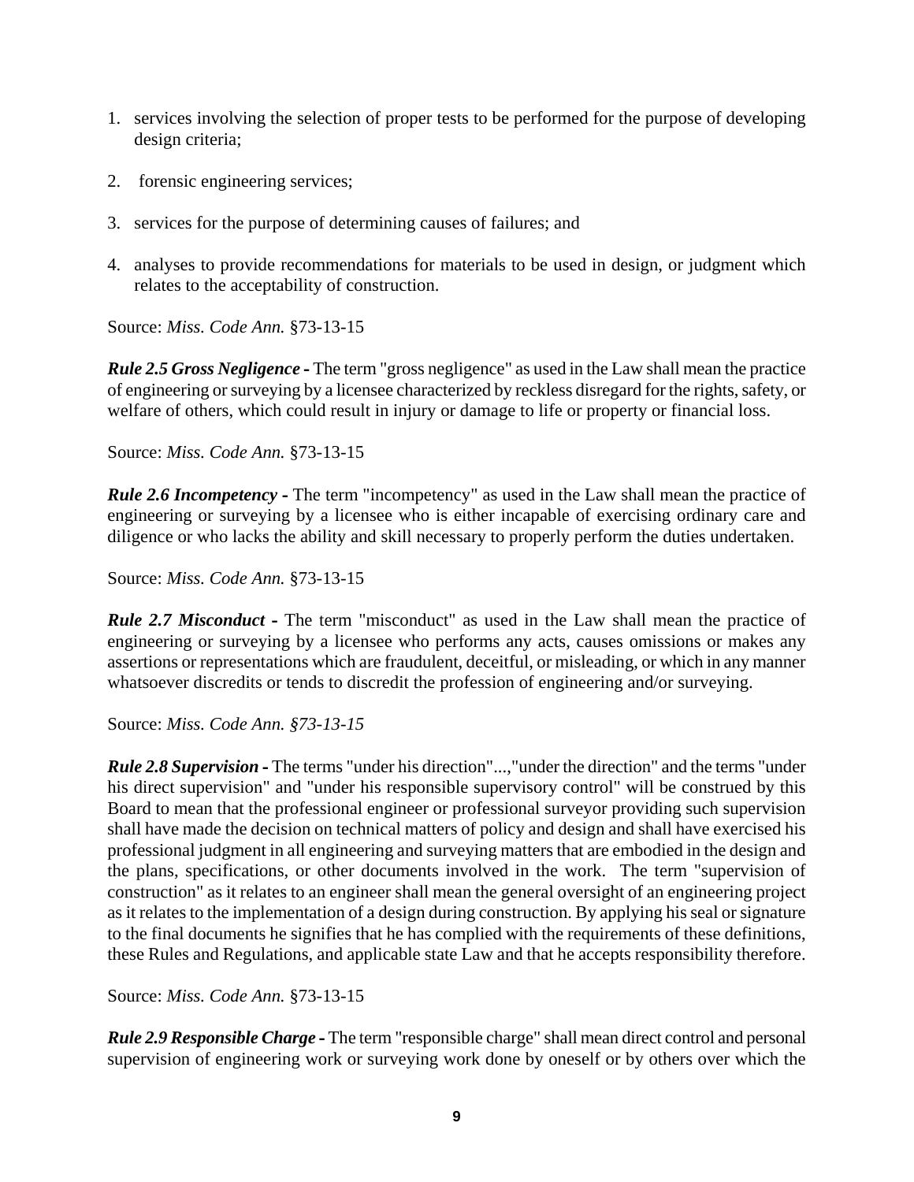1. services involving the selection of proper tests to be performed for the purpose of developing design criteria;

2. forensic engineering services;

3. services for the purpose of determining causes of failures; and

4. analyses to provide recommendations for materials to be used in design, or judgment which relates to the acceptability of construction.

Source: *Miss. Code Ann.* §73-13-15

***Rule 2.5 Gross Negligence* -** The term "gross negligence" as used in the Law shall mean the practice of engineering or surveying by a licensee characterized by reckless disregard for the rights, safety, or welfare of others, which could result in injury or damage to life or property or financial loss.

Source: *Miss. Code Ann.* §73-13-15

***Rule 2.6 Incompetency* -** The term "incompetency" as used in the Law shall mean the practice of engineering or surveying by a licensee who is either incapable of exercising ordinary care and diligence or who lacks the ability and skill necessary to properly perform the duties undertaken.

Source: *Miss. Code Ann.* §73-13-15

***Rule 2.7 Misconduct* -** The term "misconduct" as used in the Law shall mean the practice of engineering or surveying by a licensee who performs any acts, causes omissions or makes any assertions or representations which are fraudulent, deceitful, or misleading, or which in any manner whatsoever discredits or tends to discredit the profession of engineering and/or surveying.

Source: *Miss. Code Ann. §73-13-15*

***Rule 2.8 Supervision* -** The terms "under his direction"...,"under the direction" and the terms "under his direct supervision" and "under his responsible supervisory control" will be construed by this Board to mean that the professional engineer or professional surveyor providing such supervision shall have made the decision on technical matters of policy and design and shall have exercised his professional judgment in all engineering and surveying matters that are embodied in the design and the plans, specifications, or other documents involved in the work. The term "supervision of construction" as it relates to an engineer shall mean the general oversight of an engineering project as it relates to the implementation of a design during construction. By applying his seal or signature to the final documents he signifies that he has complied with the requirements of these definitions, these Rules and Regulations, and applicable state Law and that he accepts responsibility therefore.

Source: *Miss. Code Ann.* §73-13-15

***Rule 2.9 Responsible Charge* -** The term "responsible charge" shall mean direct control and personal supervision of engineering work or surveying work done by oneself or by others over which the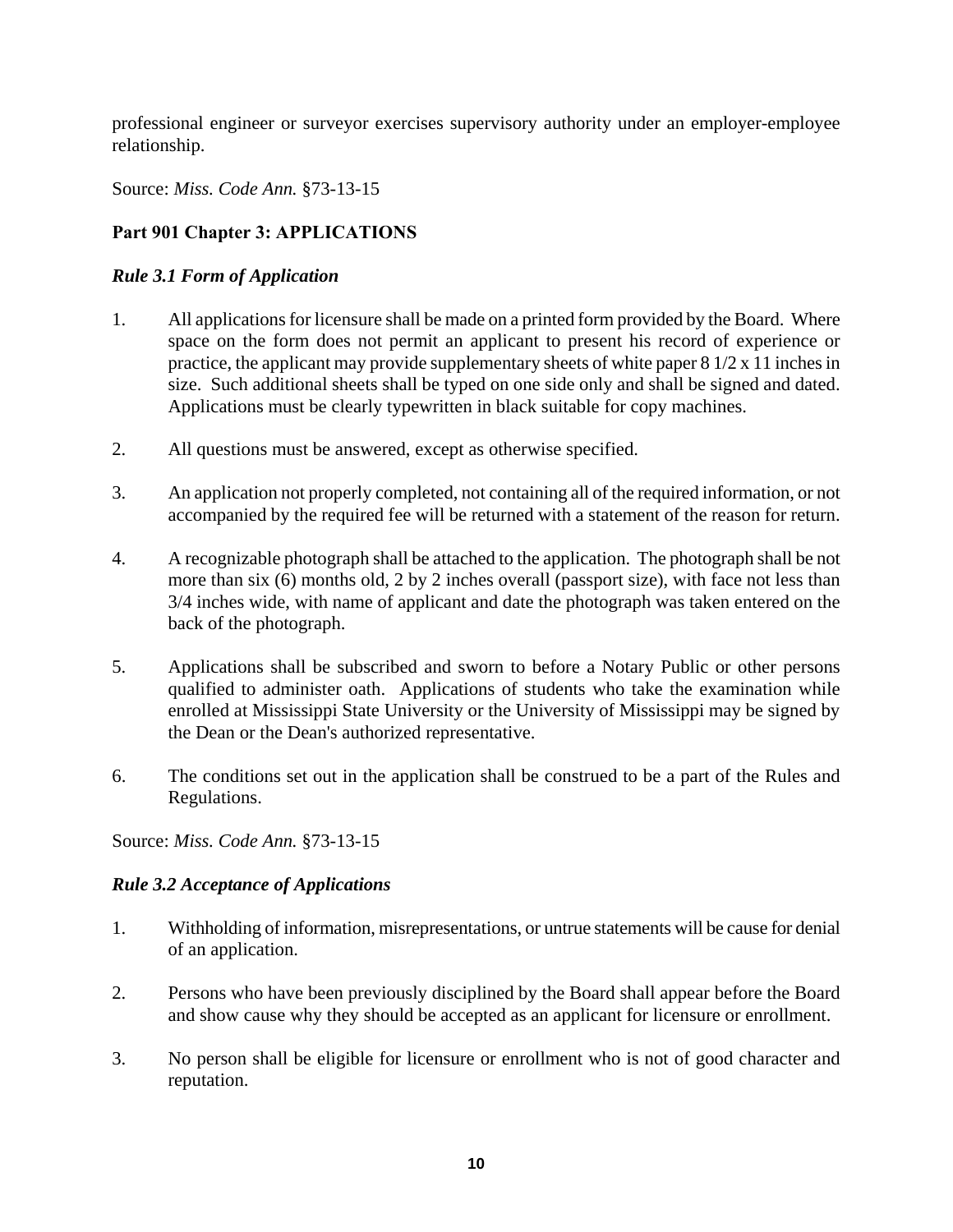professional engineer or surveyor exercises supervisory authority under an employer-employee relationship.

Source: *Miss. Code Ann.* §73-13-15

## Part 901 Chapter 3: APPLICATIONS

### *Rule 3.1 Form of Application*

1. All applications for licensure shall be made on a printed form provided by the Board. Where space on the form does not permit an applicant to present his record of experience or practice, the applicant may provide supplementary sheets of white paper 8 1/2 x 11 inches in size. Such additional sheets shall be typed on one side only and shall be signed and dated. Applications must be clearly typewritten in black suitable for copy machines.

2. All questions must be answered, except as otherwise specified.

3. An application not properly completed, not containing all of the required information, or not accompanied by the required fee will be returned with a statement of the reason for return.

4. A recognizable photograph shall be attached to the application. The photograph shall be not more than six (6) months old, 2 by 2 inches overall (passport size), with face not less than 3/4 inches wide, with name of applicant and date the photograph was taken entered on the back of the photograph.

5. Applications shall be subscribed and sworn to before a Notary Public or other persons qualified to administer oath. Applications of students who take the examination while enrolled at Mississippi State University or the University of Mississippi may be signed by the Dean or the Dean's authorized representative.

6. The conditions set out in the application shall be construed to be a part of the Rules and Regulations.

Source: *Miss. Code Ann.* §73-13-15

### *Rule 3.2 Acceptance of Applications*

1. Withholding of information, misrepresentations, or untrue statements will be cause for denial of an application.

2. Persons who have been previously disciplined by the Board shall appear before the Board and show cause why they should be accepted as an applicant for licensure or enrollment.

3. No person shall be eligible for licensure or enrollment who is not of good character and reputation.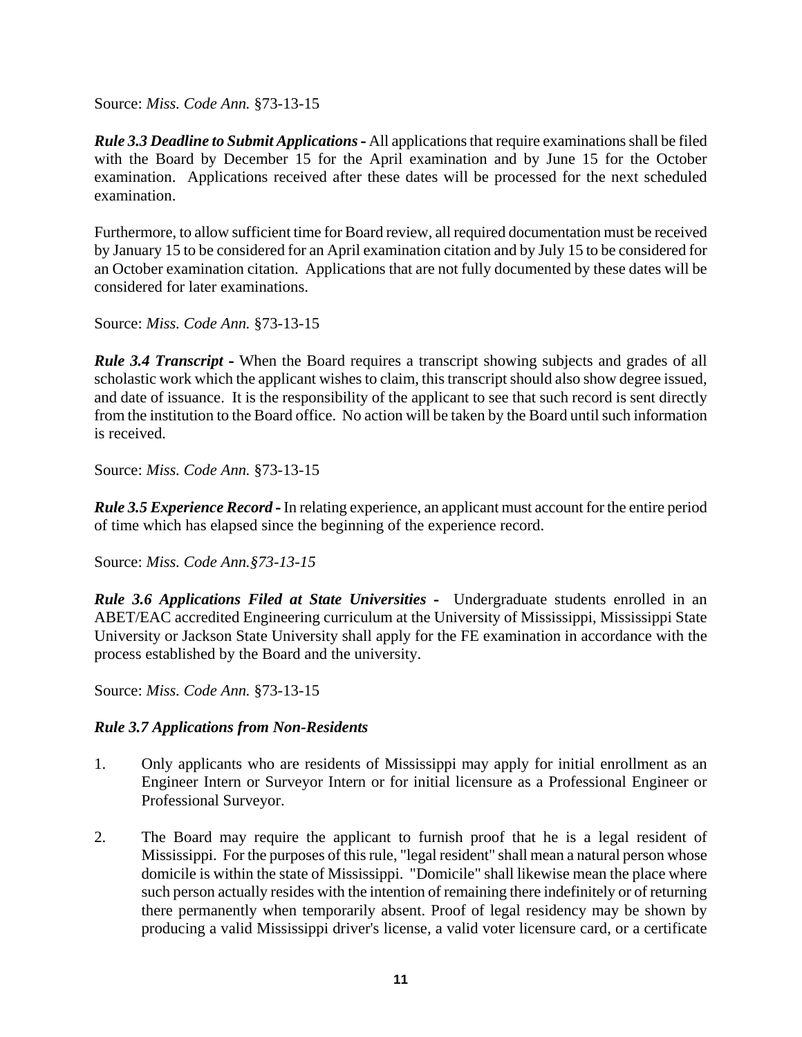Source: *Miss. Code Ann.* §73-13-15

***Rule 3.3 Deadline to Submit Applications -*** All applications that require examinations shall be filed with the Board by December 15 for the April examination and by June 15 for the October examination. Applications received after these dates will be processed for the next scheduled examination.

Furthermore, to allow sufficient time for Board review, all required documentation must be received by January 15 to be considered for an April examination citation and by July 15 to be considered for an October examination citation. Applications that are not fully documented by these dates will be considered for later examinations.

Source: *Miss. Code Ann.* §73-13-15

***Rule 3.4 Transcript -*** When the Board requires a transcript showing subjects and grades of all scholastic work which the applicant wishes to claim, this transcript should also show degree issued, and date of issuance. It is the responsibility of the applicant to see that such record is sent directly from the institution to the Board office. No action will be taken by the Board until such information is received.

Source: *Miss. Code Ann.* §73-13-15

***Rule 3.5 Experience Record -*** In relating experience, an applicant must account for the entire period of time which has elapsed since the beginning of the experience record.

Source: *Miss. Code Ann.§73-13-15*

***Rule 3.6 Applications Filed at State Universities -*** Undergraduate students enrolled in an ABET/EAC accredited Engineering curriculum at the University of Mississippi, Mississippi State University or Jackson State University shall apply for the FE examination in accordance with the process established by the Board and the university.

Source: *Miss. Code Ann.* §73-13-15

***Rule 3.7 Applications from Non-Residents***

1. Only applicants who are residents of Mississippi may apply for initial enrollment as an Engineer Intern or Surveyor Intern or for initial licensure as a Professional Engineer or Professional Surveyor.

2. The Board may require the applicant to furnish proof that he is a legal resident of Mississippi. For the purposes of this rule, "legal resident" shall mean a natural person whose domicile is within the state of Mississippi. "Domicile" shall likewise mean the place where such person actually resides with the intention of remaining there indefinitely or of returning there permanently when temporarily absent. Proof of legal residency may be shown by producing a valid Mississippi driver's license, a valid voter licensure card, or a certificate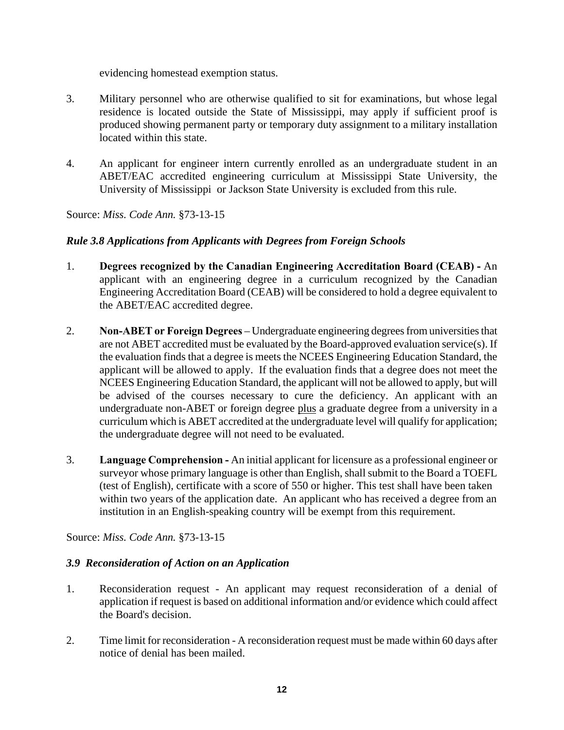evidencing homestead exemption status.

3. Military personnel who are otherwise qualified to sit for examinations, but whose legal residence is located outside the State of Mississippi, may apply if sufficient proof is produced showing permanent party or temporary duty assignment to a military installation located within this state.

4. An applicant for engineer intern currently enrolled as an undergraduate student in an ABET/EAC accredited engineering curriculum at Mississippi State University, the University of Mississippi or Jackson State University is excluded from this rule.

Source: *Miss. Code Ann.* §73-13-15

### *Rule 3.8 Applications from Applicants with Degrees from Foreign Schools*

1. **Degrees recognized by the Canadian Engineering Accreditation Board (CEAB) -** An applicant with an engineering degree in a curriculum recognized by the Canadian Engineering Accreditation Board (CEAB) will be considered to hold a degree equivalent to the ABET/EAC accredited degree.

2. **Non-ABET or Foreign Degrees** – Undergraduate engineering degrees from universities that are not ABET accredited must be evaluated by the Board-approved evaluation service(s). If the evaluation finds that a degree is meets the NCEES Engineering Education Standard, the applicant will be allowed to apply. If the evaluation finds that a degree does not meet the NCEES Engineering Education Standard, the applicant will not be allowed to apply, but will be advised of the courses necessary to cure the deficiency. An applicant with an undergraduate non-ABET or foreign degree <u>plus</u> a graduate degree from a university in a curriculum which is ABET accredited at the undergraduate level will qualify for application; the undergraduate degree will not need to be evaluated.

3. **Language Comprehension -** An initial applicant for licensure as a professional engineer or surveyor whose primary language is other than English, shall submit to the Board a TOEFL (test of English), certificate with a score of 550 or higher. This test shall have been taken within two years of the application date. An applicant who has received a degree from an institution in an English-speaking country will be exempt from this requirement.

Source: *Miss. Code Ann.* §73-13-15

### *3.9 Reconsideration of Action on an Application*

1. Reconsideration request - An applicant may request reconsideration of a denial of application if request is based on additional information and/or evidence which could affect the Board's decision.

2. Time limit for reconsideration - A reconsideration request must be made within 60 days after notice of denial has been mailed.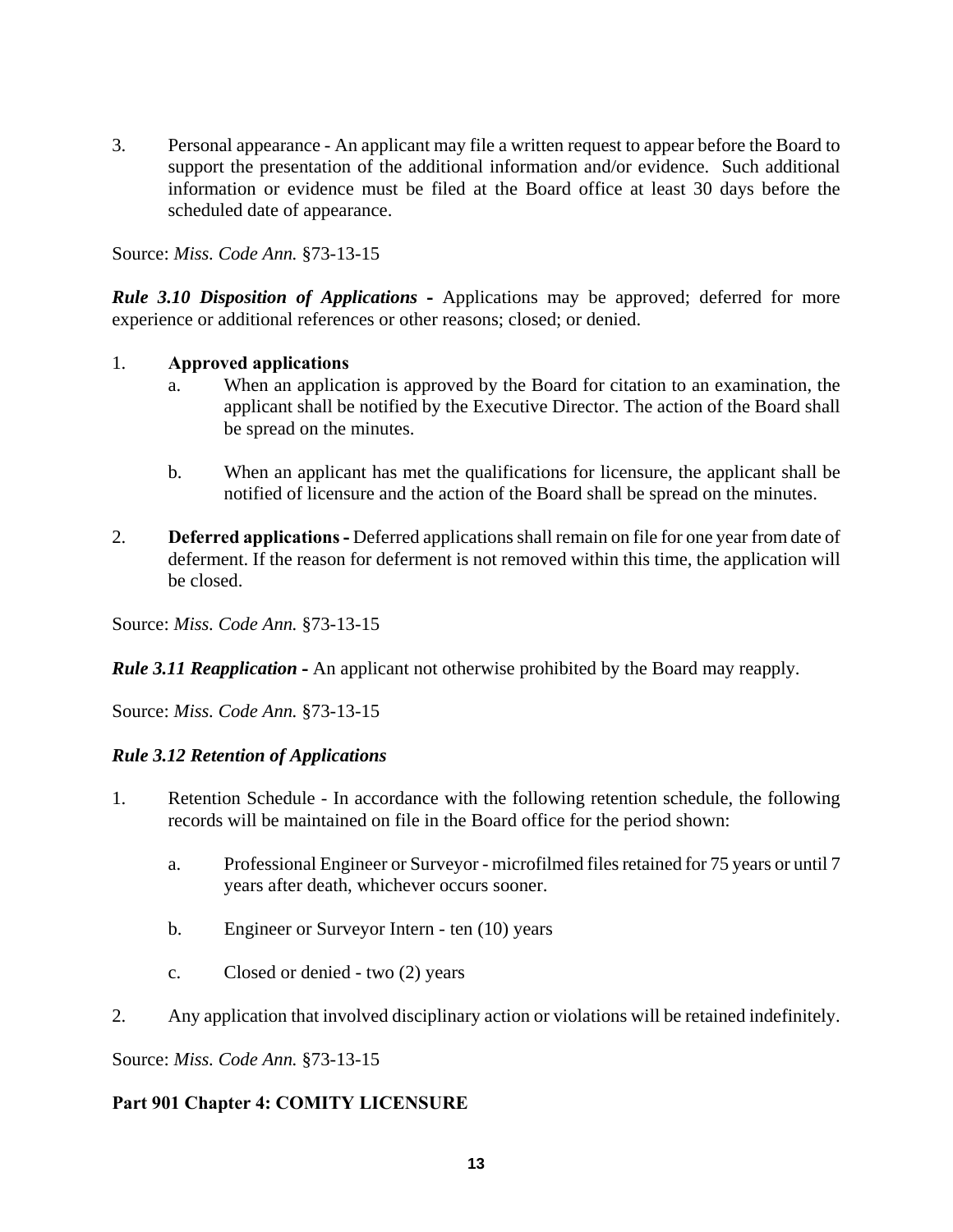3. Personal appearance - An applicant may file a written request to appear before the Board to support the presentation of the additional information and/or evidence. Such additional information or evidence must be filed at the Board office at least 30 days before the scheduled date of appearance.

Source: *Miss. Code Ann.* §73-13-15

***Rule 3.10 Disposition of Applications*** **-** Applications may be approved; deferred for more experience or additional references or other reasons; closed; or denied.

1. **Approved applications**
   a. When an application is approved by the Board for citation to an examination, the applicant shall be notified by the Executive Director. The action of the Board shall be spread on the minutes.

   b. When an applicant has met the qualifications for licensure, the applicant shall be notified of licensure and the action of the Board shall be spread on the minutes.

2. **Deferred applications -** Deferred applications shall remain on file for one year from date of deferment. If the reason for deferment is not removed within this time, the application will be closed.

Source: *Miss. Code Ann.* §73-13-15

***Rule 3.11 Reapplication*** **-** An applicant not otherwise prohibited by the Board may reapply.

Source: *Miss. Code Ann.* §73-13-15

***Rule 3.12 Retention of Applications***

1. Retention Schedule - In accordance with the following retention schedule, the following records will be maintained on file in the Board office for the period shown:

   a. Professional Engineer or Surveyor - microfilmed files retained for 75 years or until 7 years after death, whichever occurs sooner.

   b. Engineer or Surveyor Intern - ten (10) years

   c. Closed or denied - two (2) years

2. Any application that involved disciplinary action or violations will be retained indefinitely.

Source: *Miss. Code Ann.* §73-13-15

## Part 901 Chapter 4: COMITY LICENSURE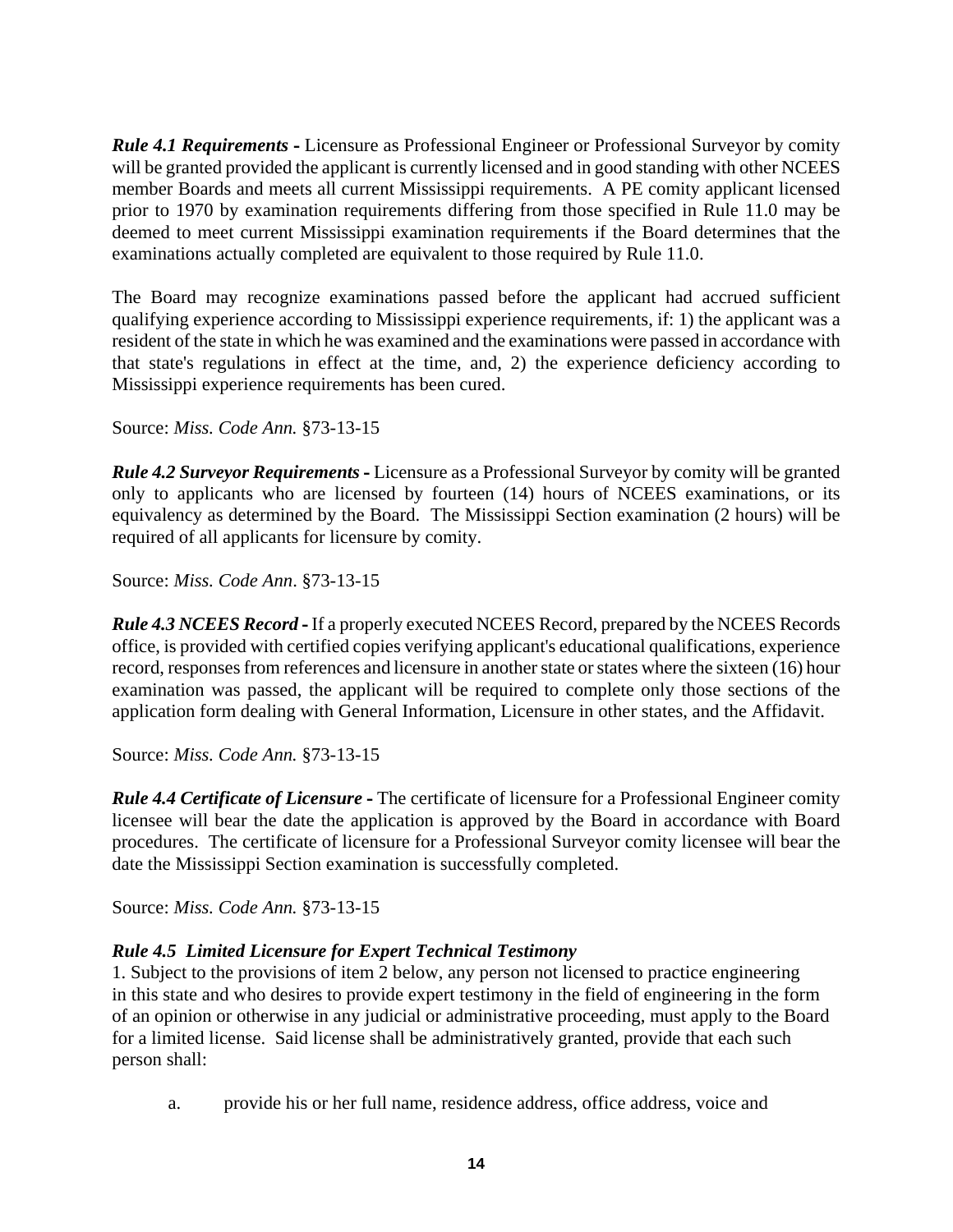***Rule 4.1 Requirements -*** Licensure as Professional Engineer or Professional Surveyor by comity will be granted provided the applicant is currently licensed and in good standing with other NCEES member Boards and meets all current Mississippi requirements. A PE comity applicant licensed prior to 1970 by examination requirements differing from those specified in Rule 11.0 may be deemed to meet current Mississippi examination requirements if the Board determines that the examinations actually completed are equivalent to those required by Rule 11.0.

The Board may recognize examinations passed before the applicant had accrued sufficient qualifying experience according to Mississippi experience requirements, if: 1) the applicant was a resident of the state in which he was examined and the examinations were passed in accordance with that state's regulations in effect at the time, and, 2) the experience deficiency according to Mississippi experience requirements has been cured.

Source: *Miss. Code Ann.* §73-13-15

***Rule 4.2 Surveyor Requirements -*** Licensure as a Professional Surveyor by comity will be granted only to applicants who are licensed by fourteen (14) hours of NCEES examinations, or its equivalency as determined by the Board. The Mississippi Section examination (2 hours) will be required of all applicants for licensure by comity.

Source: *Miss. Code Ann*. §73-13-15

***Rule 4.3 NCEES Record -*** If a properly executed NCEES Record, prepared by the NCEES Records office, is provided with certified copies verifying applicant's educational qualifications, experience record, responses from references and licensure in another state or states where the sixteen (16) hour examination was passed, the applicant will be required to complete only those sections of the application form dealing with General Information, Licensure in other states, and the Affidavit.

Source: *Miss. Code Ann.* §73-13-15

***Rule 4.4 Certificate of Licensure -*** The certificate of licensure for a Professional Engineer comity licensee will bear the date the application is approved by the Board in accordance with Board procedures. The certificate of licensure for a Professional Surveyor comity licensee will bear the date the Mississippi Section examination is successfully completed.

Source: *Miss. Code Ann.* §73-13-15

***Rule 4.5 Limited Licensure for Expert Technical Testimony***

1. Subject to the provisions of item 2 below, any person not licensed to practice engineering in this state and who desires to provide expert testimony in the field of engineering in the form of an opinion or otherwise in any judicial or administrative proceeding, must apply to the Board for a limited license. Said license shall be administratively granted, provide that each such person shall:

   a. provide his or her full name, residence address, office address, voice and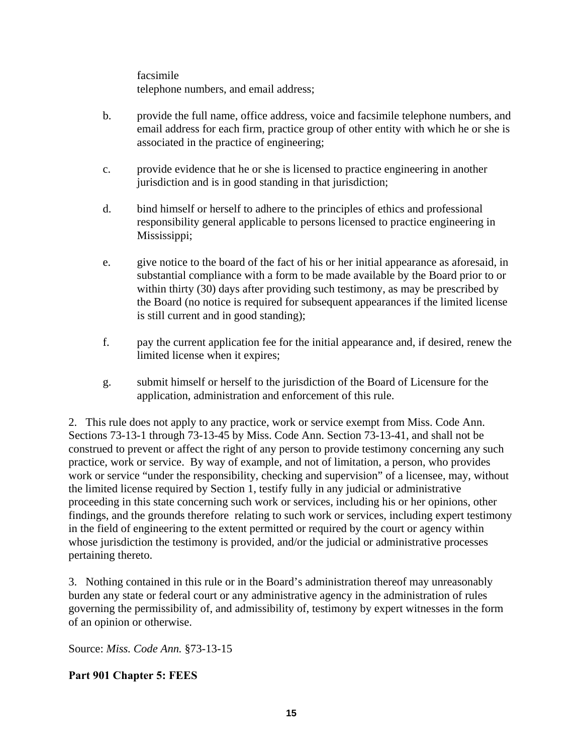facsimile
telephone numbers, and email address;

b. provide the full name, office address, voice and facsimile telephone numbers, and email address for each firm, practice group of other entity with which he or she is associated in the practice of engineering;

c. provide evidence that he or she is licensed to practice engineering in another jurisdiction and is in good standing in that jurisdiction;

d. bind himself or herself to adhere to the principles of ethics and professional responsibility general applicable to persons licensed to practice engineering in Mississippi;

e. give notice to the board of the fact of his or her initial appearance as aforesaid, in substantial compliance with a form to be made available by the Board prior to or within thirty (30) days after providing such testimony, as may be prescribed by the Board (no notice is required for subsequent appearances if the limited license is still current and in good standing);

f. pay the current application fee for the initial appearance and, if desired, renew the limited license when it expires;

g. submit himself or herself to the jurisdiction of the Board of Licensure for the application, administration and enforcement of this rule.

2. This rule does not apply to any practice, work or service exempt from Miss. Code Ann. Sections 73-13-1 through 73-13-45 by Miss. Code Ann. Section 73-13-41, and shall not be construed to prevent or affect the right of any person to provide testimony concerning any such practice, work or service. By way of example, and not of limitation, a person, who provides work or service "under the responsibility, checking and supervision" of a licensee, may, without the limited license required by Section 1, testify fully in any judicial or administrative proceeding in this state concerning such work or services, including his or her opinions, other findings, and the grounds therefore relating to such work or services, including expert testimony in the field of engineering to the extent permitted or required by the court or agency within whose jurisdiction the testimony is provided, and/or the judicial or administrative processes pertaining thereto.

3. Nothing contained in this rule or in the Board's administration thereof may unreasonably burden any state or federal court or any administrative agency in the administration of rules governing the permissibility of, and admissibility of, testimony by expert witnesses in the form of an opinion or otherwise.

Source: *Miss. Code Ann.* §73-13-15

**Part 901 Chapter 5: FEES**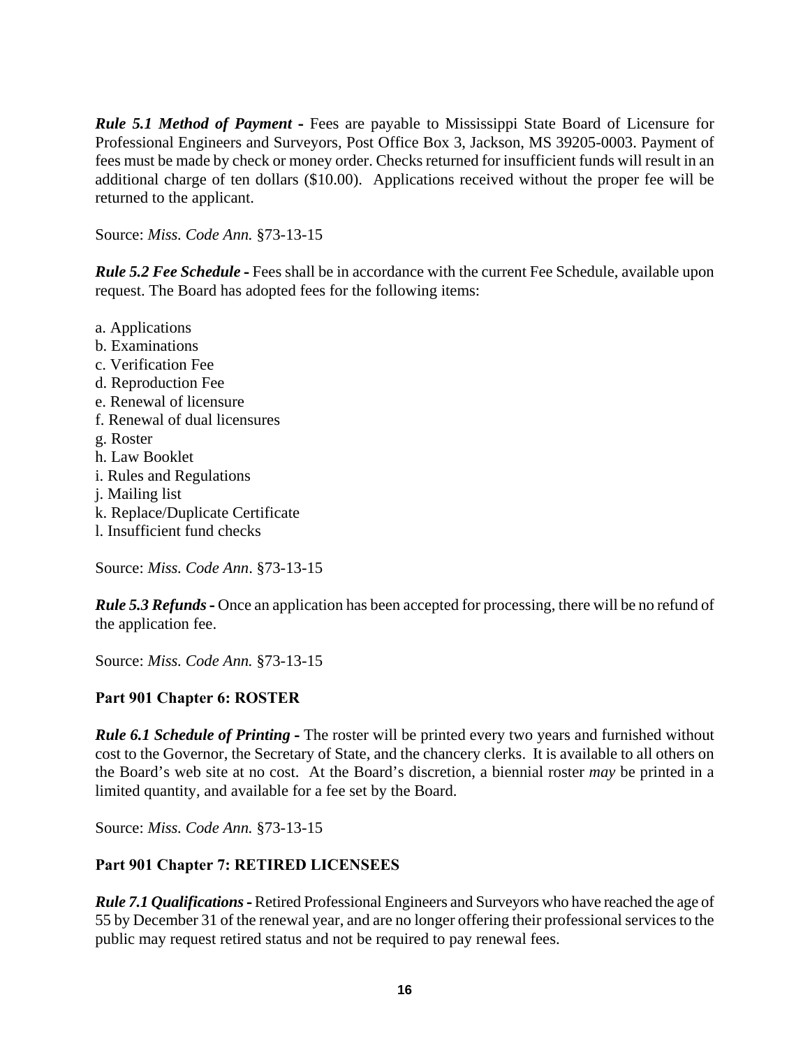***Rule 5.1 Method of Payment -*** Fees are payable to Mississippi State Board of Licensure for Professional Engineers and Surveyors, Post Office Box 3, Jackson, MS 39205-0003. Payment of fees must be made by check or money order. Checks returned for insufficient funds will result in an additional charge of ten dollars ($10.00). Applications received without the proper fee will be returned to the applicant.

Source: *Miss. Code Ann.* §73-13-15

***Rule 5.2 Fee Schedule -*** Fees shall be in accordance with the current Fee Schedule, available upon request. The Board has adopted fees for the following items:

a. Applications
b. Examinations
c. Verification Fee
d. Reproduction Fee
e. Renewal of licensure
f. Renewal of dual licensures
g. Roster
h. Law Booklet
i. Rules and Regulations
j. Mailing list
k. Replace/Duplicate Certificate
l. Insufficient fund checks

Source: *Miss. Code Ann*. §73-13-15

***Rule 5.3 Refunds -*** Once an application has been accepted for processing, there will be no refund of the application fee.

Source: *Miss. Code Ann.* §73-13-15

**Part 901 Chapter 6: ROSTER**

***Rule 6.1 Schedule of Printing -*** The roster will be printed every two years and furnished without cost to the Governor, the Secretary of State, and the chancery clerks. It is available to all others on the Board's web site at no cost. At the Board's discretion, a biennial roster *may* be printed in a limited quantity, and available for a fee set by the Board.

Source: *Miss. Code Ann.* §73-13-15

**Part 901 Chapter 7: RETIRED LICENSEES**

***Rule 7.1 Qualifications -*** Retired Professional Engineers and Surveyors who have reached the age of 55 by December 31 of the renewal year, and are no longer offering their professional services to the public may request retired status and not be required to pay renewal fees.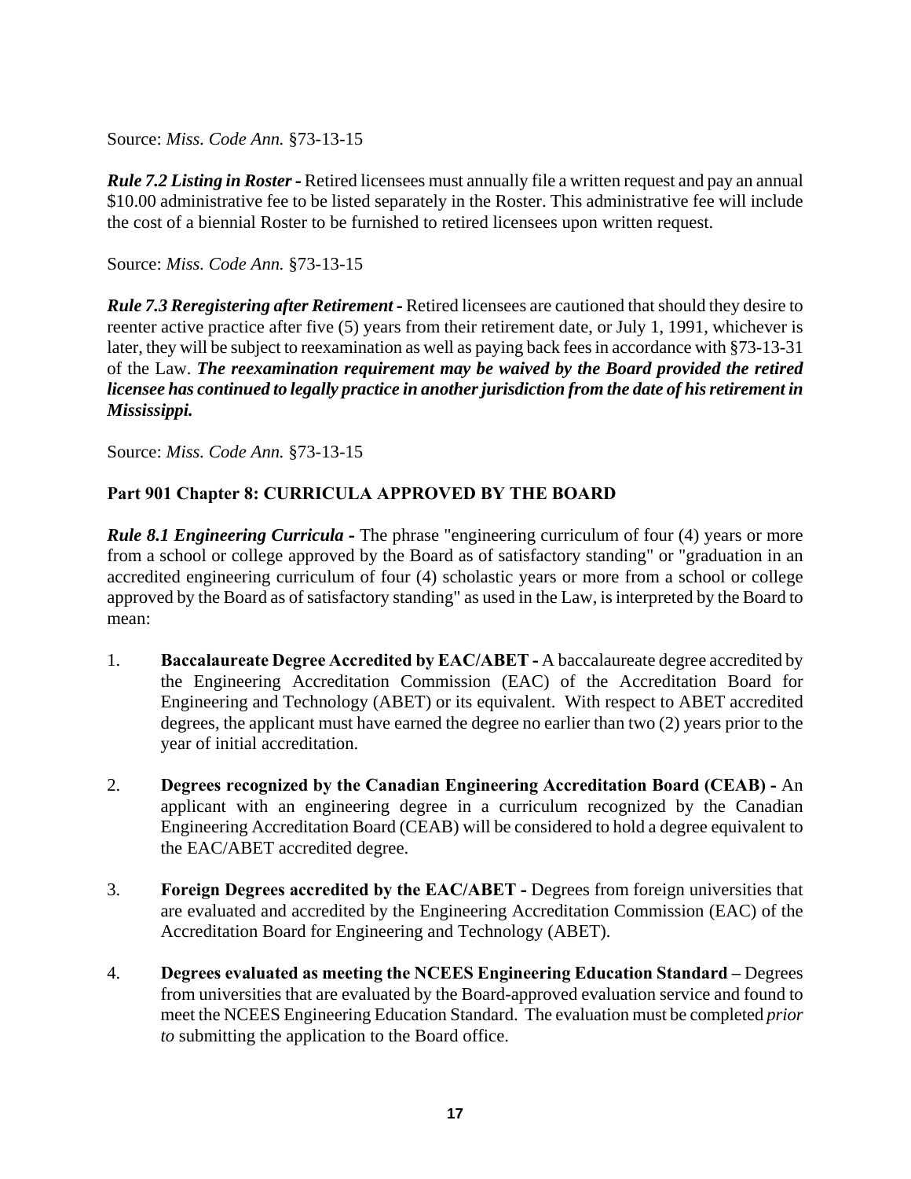Source: *Miss. Code Ann.* §73-13-15

***Rule 7.2 Listing in Roster -*** Retired licensees must annually file a written request and pay an annual $10.00 administrative fee to be listed separately in the Roster. This administrative fee will include the cost of a biennial Roster to be furnished to retired licensees upon written request.

Source: *Miss. Code Ann.* §73-13-15

***Rule 7.3 Reregistering after Retirement -*** Retired licensees are cautioned that should they desire to reenter active practice after five (5) years from their retirement date, or July 1, 1991, whichever is later, they will be subject to reexamination as well as paying back fees in accordance with §73-13-31 of the Law. ***The reexamination requirement may be waived by the Board provided the retired licensee has continued to legally practice in another jurisdiction from the date of his retirement in Mississippi.***

Source: *Miss. Code Ann.* §73-13-15

## Part 901 Chapter 8: CURRICULA APPROVED BY THE BOARD

***Rule 8.1 Engineering Curricula -*** The phrase "engineering curriculum of four (4) years or more from a school or college approved by the Board as of satisfactory standing" or "graduation in an accredited engineering curriculum of four (4) scholastic years or more from a school or college approved by the Board as of satisfactory standing" as used in the Law, is interpreted by the Board to mean:

1. **Baccalaureate Degree Accredited by EAC/ABET -** A baccalaureate degree accredited by the Engineering Accreditation Commission (EAC) of the Accreditation Board for Engineering and Technology (ABET) or its equivalent. With respect to ABET accredited degrees, the applicant must have earned the degree no earlier than two (2) years prior to the year of initial accreditation.

2. **Degrees recognized by the Canadian Engineering Accreditation Board (CEAB) -** An applicant with an engineering degree in a curriculum recognized by the Canadian Engineering Accreditation Board (CEAB) will be considered to hold a degree equivalent to the EAC/ABET accredited degree.

3. **Foreign Degrees accredited by the EAC/ABET -** Degrees from foreign universities that are evaluated and accredited by the Engineering Accreditation Commission (EAC) of the Accreditation Board for Engineering and Technology (ABET).

4. **Degrees evaluated as meeting the NCEES Engineering Education Standard –** Degrees from universities that are evaluated by the Board-approved evaluation service and found to meet the NCEES Engineering Education Standard. The evaluation must be completed *prior to* submitting the application to the Board office.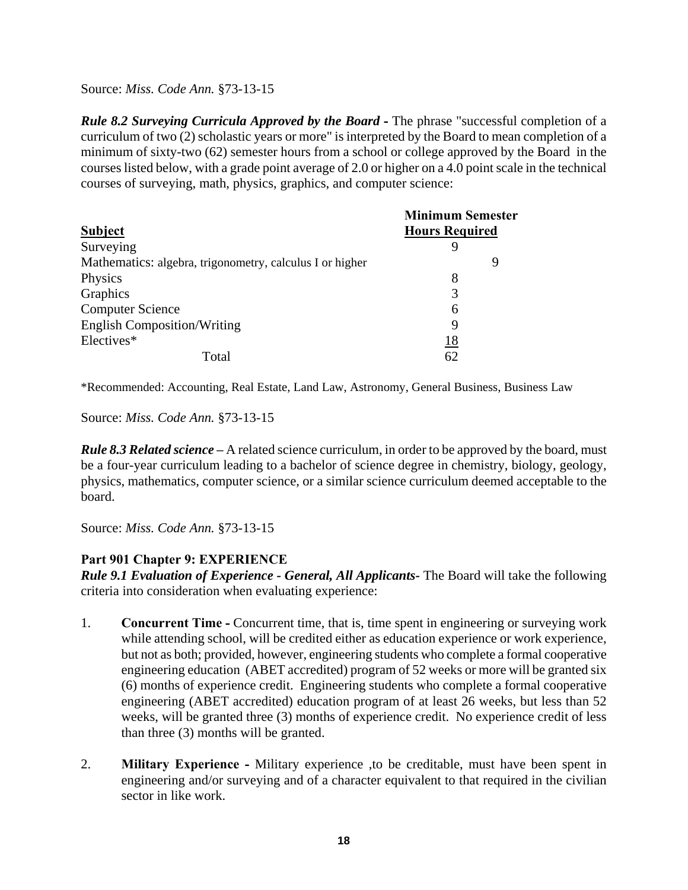Source: *Miss. Code Ann.* §73-13-15

***Rule 8.2 Surveying Curricula Approved by the Board -*** The phrase "successful completion of a curriculum of two (2) scholastic years or more" is interpreted by the Board to mean completion of a minimum of sixty-two (62) semester hours from a school or college approved by the Board in the courses listed below, with a grade point average of 2.0 or higher on a 4.0 point scale in the technical courses of surveying, math, physics, graphics, and computer science:

| Subject | Minimum Semester Hours Required |
|---|---|
| Surveying | 9 |
| Mathematics: algebra, trigonometry, calculus I or higher | 9 |
| Physics | 8 |
| Graphics | 3 |
| Computer Science | 6 |
| English Composition/Writing | 9 |
| Electives* | 18 |
| Total | 62 |

*Recommended: Accounting, Real Estate, Land Law, Astronomy, General Business, Business Law

Source: *Miss. Code Ann.* §73-13-15

***Rule 8.3 Related science –*** A related science curriculum, in order to be approved by the board, must be a four-year curriculum leading to a bachelor of science degree in chemistry, biology, geology, physics, mathematics, computer science, or a similar science curriculum deemed acceptable to the board.

Source: *Miss. Code Ann.* §73-13-15

## Part 901 Chapter 9: EXPERIENCE

***Rule 9.1 Evaluation of Experience - General, All Applicants-*** The Board will take the following criteria into consideration when evaluating experience:

1. **Concurrent Time -** Concurrent time, that is, time spent in engineering or surveying work while attending school, will be credited either as education experience or work experience, but not as both; provided, however, engineering students who complete a formal cooperative engineering education (ABET accredited) program of 52 weeks or more will be granted six (6) months of experience credit. Engineering students who complete a formal cooperative engineering (ABET accredited) education program of at least 26 weeks, but less than 52 weeks, will be granted three (3) months of experience credit. No experience credit of less than three (3) months will be granted.

2. **Military Experience -** Military experience ,to be creditable, must have been spent in engineering and/or surveying and of a character equivalent to that required in the civilian sector in like work.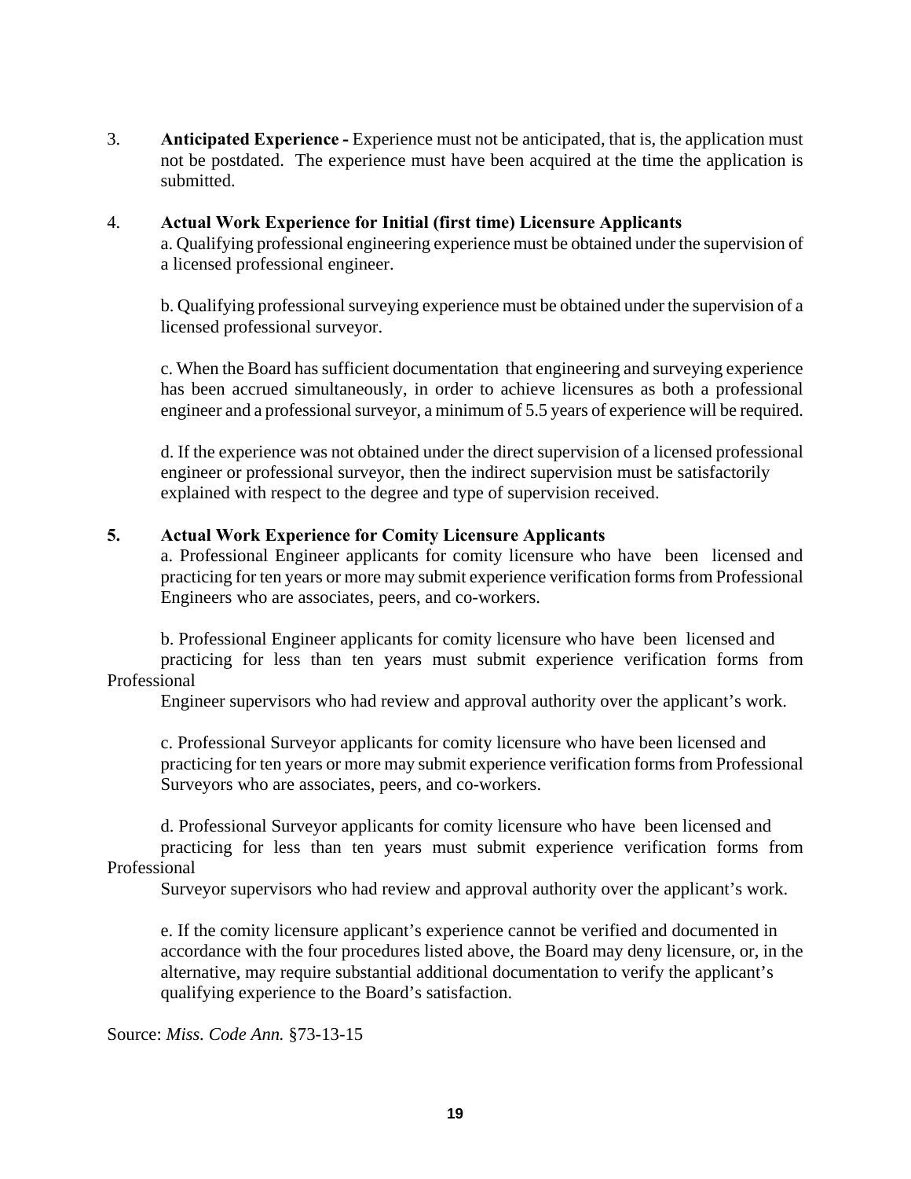3. **Anticipated Experience -** Experience must not be anticipated, that is, the application must not be postdated. The experience must have been acquired at the time the application is submitted.

4. **Actual Work Experience for Initial (first time) Licensure Applicants**

   a. Qualifying professional engineering experience must be obtained under the supervision of a licensed professional engineer.

   b. Qualifying professional surveying experience must be obtained under the supervision of a licensed professional surveyor.

   c. When the Board has sufficient documentation that engineering and surveying experience has been accrued simultaneously, in order to achieve licensures as both a professional engineer and a professional surveyor, a minimum of 5.5 years of experience will be required.

   d. If the experience was not obtained under the direct supervision of a licensed professional engineer or professional surveyor, then the indirect supervision must be satisfactorily explained with respect to the degree and type of supervision received.

5. **Actual Work Experience for Comity Licensure Applicants**

   a. Professional Engineer applicants for comity licensure who have been licensed and practicing for ten years or more may submit experience verification forms from Professional Engineers who are associates, peers, and co-workers.

   b. Professional Engineer applicants for comity licensure who have been licensed and practicing for less than ten years must submit experience verification forms from Professional Engineer supervisors who had review and approval authority over the applicant's work.

   c. Professional Surveyor applicants for comity licensure who have been licensed and practicing for ten years or more may submit experience verification forms from Professional Surveyors who are associates, peers, and co-workers.

   d. Professional Surveyor applicants for comity licensure who have been licensed and practicing for less than ten years must submit experience verification forms from Professional Surveyor supervisors who had review and approval authority over the applicant's work.

   e. If the comity licensure applicant's experience cannot be verified and documented in accordance with the four procedures listed above, the Board may deny licensure, or, in the alternative, may require substantial additional documentation to verify the applicant's qualifying experience to the Board's satisfaction.

Source: *Miss. Code Ann.* §73-13-15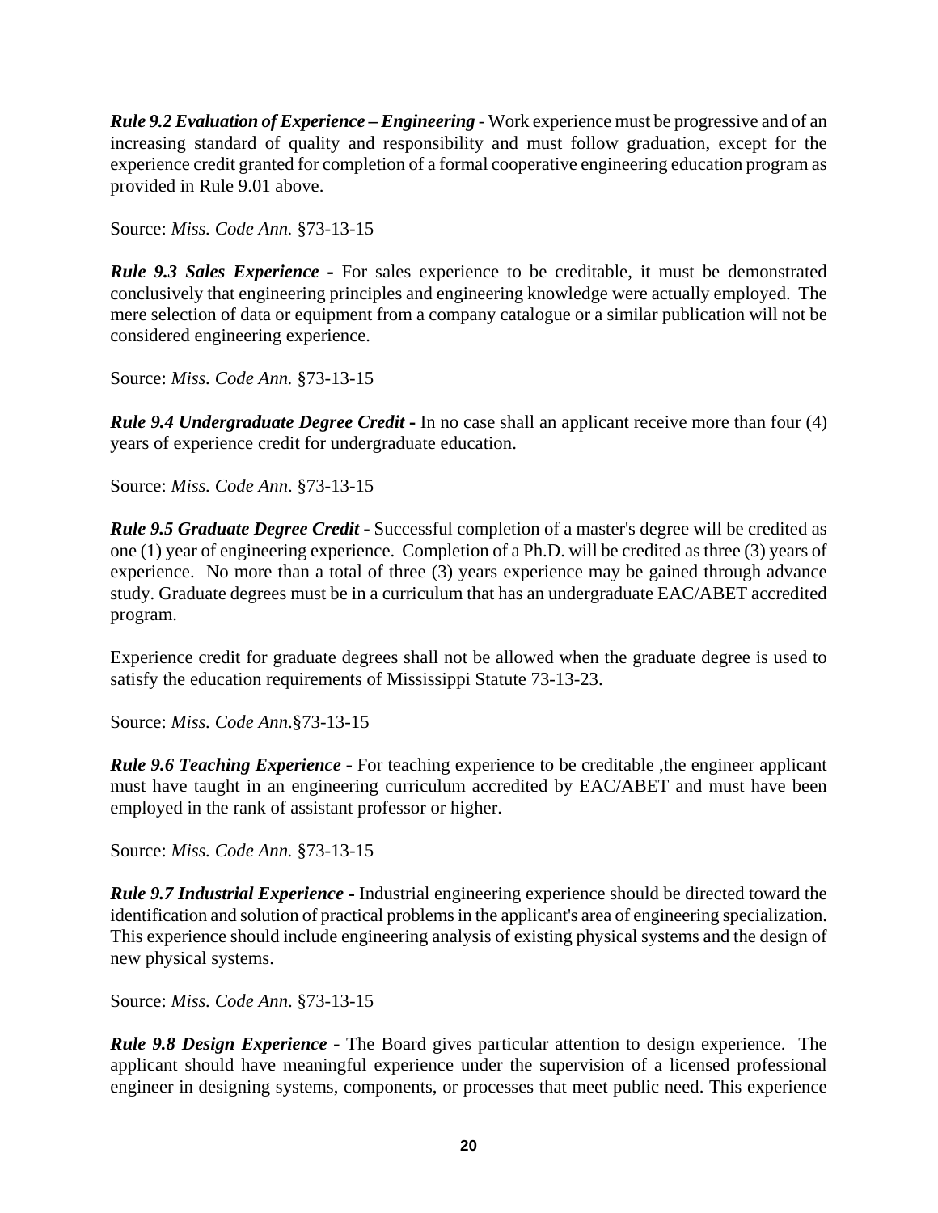***Rule 9.2 Evaluation of Experience – Engineering*** - Work experience must be progressive and of an increasing standard of quality and responsibility and must follow graduation, except for the experience credit granted for completion of a formal cooperative engineering education program as provided in Rule 9.01 above.

Source: *Miss. Code Ann.* §73-13-15

***Rule 9.3 Sales Experience -*** For sales experience to be creditable, it must be demonstrated conclusively that engineering principles and engineering knowledge were actually employed. The mere selection of data or equipment from a company catalogue or a similar publication will not be considered engineering experience.

Source: *Miss. Code Ann.* §73-13-15

***Rule 9.4 Undergraduate Degree Credit -*** In no case shall an applicant receive more than four (4) years of experience credit for undergraduate education.

Source: *Miss. Code Ann*. §73-13-15

***Rule 9.5 Graduate Degree Credit -*** Successful completion of a master's degree will be credited as one (1) year of engineering experience. Completion of a Ph.D. will be credited as three (3) years of experience. No more than a total of three (3) years experience may be gained through advance study. Graduate degrees must be in a curriculum that has an undergraduate EAC/ABET accredited program.

Experience credit for graduate degrees shall not be allowed when the graduate degree is used to satisfy the education requirements of Mississippi Statute 73-13-23.

Source: *Miss. Code Ann*.§73-13-15

***Rule 9.6 Teaching Experience -*** For teaching experience to be creditable ,the engineer applicant must have taught in an engineering curriculum accredited by EAC/ABET and must have been employed in the rank of assistant professor or higher.

Source: *Miss. Code Ann.* §73-13-15

***Rule 9.7 Industrial Experience -*** Industrial engineering experience should be directed toward the identification and solution of practical problems in the applicant's area of engineering specialization. This experience should include engineering analysis of existing physical systems and the design of new physical systems.

Source: *Miss. Code Ann*. §73-13-15

***Rule 9.8 Design Experience -*** The Board gives particular attention to design experience. The applicant should have meaningful experience under the supervision of a licensed professional engineer in designing systems, components, or processes that meet public need. This experience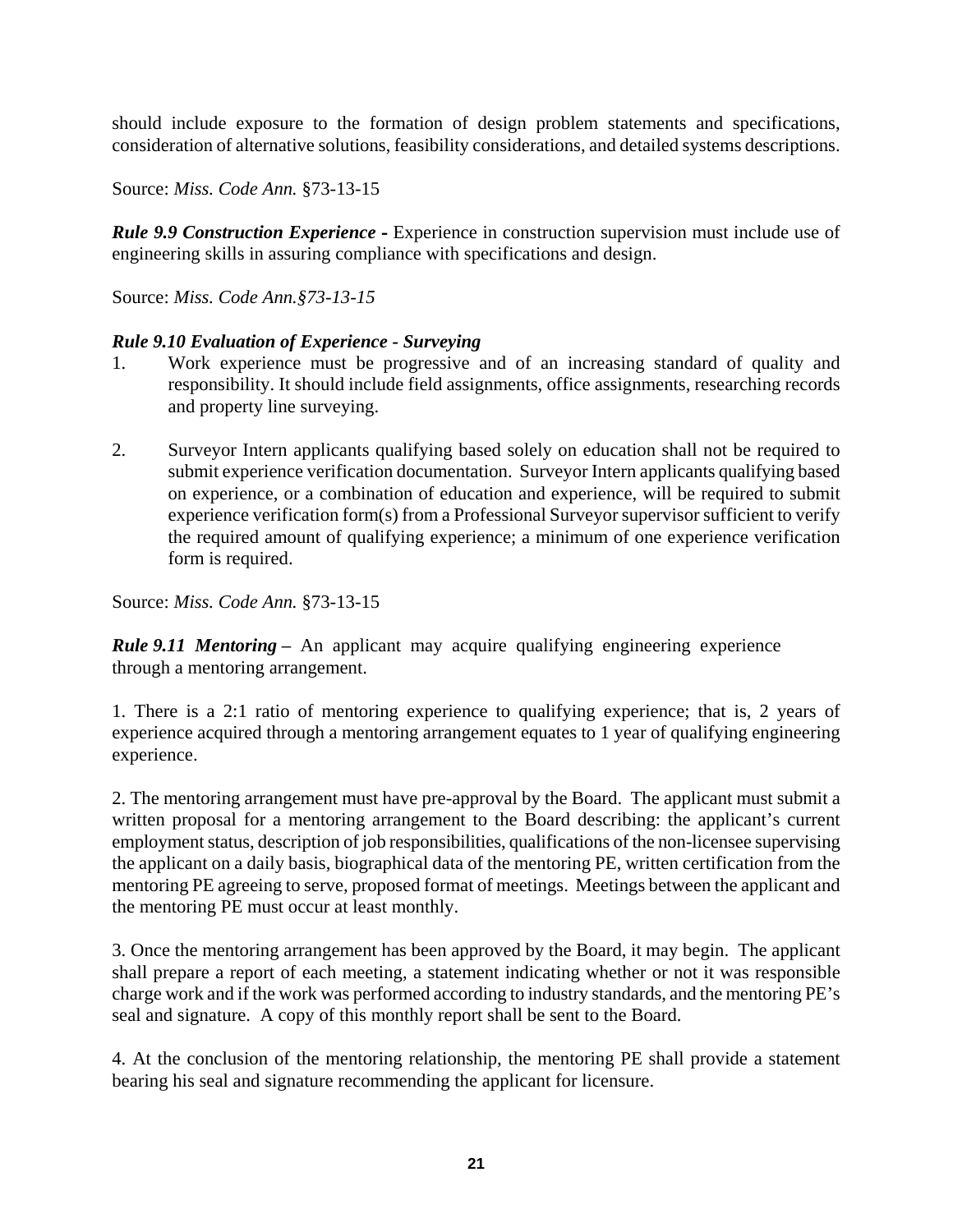should include exposure to the formation of design problem statements and specifications, consideration of alternative solutions, feasibility considerations, and detailed systems descriptions.

Source: *Miss. Code Ann.* §73-13-15

***Rule 9.9 Construction Experience -*** Experience in construction supervision must include use of engineering skills in assuring compliance with specifications and design.

Source: *Miss. Code Ann.§73-13-15*

***Rule 9.10 Evaluation of Experience - Surveying***

1. Work experience must be progressive and of an increasing standard of quality and responsibility. It should include field assignments, office assignments, researching records and property line surveying.

2. Surveyor Intern applicants qualifying based solely on education shall not be required to submit experience verification documentation. Surveyor Intern applicants qualifying based on experience, or a combination of education and experience, will be required to submit experience verification form(s) from a Professional Surveyor supervisor sufficient to verify the required amount of qualifying experience; a minimum of one experience verification form is required.

Source: *Miss. Code Ann.* §73-13-15

***Rule 9.11 Mentoring –*** An applicant may acquire qualifying engineering experience through a mentoring arrangement.

1. There is a 2:1 ratio of mentoring experience to qualifying experience; that is, 2 years of experience acquired through a mentoring arrangement equates to 1 year of qualifying engineering experience.

2. The mentoring arrangement must have pre-approval by the Board. The applicant must submit a written proposal for a mentoring arrangement to the Board describing: the applicant's current employment status, description of job responsibilities, qualifications of the non-licensee supervising the applicant on a daily basis, biographical data of the mentoring PE, written certification from the mentoring PE agreeing to serve, proposed format of meetings. Meetings between the applicant and the mentoring PE must occur at least monthly.

3. Once the mentoring arrangement has been approved by the Board, it may begin. The applicant shall prepare a report of each meeting, a statement indicating whether or not it was responsible charge work and if the work was performed according to industry standards, and the mentoring PE's seal and signature. A copy of this monthly report shall be sent to the Board.

4. At the conclusion of the mentoring relationship, the mentoring PE shall provide a statement bearing his seal and signature recommending the applicant for licensure.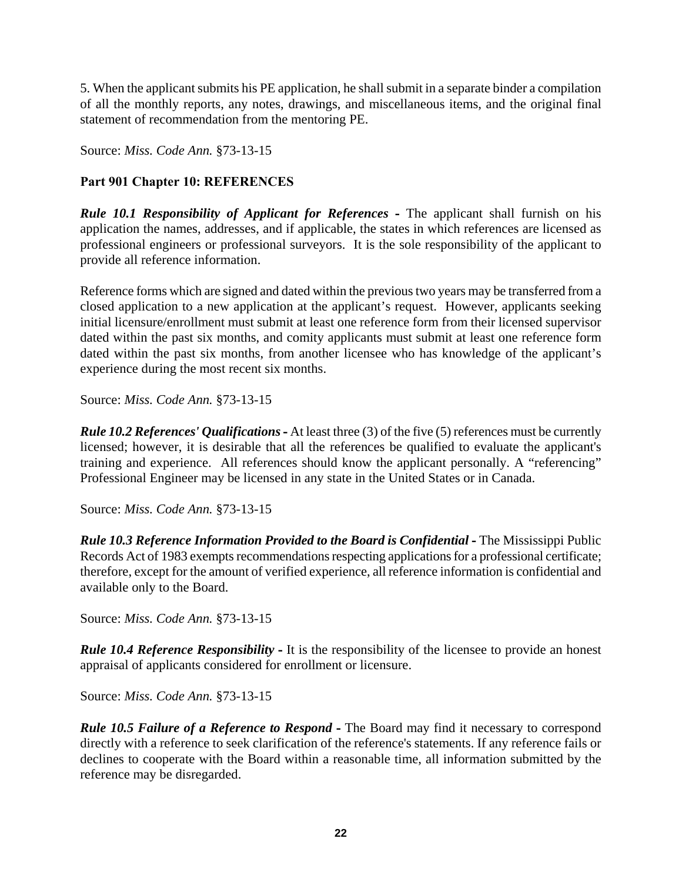5. When the applicant submits his PE application, he shall submit in a separate binder a compilation of all the monthly reports, any notes, drawings, and miscellaneous items, and the original final statement of recommendation from the mentoring PE.

Source: *Miss. Code Ann.* §73-13-15

### Part 901 Chapter 10: REFERENCES

***Rule 10.1 Responsibility of Applicant for References -*** The applicant shall furnish on his application the names, addresses, and if applicable, the states in which references are licensed as professional engineers or professional surveyors. It is the sole responsibility of the applicant to provide all reference information.

Reference forms which are signed and dated within the previous two years may be transferred from a closed application to a new application at the applicant's request. However, applicants seeking initial licensure/enrollment must submit at least one reference form from their licensed supervisor dated within the past six months, and comity applicants must submit at least one reference form dated within the past six months, from another licensee who has knowledge of the applicant's experience during the most recent six months.

Source: *Miss. Code Ann.* §73-13-15

***Rule 10.2 References' Qualifications -*** At least three (3) of the five (5) references must be currently licensed; however, it is desirable that all the references be qualified to evaluate the applicant's training and experience. All references should know the applicant personally. A "referencing" Professional Engineer may be licensed in any state in the United States or in Canada.

Source: *Miss. Code Ann.* §73-13-15

***Rule 10.3 Reference Information Provided to the Board is Confidential -*** The Mississippi Public Records Act of 1983 exempts recommendations respecting applications for a professional certificate; therefore, except for the amount of verified experience, all reference information is confidential and available only to the Board.

Source: *Miss. Code Ann.* §73-13-15

***Rule 10.4 Reference Responsibility -*** It is the responsibility of the licensee to provide an honest appraisal of applicants considered for enrollment or licensure.

Source: *Miss. Code Ann.* §73-13-15

***Rule 10.5 Failure of a Reference to Respond -*** The Board may find it necessary to correspond directly with a reference to seek clarification of the reference's statements. If any reference fails or declines to cooperate with the Board within a reasonable time, all information submitted by the reference may be disregarded.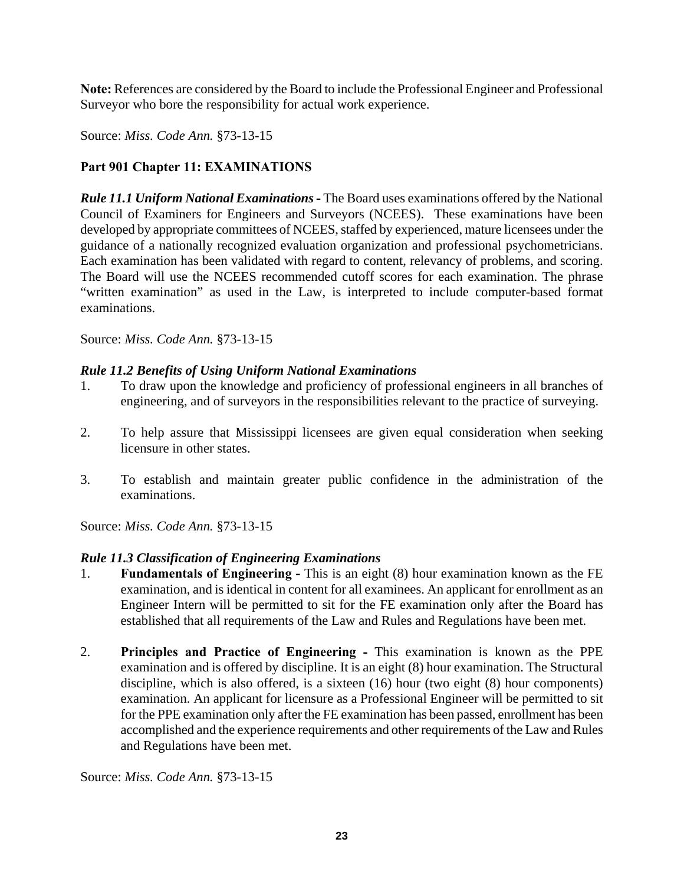**Note:** References are considered by the Board to include the Professional Engineer and Professional Surveyor who bore the responsibility for actual work experience.

Source: *Miss. Code Ann.* §73-13-15

## Part 901 Chapter 11: EXAMINATIONS

***Rule 11.1 Uniform National Examinations -*** The Board uses examinations offered by the National Council of Examiners for Engineers and Surveyors (NCEES). These examinations have been developed by appropriate committees of NCEES, staffed by experienced, mature licensees under the guidance of a nationally recognized evaluation organization and professional psychometricians. Each examination has been validated with regard to content, relevancy of problems, and scoring. The Board will use the NCEES recommended cutoff scores for each examination. The phrase "written examination" as used in the Law, is interpreted to include computer-based format examinations.

Source: *Miss. Code Ann.* §73-13-15

***Rule 11.2 Benefits of Using Uniform National Examinations***

1. To draw upon the knowledge and proficiency of professional engineers in all branches of engineering, and of surveyors in the responsibilities relevant to the practice of surveying.

2. To help assure that Mississippi licensees are given equal consideration when seeking licensure in other states.

3. To establish and maintain greater public confidence in the administration of the examinations.

Source: *Miss. Code Ann.* §73-13-15

***Rule 11.3 Classification of Engineering Examinations***

1. **Fundamentals of Engineering -** This is an eight (8) hour examination known as the FE examination, and is identical in content for all examinees. An applicant for enrollment as an Engineer Intern will be permitted to sit for the FE examination only after the Board has established that all requirements of the Law and Rules and Regulations have been met.

2. **Principles and Practice of Engineering -** This examination is known as the PPE examination and is offered by discipline. It is an eight (8) hour examination. The Structural discipline, which is also offered, is a sixteen (16) hour (two eight (8) hour components) examination. An applicant for licensure as a Professional Engineer will be permitted to sit for the PPE examination only after the FE examination has been passed, enrollment has been accomplished and the experience requirements and other requirements of the Law and Rules and Regulations have been met.

Source: *Miss. Code Ann.* §73-13-15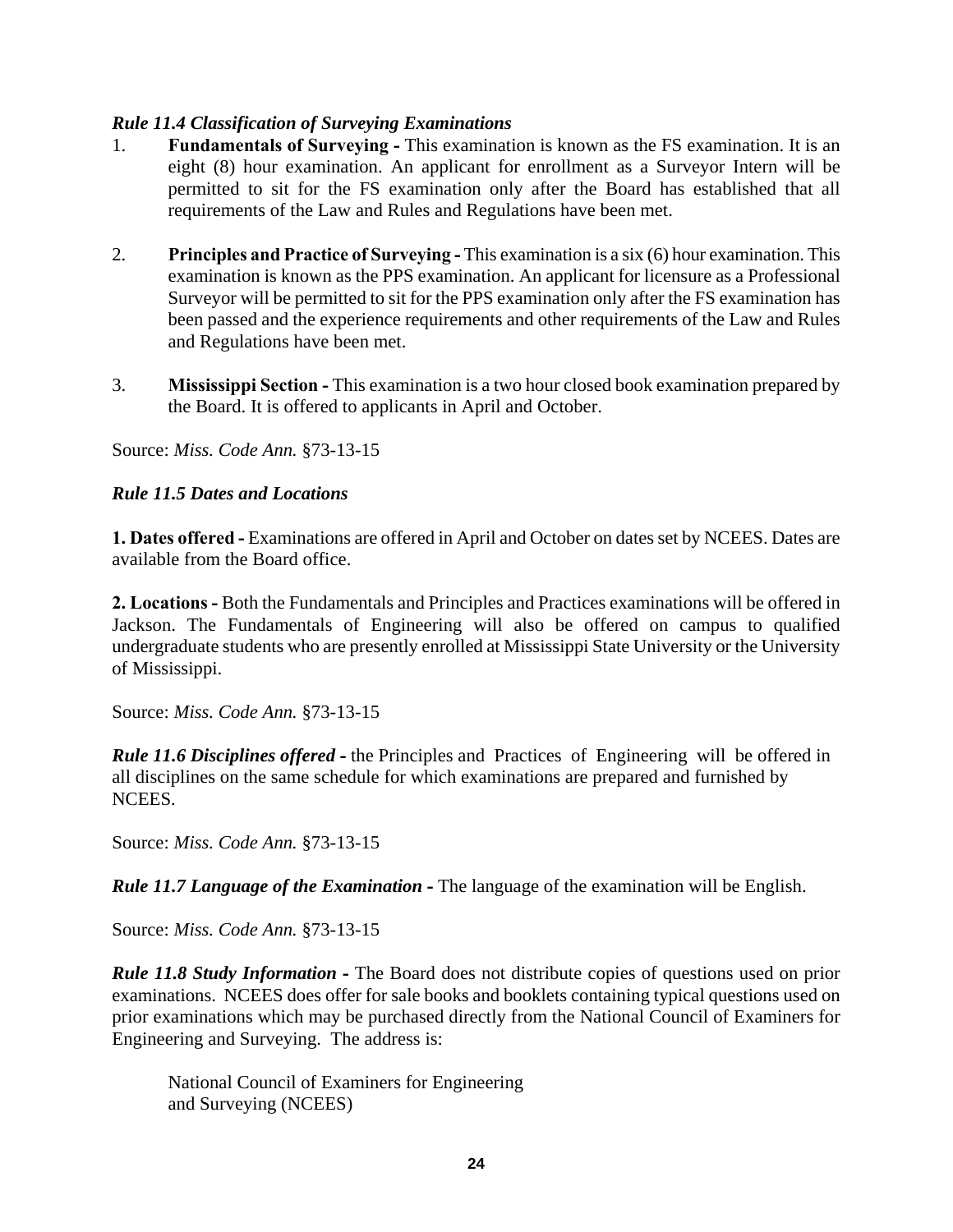***Rule 11.4 Classification of Surveying Examinations***

1. **Fundamentals of Surveying -** This examination is known as the FS examination. It is an eight (8) hour examination. An applicant for enrollment as a Surveyor Intern will be permitted to sit for the FS examination only after the Board has established that all requirements of the Law and Rules and Regulations have been met.

2. **Principles and Practice of Surveying -** This examination is a six (6) hour examination. This examination is known as the PPS examination. An applicant for licensure as a Professional Surveyor will be permitted to sit for the PPS examination only after the FS examination has been passed and the experience requirements and other requirements of the Law and Rules and Regulations have been met.

3. **Mississippi Section -** This examination is a two hour closed book examination prepared by the Board. It is offered to applicants in April and October.

Source: *Miss. Code Ann.* §73-13-15

***Rule 11.5 Dates and Locations***

**1. Dates offered -** Examinations are offered in April and October on dates set by NCEES. Dates are available from the Board office.

**2. Locations -** Both the Fundamentals and Principles and Practices examinations will be offered in Jackson. The Fundamentals of Engineering will also be offered on campus to qualified undergraduate students who are presently enrolled at Mississippi State University or the University of Mississippi.

Source: *Miss. Code Ann.* §73-13-15

***Rule 11.6 Disciplines offered -*** the Principles and Practices of Engineering will be offered in all disciplines on the same schedule for which examinations are prepared and furnished by NCEES.

Source: *Miss. Code Ann.* §73-13-15

***Rule 11.7 Language of the Examination -*** The language of the examination will be English.

Source: *Miss. Code Ann.* §73-13-15

***Rule 11.8 Study Information -*** The Board does not distribute copies of questions used on prior examinations. NCEES does offer for sale books and booklets containing typical questions used on prior examinations which may be purchased directly from the National Council of Examiners for Engineering and Surveying. The address is:

National Council of Examiners for Engineering
and Surveying (NCEES)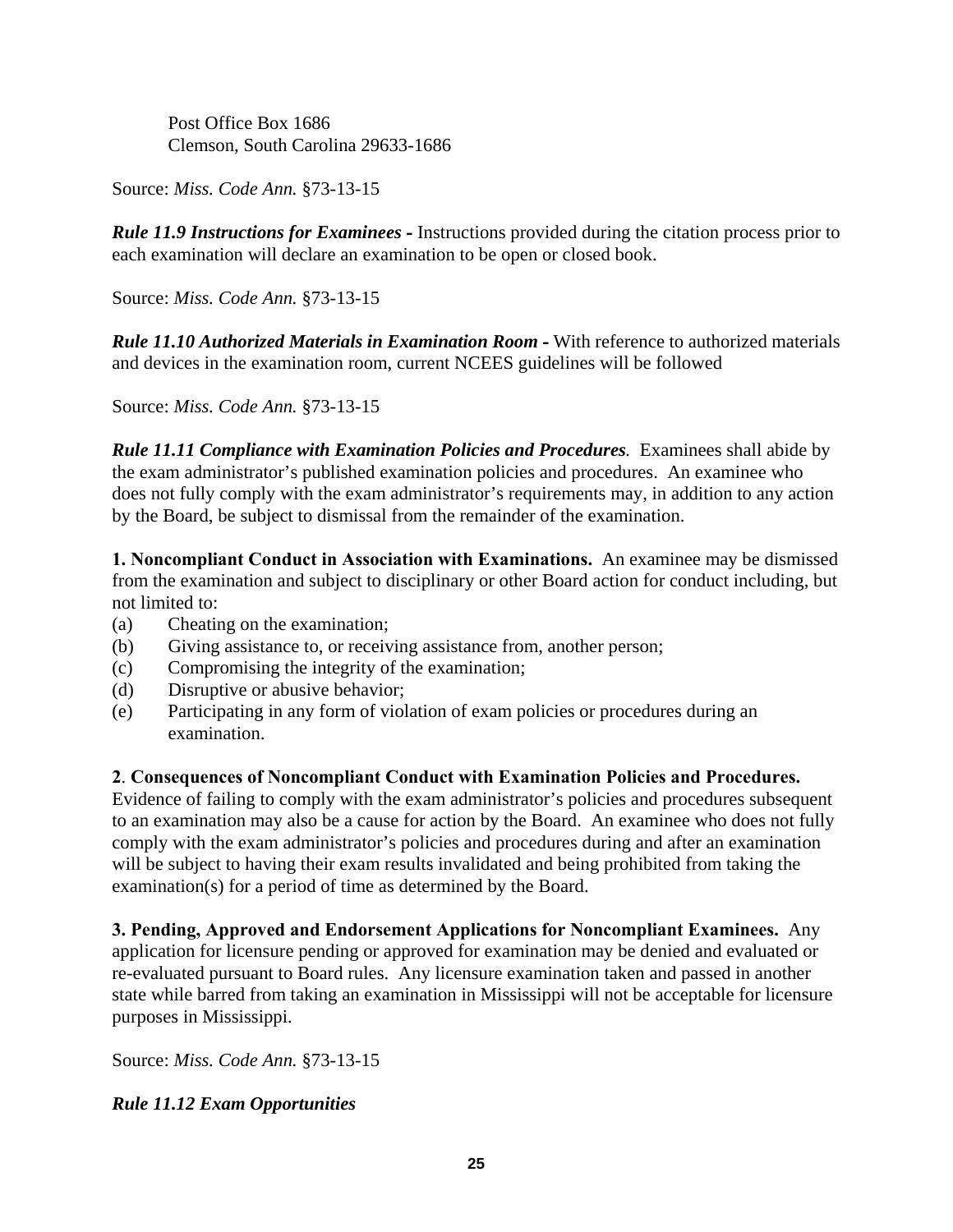Post Office Box 1686
Clemson, South Carolina 29633-1686

Source: *Miss. Code Ann.* §73-13-15

***Rule 11.9 Instructions for Examinees* -** Instructions provided during the citation process prior to each examination will declare an examination to be open or closed book.

Source: *Miss. Code Ann.* §73-13-15

***Rule 11.10 Authorized Materials in Examination Room* -** With reference to authorized materials and devices in the examination room, current NCEES guidelines will be followed

Source: *Miss. Code Ann.* §73-13-15

***Rule 11.11 Compliance with Examination Policies and Procedures****.* Examinees shall abide by the exam administrator's published examination policies and procedures. An examinee who does not fully comply with the exam administrator's requirements may, in addition to any action by the Board, be subject to dismissal from the remainder of the examination.

**1. Noncompliant Conduct in Association with Examinations.** An examinee may be dismissed from the examination and subject to disciplinary or other Board action for conduct including, but not limited to:

(a) Cheating on the examination;
(b) Giving assistance to, or receiving assistance from, another person;
(c) Compromising the integrity of the examination;
(d) Disruptive or abusive behavior;
(e) Participating in any form of violation of exam policies or procedures during an examination.

**2**. **Consequences of Noncompliant Conduct with Examination Policies and Procedures.** Evidence of failing to comply with the exam administrator's policies and procedures subsequent to an examination may also be a cause for action by the Board. An examinee who does not fully comply with the exam administrator's policies and procedures during and after an examination will be subject to having their exam results invalidated and being prohibited from taking the examination(s) for a period of time as determined by the Board.

**3. Pending, Approved and Endorsement Applications for Noncompliant Examinees.** Any application for licensure pending or approved for examination may be denied and evaluated or re-evaluated pursuant to Board rules. Any licensure examination taken and passed in another state while barred from taking an examination in Mississippi will not be acceptable for licensure purposes in Mississippi.

Source: *Miss. Code Ann.* §73-13-15

***Rule 11.12 Exam Opportunities***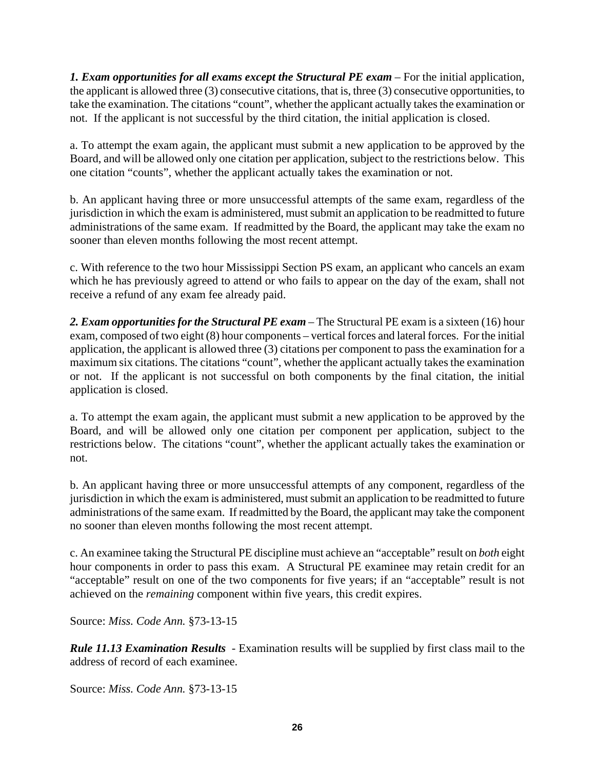***1. Exam opportunities for all exams except the Structural PE exam*** – For the initial application, the applicant is allowed three (3) consecutive citations, that is, three (3) consecutive opportunities, to take the examination. The citations "count", whether the applicant actually takes the examination or not. If the applicant is not successful by the third citation, the initial application is closed.

a. To attempt the exam again, the applicant must submit a new application to be approved by the Board, and will be allowed only one citation per application, subject to the restrictions below. This one citation "counts", whether the applicant actually takes the examination or not.

b. An applicant having three or more unsuccessful attempts of the same exam, regardless of the jurisdiction in which the exam is administered, must submit an application to be readmitted to future administrations of the same exam. If readmitted by the Board, the applicant may take the exam no sooner than eleven months following the most recent attempt.

c. With reference to the two hour Mississippi Section PS exam, an applicant who cancels an exam which he has previously agreed to attend or who fails to appear on the day of the exam, shall not receive a refund of any exam fee already paid.

***2. Exam opportunities for the Structural PE exam*** – The Structural PE exam is a sixteen (16) hour exam, composed of two eight (8) hour components – vertical forces and lateral forces. For the initial application, the applicant is allowed three (3) citations per component to pass the examination for a maximum six citations. The citations "count", whether the applicant actually takes the examination or not. If the applicant is not successful on both components by the final citation, the initial application is closed.

a. To attempt the exam again, the applicant must submit a new application to be approved by the Board, and will be allowed only one citation per component per application, subject to the restrictions below. The citations "count", whether the applicant actually takes the examination or not.

b. An applicant having three or more unsuccessful attempts of any component, regardless of the jurisdiction in which the exam is administered, must submit an application to be readmitted to future administrations of the same exam. If readmitted by the Board, the applicant may take the component no sooner than eleven months following the most recent attempt.

c. An examinee taking the Structural PE discipline must achieve an "acceptable" result on *both* eight hour components in order to pass this exam. A Structural PE examinee may retain credit for an "acceptable" result on one of the two components for five years; if an "acceptable" result is not achieved on the *remaining* component within five years, this credit expires.

Source: *Miss. Code Ann.* §73-13-15

***Rule 11.13 Examination Results*** - Examination results will be supplied by first class mail to the address of record of each examinee.

Source: *Miss. Code Ann.* §73-13-15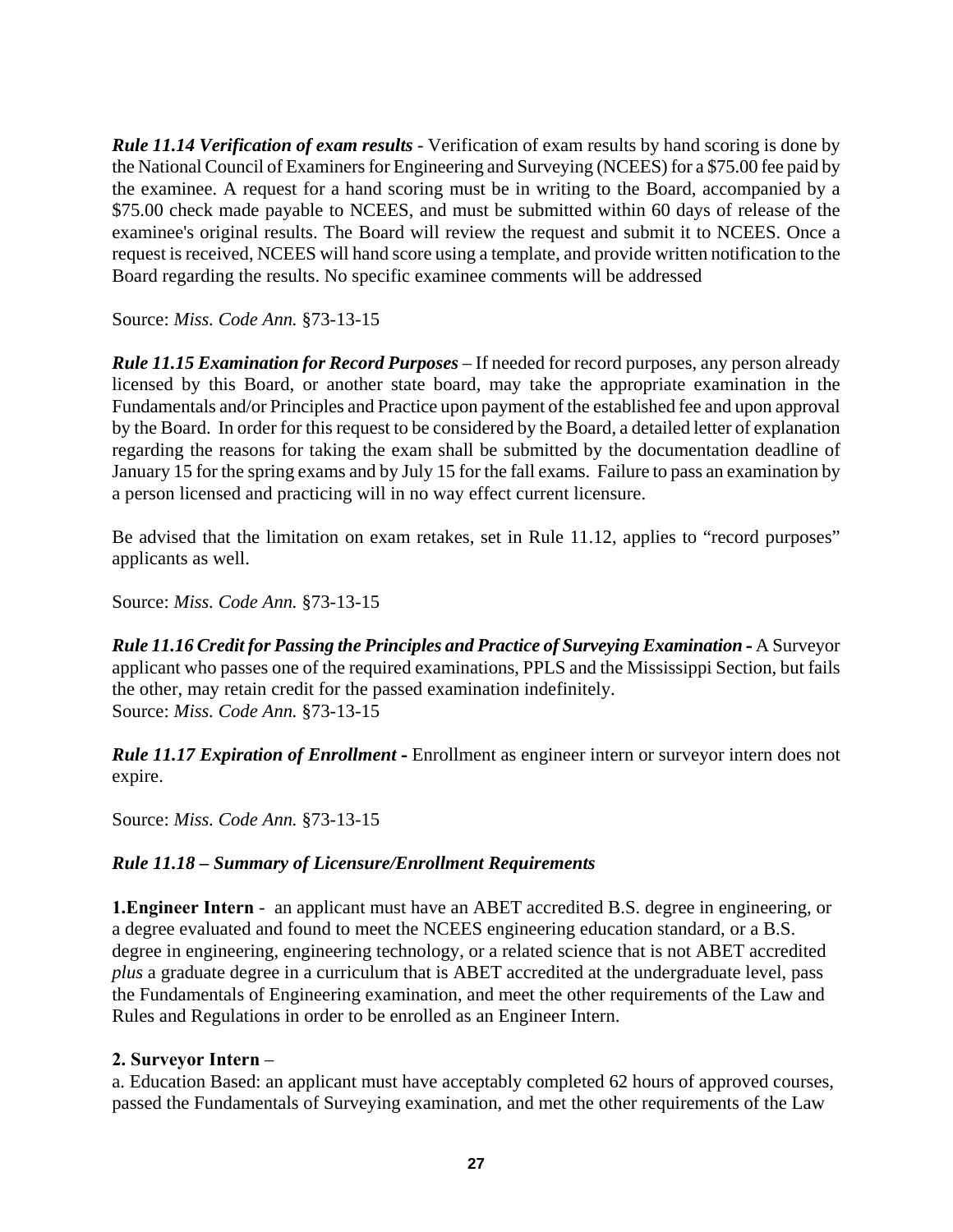***Rule 11.14 Verification of exam results*** - Verification of exam results by hand scoring is done by the National Council of Examiners for Engineering and Surveying (NCEES) for a $75.00 fee paid by the examinee. A request for a hand scoring must be in writing to the Board, accompanied by a $75.00 check made payable to NCEES, and must be submitted within 60 days of release of the examinee's original results. The Board will review the request and submit it to NCEES. Once a request is received, NCEES will hand score using a template, and provide written notification to the Board regarding the results. No specific examinee comments will be addressed

Source: *Miss. Code Ann.* §73-13-15

***Rule 11.15 Examination for Record Purposes*** – If needed for record purposes, any person already licensed by this Board, or another state board, may take the appropriate examination in the Fundamentals and/or Principles and Practice upon payment of the established fee and upon approval by the Board. In order for this request to be considered by the Board, a detailed letter of explanation regarding the reasons for taking the exam shall be submitted by the documentation deadline of January 15 for the spring exams and by July 15 for the fall exams. Failure to pass an examination by a person licensed and practicing will in no way effect current licensure.

Be advised that the limitation on exam retakes, set in Rule 11.12, applies to "record purposes" applicants as well.

Source: *Miss. Code Ann.* §73-13-15

***Rule 11.16 Credit for Passing the Principles and Practice of Surveying Examination -*** A Surveyor applicant who passes one of the required examinations, PPLS and the Mississippi Section, but fails the other, may retain credit for the passed examination indefinitely.
Source: *Miss. Code Ann.* §73-13-15

***Rule 11.17 Expiration of Enrollment -*** Enrollment as engineer intern or surveyor intern does not expire.

Source: *Miss. Code Ann.* §73-13-15

***Rule 11.18 – Summary of Licensure/Enrollment Requirements***

**1.Engineer Intern** - an applicant must have an ABET accredited B.S. degree in engineering, or a degree evaluated and found to meet the NCEES engineering education standard, or a B.S. degree in engineering, engineering technology, or a related science that is not ABET accredited *plus* a graduate degree in a curriculum that is ABET accredited at the undergraduate level, pass the Fundamentals of Engineering examination, and meet the other requirements of the Law and Rules and Regulations in order to be enrolled as an Engineer Intern.

**2. Surveyor Intern** –

a. Education Based: an applicant must have acceptably completed 62 hours of approved courses, passed the Fundamentals of Surveying examination, and met the other requirements of the Law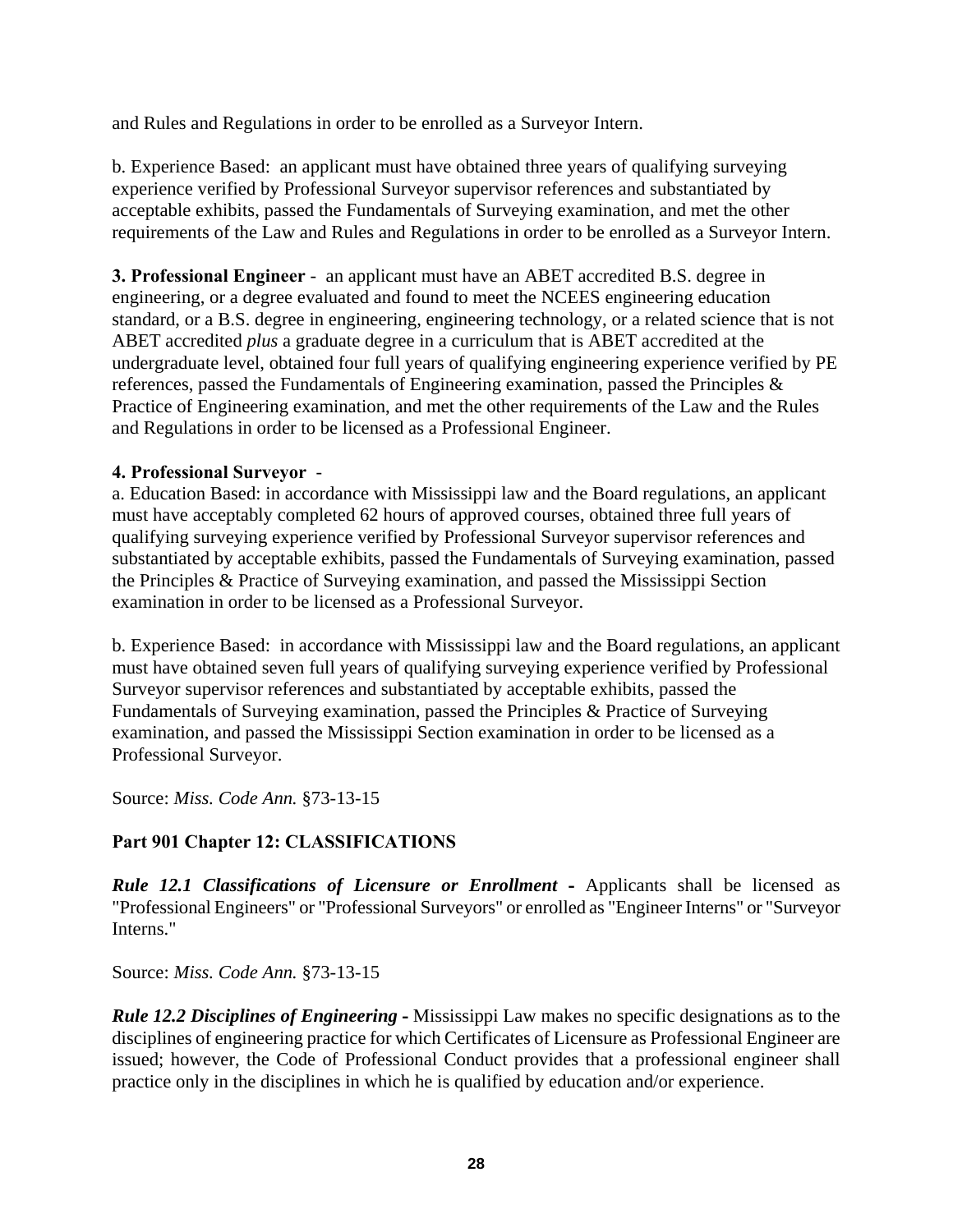and Rules and Regulations in order to be enrolled as a Surveyor Intern.

b. Experience Based: an applicant must have obtained three years of qualifying surveying experience verified by Professional Surveyor supervisor references and substantiated by acceptable exhibits, passed the Fundamentals of Surveying examination, and met the other requirements of the Law and Rules and Regulations in order to be enrolled as a Surveyor Intern.

**3. Professional Engineer** - an applicant must have an ABET accredited B.S. degree in engineering, or a degree evaluated and found to meet the NCEES engineering education standard, or a B.S. degree in engineering, engineering technology, or a related science that is not ABET accredited *plus* a graduate degree in a curriculum that is ABET accredited at the undergraduate level, obtained four full years of qualifying engineering experience verified by PE references, passed the Fundamentals of Engineering examination, passed the Principles & Practice of Engineering examination, and met the other requirements of the Law and the Rules and Regulations in order to be licensed as a Professional Engineer.

**4. Professional Surveyor** -

a. Education Based: in accordance with Mississippi law and the Board regulations, an applicant must have acceptably completed 62 hours of approved courses, obtained three full years of qualifying surveying experience verified by Professional Surveyor supervisor references and substantiated by acceptable exhibits, passed the Fundamentals of Surveying examination, passed the Principles & Practice of Surveying examination, and passed the Mississippi Section examination in order to be licensed as a Professional Surveyor.

b. Experience Based: in accordance with Mississippi law and the Board regulations, an applicant must have obtained seven full years of qualifying surveying experience verified by Professional Surveyor supervisor references and substantiated by acceptable exhibits, passed the Fundamentals of Surveying examination, passed the Principles & Practice of Surveying examination, and passed the Mississippi Section examination in order to be licensed as a Professional Surveyor.

Source: *Miss. Code Ann.* §73-13-15

## Part 901 Chapter 12: CLASSIFICATIONS

***Rule 12.1 Classifications of Licensure or Enrollment -*** Applicants shall be licensed as "Professional Engineers" or "Professional Surveyors" or enrolled as "Engineer Interns" or "Surveyor Interns."

Source: *Miss. Code Ann.* §73-13-15

***Rule 12.2 Disciplines of Engineering -*** Mississippi Law makes no specific designations as to the disciplines of engineering practice for which Certificates of Licensure as Professional Engineer are issued; however, the Code of Professional Conduct provides that a professional engineer shall practice only in the disciplines in which he is qualified by education and/or experience.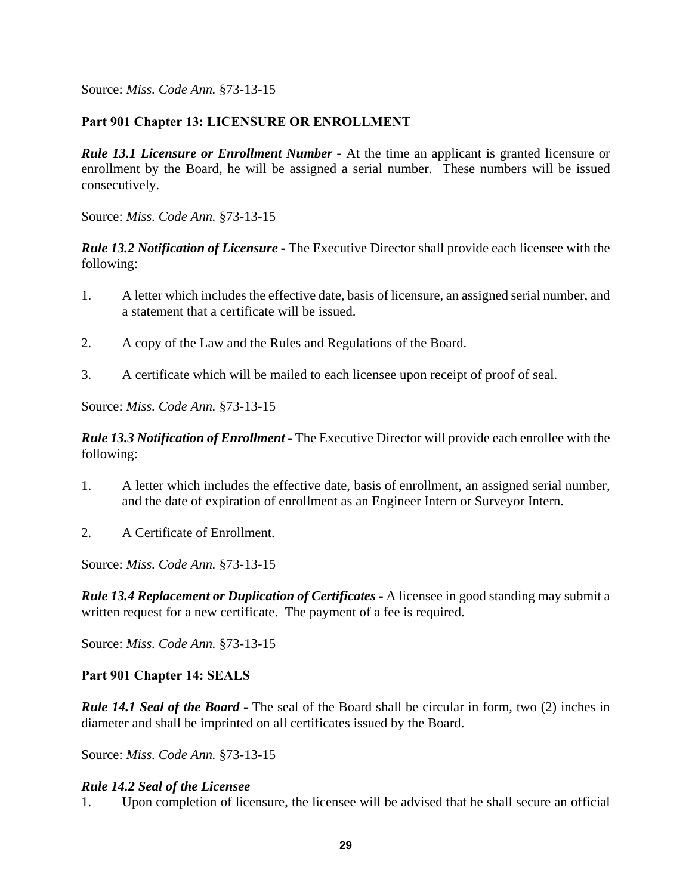Source: *Miss. Code Ann.* §73-13-15

**Part 901 Chapter 13: LICENSURE OR ENROLLMENT**

***Rule 13.1 Licensure or Enrollment Number -*** At the time an applicant is granted licensure or enrollment by the Board, he will be assigned a serial number. These numbers will be issued consecutively.

Source: *Miss. Code Ann.* §73-13-15

***Rule 13.2 Notification of Licensure -*** The Executive Director shall provide each licensee with the following:

1. A letter which includes the effective date, basis of licensure, an assigned serial number, and a statement that a certificate will be issued.

2. A copy of the Law and the Rules and Regulations of the Board.

3. A certificate which will be mailed to each licensee upon receipt of proof of seal.

Source: *Miss. Code Ann.* §73-13-15

***Rule 13.3 Notification of Enrollment -*** The Executive Director will provide each enrollee with the following:

1. A letter which includes the effective date, basis of enrollment, an assigned serial number, and the date of expiration of enrollment as an Engineer Intern or Surveyor Intern.

2. A Certificate of Enrollment.

Source: *Miss. Code Ann.* §73-13-15

***Rule 13.4 Replacement or Duplication of Certificates -*** A licensee in good standing may submit a written request for a new certificate. The payment of a fee is required.

Source: *Miss. Code Ann.* §73-13-15

**Part 901 Chapter 14: SEALS**

***Rule 14.1 Seal of the Board -*** The seal of the Board shall be circular in form, two (2) inches in diameter and shall be imprinted on all certificates issued by the Board.

Source: *Miss. Code Ann.* §73-13-15

***Rule 14.2 Seal of the Licensee***

1. Upon completion of licensure, the licensee will be advised that he shall secure an official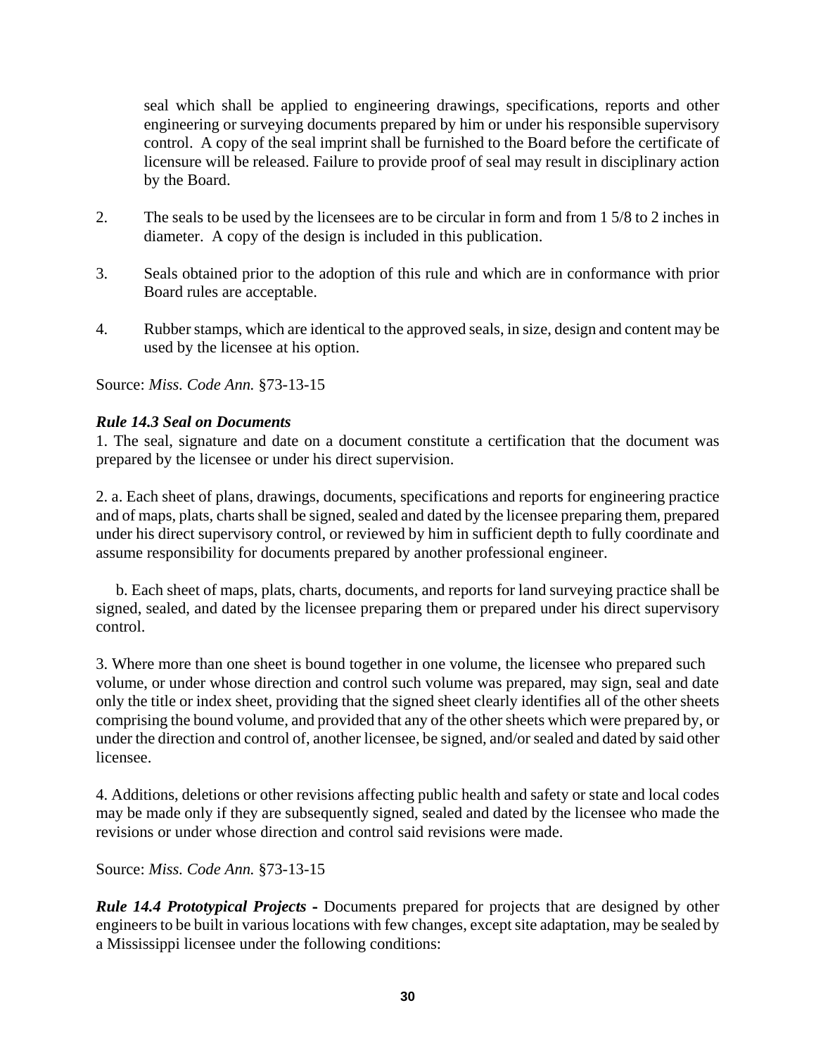seal which shall be applied to engineering drawings, specifications, reports and other engineering or surveying documents prepared by him or under his responsible supervisory control. A copy of the seal imprint shall be furnished to the Board before the certificate of licensure will be released. Failure to provide proof of seal may result in disciplinary action by the Board.

2. The seals to be used by the licensees are to be circular in form and from 1 5/8 to 2 inches in diameter. A copy of the design is included in this publication.

3. Seals obtained prior to the adoption of this rule and which are in conformance with prior Board rules are acceptable.

4. Rubber stamps, which are identical to the approved seals, in size, design and content may be used by the licensee at his option.

Source: *Miss. Code Ann.* §73-13-15

***Rule 14.3 Seal on Documents***

1. The seal, signature and date on a document constitute a certification that the document was prepared by the licensee or under his direct supervision.

2. a. Each sheet of plans, drawings, documents, specifications and reports for engineering practice and of maps, plats, charts shall be signed, sealed and dated by the licensee preparing them, prepared under his direct supervisory control, or reviewed by him in sufficient depth to fully coordinate and assume responsibility for documents prepared by another professional engineer.

b. Each sheet of maps, plats, charts, documents, and reports for land surveying practice shall be signed, sealed, and dated by the licensee preparing them or prepared under his direct supervisory control.

3. Where more than one sheet is bound together in one volume, the licensee who prepared such volume, or under whose direction and control such volume was prepared, may sign, seal and date only the title or index sheet, providing that the signed sheet clearly identifies all of the other sheets comprising the bound volume, and provided that any of the other sheets which were prepared by, or under the direction and control of, another licensee, be signed, and/or sealed and dated by said other licensee.

4. Additions, deletions or other revisions affecting public health and safety or state and local codes may be made only if they are subsequently signed, sealed and dated by the licensee who made the revisions or under whose direction and control said revisions were made.

Source: *Miss. Code Ann.* §73-13-15

***Rule 14.4 Prototypical Projects -*** Documents prepared for projects that are designed by other engineers to be built in various locations with few changes, except site adaptation, may be sealed by a Mississippi licensee under the following conditions: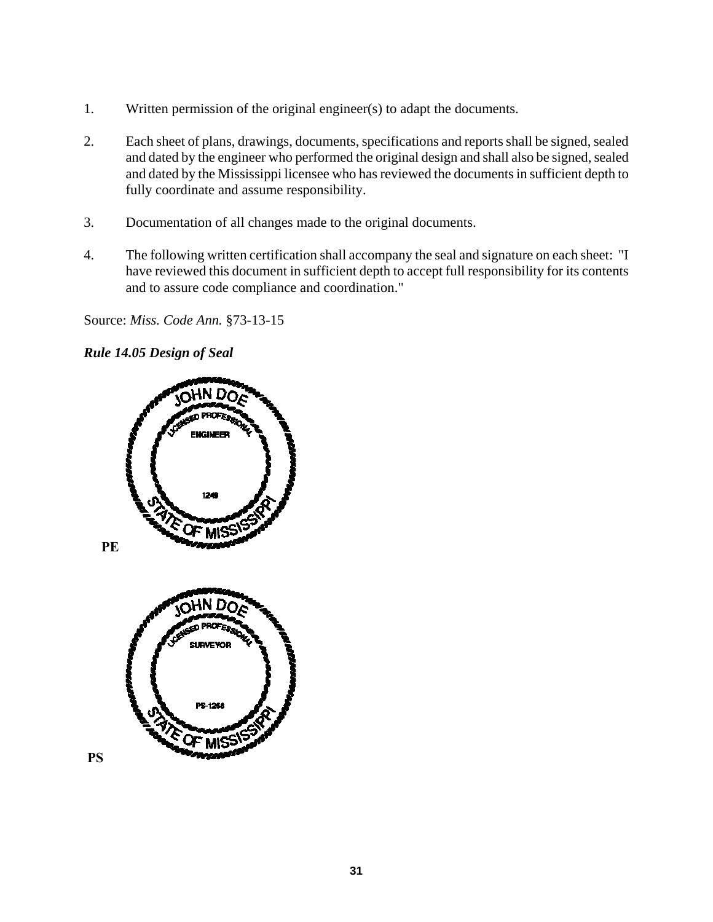1. Written permission of the original engineer(s) to adapt the documents.

2. Each sheet of plans, drawings, documents, specifications and reports shall be signed, sealed and dated by the engineer who performed the original design and shall also be signed, sealed and dated by the Mississippi licensee who has reviewed the documents in sufficient depth to fully coordinate and assume responsibility.

3. Documentation of all changes made to the original documents.

4. The following written certification shall accompany the seal and signature on each sheet: "I have reviewed this document in sufficient depth to accept full responsibility for its contents and to assure code compliance and coordination."

Source: *Miss. Code Ann.* §73-13-15

***Rule 14.05 Design of Seal***

JOHN DOE
LICENSED PROFESSIONAL
ENGINEER
1249
STATE OF MISSISSIPPI

**PE**

JOHN DOE
LICENSED PROFESSIONAL
SURVEYOR
PS-1256
STATE OF MISSISSIPPI

**PS**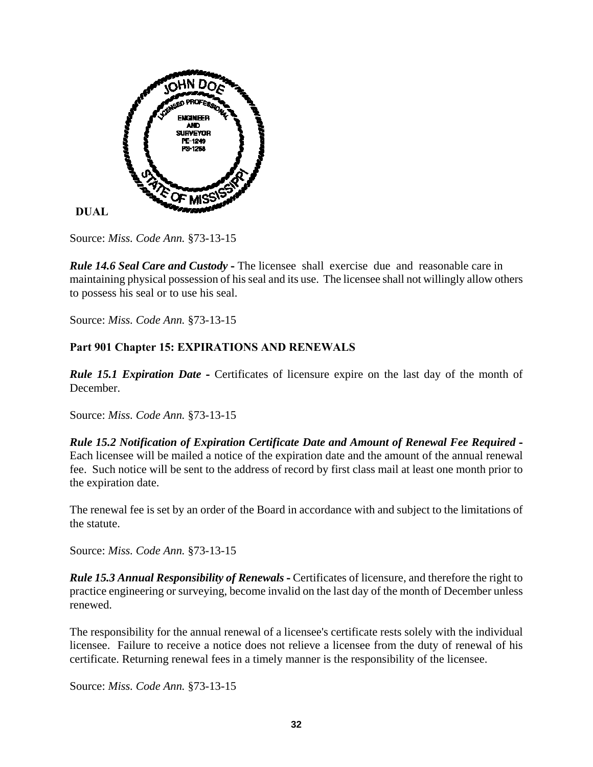**DUAL**

Source: *Miss. Code Ann.* §73-13-15

***Rule 14.6 Seal Care and Custody -*** The licensee shall exercise due and reasonable care in maintaining physical possession of his seal and its use. The licensee shall not willingly allow others to possess his seal or to use his seal.

Source: *Miss. Code Ann.* §73-13-15

## Part 901 Chapter 15: EXPIRATIONS AND RENEWALS

***Rule 15.1 Expiration Date -*** Certificates of licensure expire on the last day of the month of December.

Source: *Miss. Code Ann.* §73-13-15

***Rule 15.2 Notification of Expiration Certificate Date and Amount of Renewal Fee Required -*** Each licensee will be mailed a notice of the expiration date and the amount of the annual renewal fee. Such notice will be sent to the address of record by first class mail at least one month prior to the expiration date.

The renewal fee is set by an order of the Board in accordance with and subject to the limitations of the statute.

Source: *Miss. Code Ann.* §73-13-15

***Rule 15.3 Annual Responsibility of Renewals -*** Certificates of licensure, and therefore the right to practice engineering or surveying, become invalid on the last day of the month of December unless renewed.

The responsibility for the annual renewal of a licensee's certificate rests solely with the individual licensee. Failure to receive a notice does not relieve a licensee from the duty of renewal of his certificate. Returning renewal fees in a timely manner is the responsibility of the licensee.

Source: *Miss. Code Ann.* §73-13-15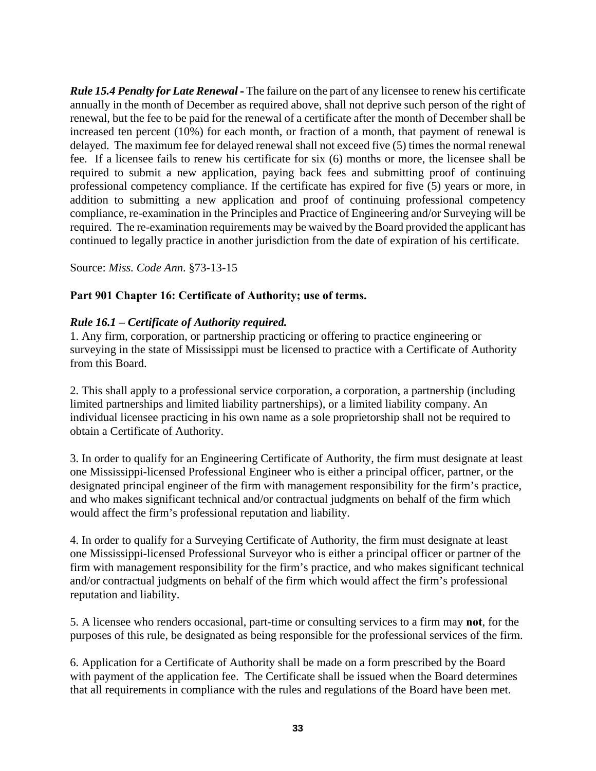***Rule 15.4 Penalty for Late Renewal -*** The failure on the part of any licensee to renew his certificate annually in the month of December as required above, shall not deprive such person of the right of renewal, but the fee to be paid for the renewal of a certificate after the month of December shall be increased ten percent (10%) for each month, or fraction of a month, that payment of renewal is delayed. The maximum fee for delayed renewal shall not exceed five (5) times the normal renewal fee. If a licensee fails to renew his certificate for six (6) months or more, the licensee shall be required to submit a new application, paying back fees and submitting proof of continuing professional competency compliance. If the certificate has expired for five (5) years or more, in addition to submitting a new application and proof of continuing professional competency compliance, re-examination in the Principles and Practice of Engineering and/or Surveying will be required. The re-examination requirements may be waived by the Board provided the applicant has continued to legally practice in another jurisdiction from the date of expiration of his certificate.

Source: *Miss. Code Ann*. §73-13-15

**Part 901 Chapter 16: Certificate of Authority; use of terms.**

***Rule 16.1 – Certificate of Authority required.***

1. Any firm, corporation, or partnership practicing or offering to practice engineering or surveying in the state of Mississippi must be licensed to practice with a Certificate of Authority from this Board.

2. This shall apply to a professional service corporation, a corporation, a partnership (including limited partnerships and limited liability partnerships), or a limited liability company. An individual licensee practicing in his own name as a sole proprietorship shall not be required to obtain a Certificate of Authority.

3. In order to qualify for an Engineering Certificate of Authority, the firm must designate at least one Mississippi-licensed Professional Engineer who is either a principal officer, partner, or the designated principal engineer of the firm with management responsibility for the firm's practice, and who makes significant technical and/or contractual judgments on behalf of the firm which would affect the firm's professional reputation and liability.

4. In order to qualify for a Surveying Certificate of Authority, the firm must designate at least one Mississippi-licensed Professional Surveyor who is either a principal officer or partner of the firm with management responsibility for the firm's practice, and who makes significant technical and/or contractual judgments on behalf of the firm which would affect the firm's professional reputation and liability.

5. A licensee who renders occasional, part-time or consulting services to a firm may **not**, for the purposes of this rule, be designated as being responsible for the professional services of the firm.

6. Application for a Certificate of Authority shall be made on a form prescribed by the Board with payment of the application fee. The Certificate shall be issued when the Board determines that all requirements in compliance with the rules and regulations of the Board have been met.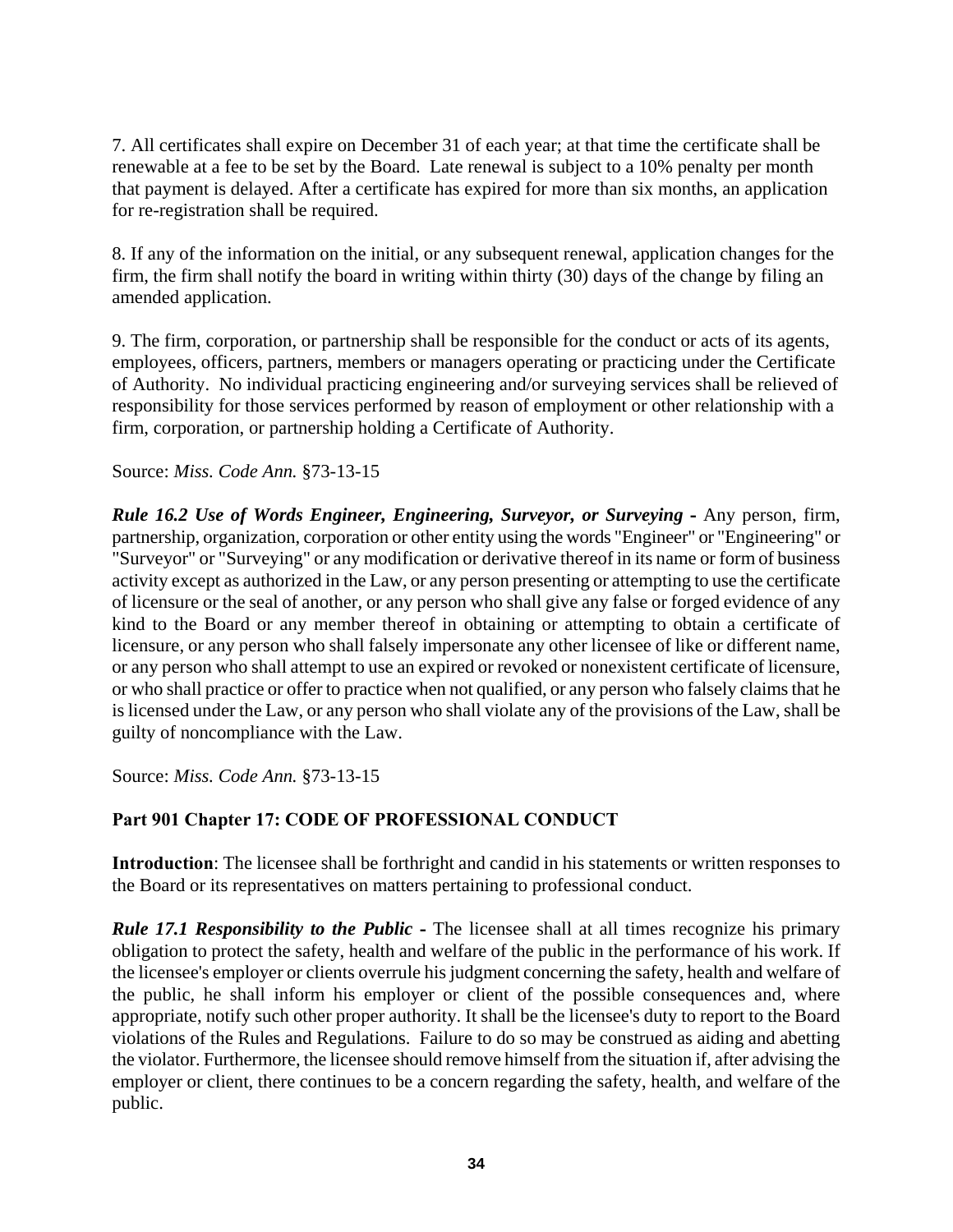7. All certificates shall expire on December 31 of each year; at that time the certificate shall be renewable at a fee to be set by the Board. Late renewal is subject to a 10% penalty per month that payment is delayed. After a certificate has expired for more than six months, an application for re-registration shall be required.

8. If any of the information on the initial, or any subsequent renewal, application changes for the firm, the firm shall notify the board in writing within thirty (30) days of the change by filing an amended application.

9. The firm, corporation, or partnership shall be responsible for the conduct or acts of its agents, employees, officers, partners, members or managers operating or practicing under the Certificate of Authority. No individual practicing engineering and/or surveying services shall be relieved of responsibility for those services performed by reason of employment or other relationship with a firm, corporation, or partnership holding a Certificate of Authority.

Source: *Miss. Code Ann.* §73-13-15

***Rule 16.2 Use of Words Engineer, Engineering, Surveyor, or Surveying -*** Any person, firm, partnership, organization, corporation or other entity using the words "Engineer" or "Engineering" or "Surveyor" or "Surveying" or any modification or derivative thereof in its name or form of business activity except as authorized in the Law, or any person presenting or attempting to use the certificate of licensure or the seal of another, or any person who shall give any false or forged evidence of any kind to the Board or any member thereof in obtaining or attempting to obtain a certificate of licensure, or any person who shall falsely impersonate any other licensee of like or different name, or any person who shall attempt to use an expired or revoked or nonexistent certificate of licensure, or who shall practice or offer to practice when not qualified, or any person who falsely claims that he is licensed under the Law, or any person who shall violate any of the provisions of the Law, shall be guilty of noncompliance with the Law.

Source: *Miss. Code Ann.* §73-13-15

## Part 901 Chapter 17: CODE OF PROFESSIONAL CONDUCT

**Introduction**: The licensee shall be forthright and candid in his statements or written responses to the Board or its representatives on matters pertaining to professional conduct.

***Rule 17.1 Responsibility to the Public -*** The licensee shall at all times recognize his primary obligation to protect the safety, health and welfare of the public in the performance of his work. If the licensee's employer or clients overrule his judgment concerning the safety, health and welfare of the public, he shall inform his employer or client of the possible consequences and, where appropriate, notify such other proper authority. It shall be the licensee's duty to report to the Board violations of the Rules and Regulations. Failure to do so may be construed as aiding and abetting the violator. Furthermore, the licensee should remove himself from the situation if, after advising the employer or client, there continues to be a concern regarding the safety, health, and welfare of the public.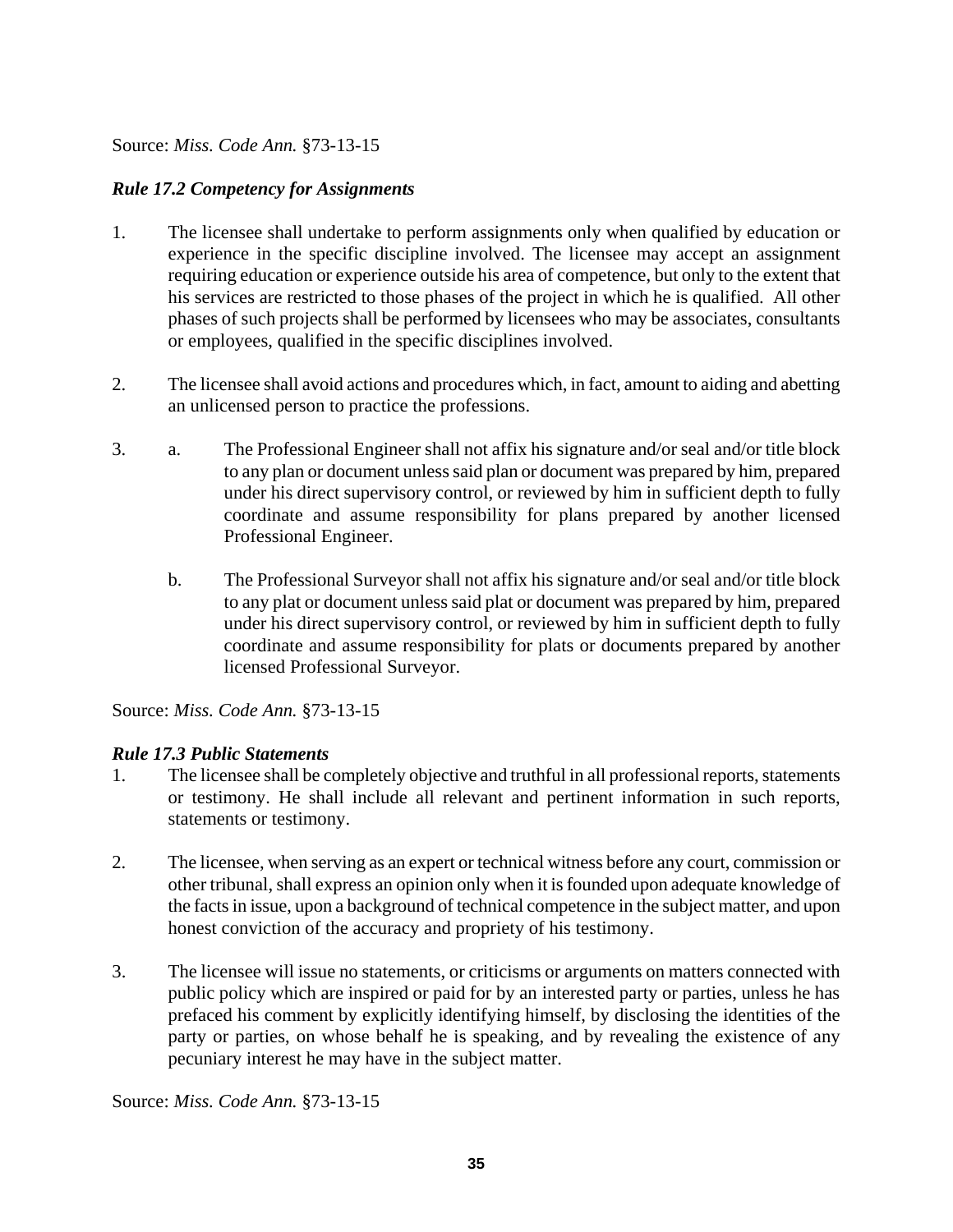Source: *Miss. Code Ann.* §73-13-15

***Rule 17.2 Competency for Assignments***

1. The licensee shall undertake to perform assignments only when qualified by education or experience in the specific discipline involved. The licensee may accept an assignment requiring education or experience outside his area of competence, but only to the extent that his services are restricted to those phases of the project in which he is qualified. All other phases of such projects shall be performed by licensees who may be associates, consultants or employees, qualified in the specific disciplines involved.

2. The licensee shall avoid actions and procedures which, in fact, amount to aiding and abetting an unlicensed person to practice the professions.

3. a. The Professional Engineer shall not affix his signature and/or seal and/or title block to any plan or document unless said plan or document was prepared by him, prepared under his direct supervisory control, or reviewed by him in sufficient depth to fully coordinate and assume responsibility for plans prepared by another licensed Professional Engineer.

   b. The Professional Surveyor shall not affix his signature and/or seal and/or title block to any plat or document unless said plat or document was prepared by him, prepared under his direct supervisory control, or reviewed by him in sufficient depth to fully coordinate and assume responsibility for plats or documents prepared by another licensed Professional Surveyor.

Source: *Miss. Code Ann.* §73-13-15

***Rule 17.3 Public Statements***

1. The licensee shall be completely objective and truthful in all professional reports, statements or testimony. He shall include all relevant and pertinent information in such reports, statements or testimony.

2. The licensee, when serving as an expert or technical witness before any court, commission or other tribunal, shall express an opinion only when it is founded upon adequate knowledge of the facts in issue, upon a background of technical competence in the subject matter, and upon honest conviction of the accuracy and propriety of his testimony.

3. The licensee will issue no statements, or criticisms or arguments on matters connected with public policy which are inspired or paid for by an interested party or parties, unless he has prefaced his comment by explicitly identifying himself, by disclosing the identities of the party or parties, on whose behalf he is speaking, and by revealing the existence of any pecuniary interest he may have in the subject matter.

Source: *Miss. Code Ann.* §73-13-15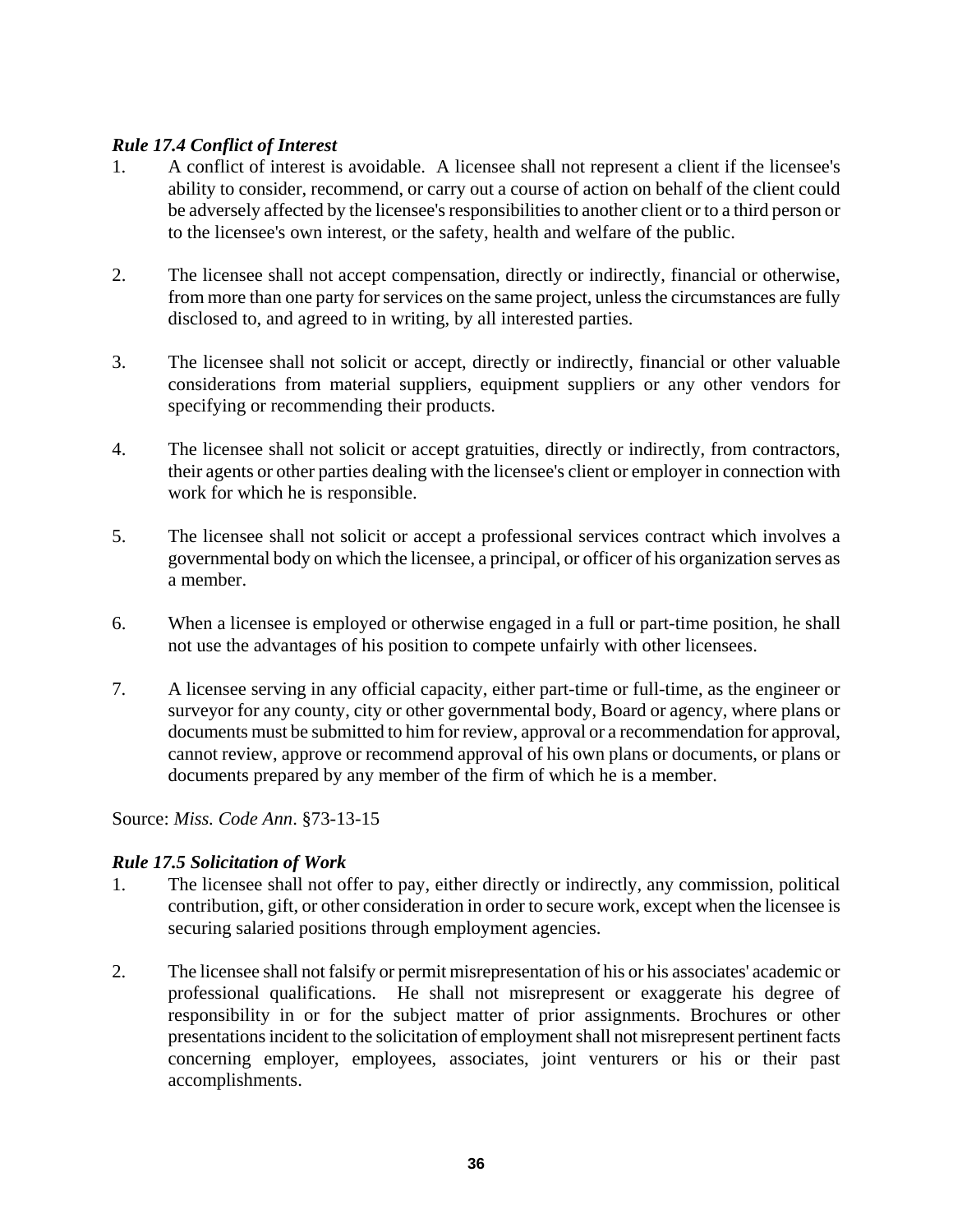***Rule 17.4 Conflict of Interest***

1. A conflict of interest is avoidable. A licensee shall not represent a client if the licensee's ability to consider, recommend, or carry out a course of action on behalf of the client could be adversely affected by the licensee's responsibilities to another client or to a third person or to the licensee's own interest, or the safety, health and welfare of the public.

2. The licensee shall not accept compensation, directly or indirectly, financial or otherwise, from more than one party for services on the same project, unless the circumstances are fully disclosed to, and agreed to in writing, by all interested parties.

3. The licensee shall not solicit or accept, directly or indirectly, financial or other valuable considerations from material suppliers, equipment suppliers or any other vendors for specifying or recommending their products.

4. The licensee shall not solicit or accept gratuities, directly or indirectly, from contractors, their agents or other parties dealing with the licensee's client or employer in connection with work for which he is responsible.

5. The licensee shall not solicit or accept a professional services contract which involves a governmental body on which the licensee, a principal, or officer of his organization serves as a member.

6. When a licensee is employed or otherwise engaged in a full or part-time position, he shall not use the advantages of his position to compete unfairly with other licensees.

7. A licensee serving in any official capacity, either part-time or full-time, as the engineer or surveyor for any county, city or other governmental body, Board or agency, where plans or documents must be submitted to him for review, approval or a recommendation for approval, cannot review, approve or recommend approval of his own plans or documents, or plans or documents prepared by any member of the firm of which he is a member.

Source: *Miss. Code Ann*. §73-13-15

***Rule 17.5 Solicitation of Work***

1. The licensee shall not offer to pay, either directly or indirectly, any commission, political contribution, gift, or other consideration in order to secure work, except when the licensee is securing salaried positions through employment agencies.

2. The licensee shall not falsify or permit misrepresentation of his or his associates' academic or professional qualifications. He shall not misrepresent or exaggerate his degree of responsibility in or for the subject matter of prior assignments. Brochures or other presentations incident to the solicitation of employment shall not misrepresent pertinent facts concerning employer, employees, associates, joint venturers or his or their past accomplishments.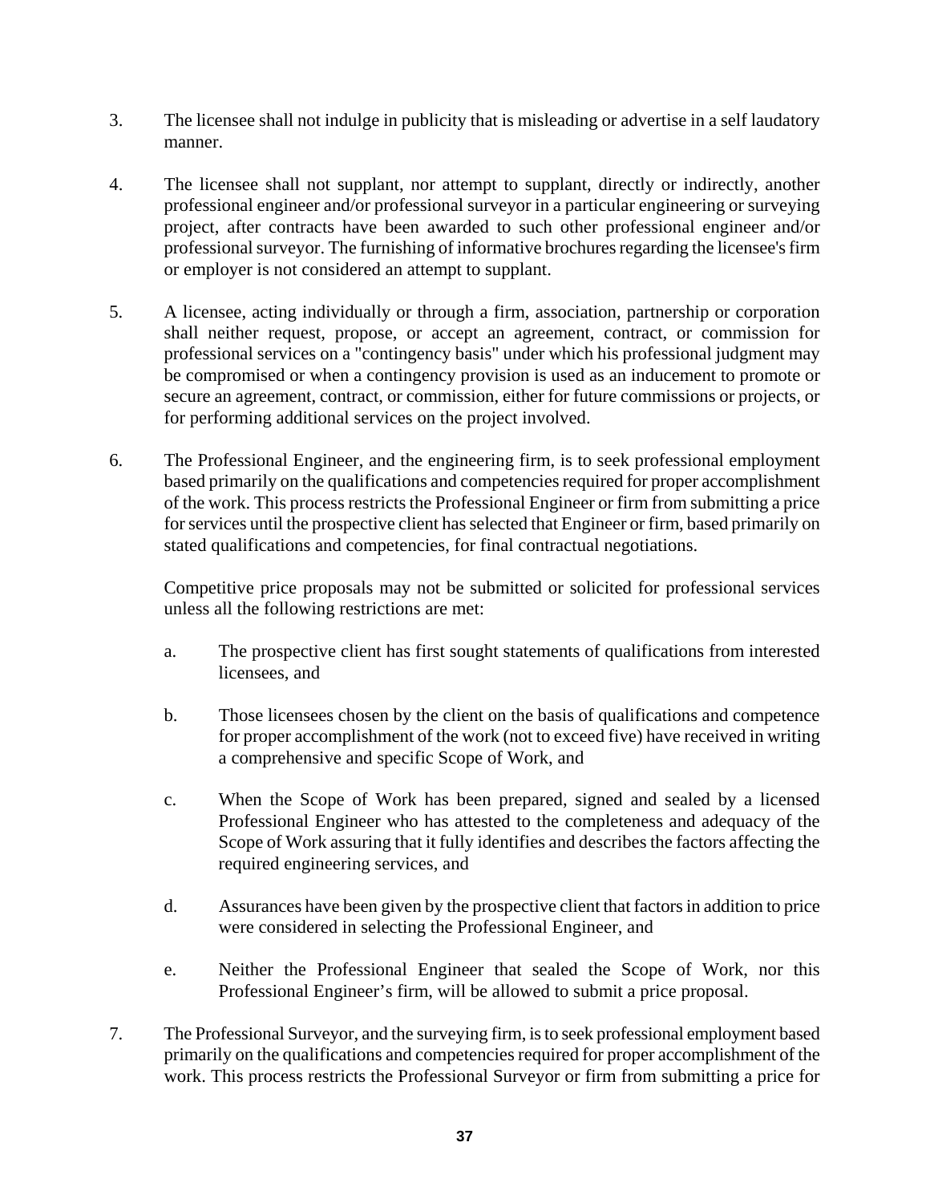3. The licensee shall not indulge in publicity that is misleading or advertise in a self laudatory manner.

4. The licensee shall not supplant, nor attempt to supplant, directly or indirectly, another professional engineer and/or professional surveyor in a particular engineering or surveying project, after contracts have been awarded to such other professional engineer and/or professional surveyor. The furnishing of informative brochures regarding the licensee's firm or employer is not considered an attempt to supplant.

5. A licensee, acting individually or through a firm, association, partnership or corporation shall neither request, propose, or accept an agreement, contract, or commission for professional services on a "contingency basis" under which his professional judgment may be compromised or when a contingency provision is used as an inducement to promote or secure an agreement, contract, or commission, either for future commissions or projects, or for performing additional services on the project involved.

6. The Professional Engineer, and the engineering firm, is to seek professional employment based primarily on the qualifications and competencies required for proper accomplishment of the work. This process restricts the Professional Engineer or firm from submitting a price for services until the prospective client has selected that Engineer or firm, based primarily on stated qualifications and competencies, for final contractual negotiations.

   Competitive price proposals may not be submitted or solicited for professional services unless all the following restrictions are met:

   a. The prospective client has first sought statements of qualifications from interested licensees, and

   b. Those licensees chosen by the client on the basis of qualifications and competence for proper accomplishment of the work (not to exceed five) have received in writing a comprehensive and specific Scope of Work, and

   c. When the Scope of Work has been prepared, signed and sealed by a licensed Professional Engineer who has attested to the completeness and adequacy of the Scope of Work assuring that it fully identifies and describes the factors affecting the required engineering services, and

   d. Assurances have been given by the prospective client that factors in addition to price were considered in selecting the Professional Engineer, and

   e. Neither the Professional Engineer that sealed the Scope of Work, nor this Professional Engineer's firm, will be allowed to submit a price proposal.

7. The Professional Surveyor, and the surveying firm, is to seek professional employment based primarily on the qualifications and competencies required for proper accomplishment of the work. This process restricts the Professional Surveyor or firm from submitting a price for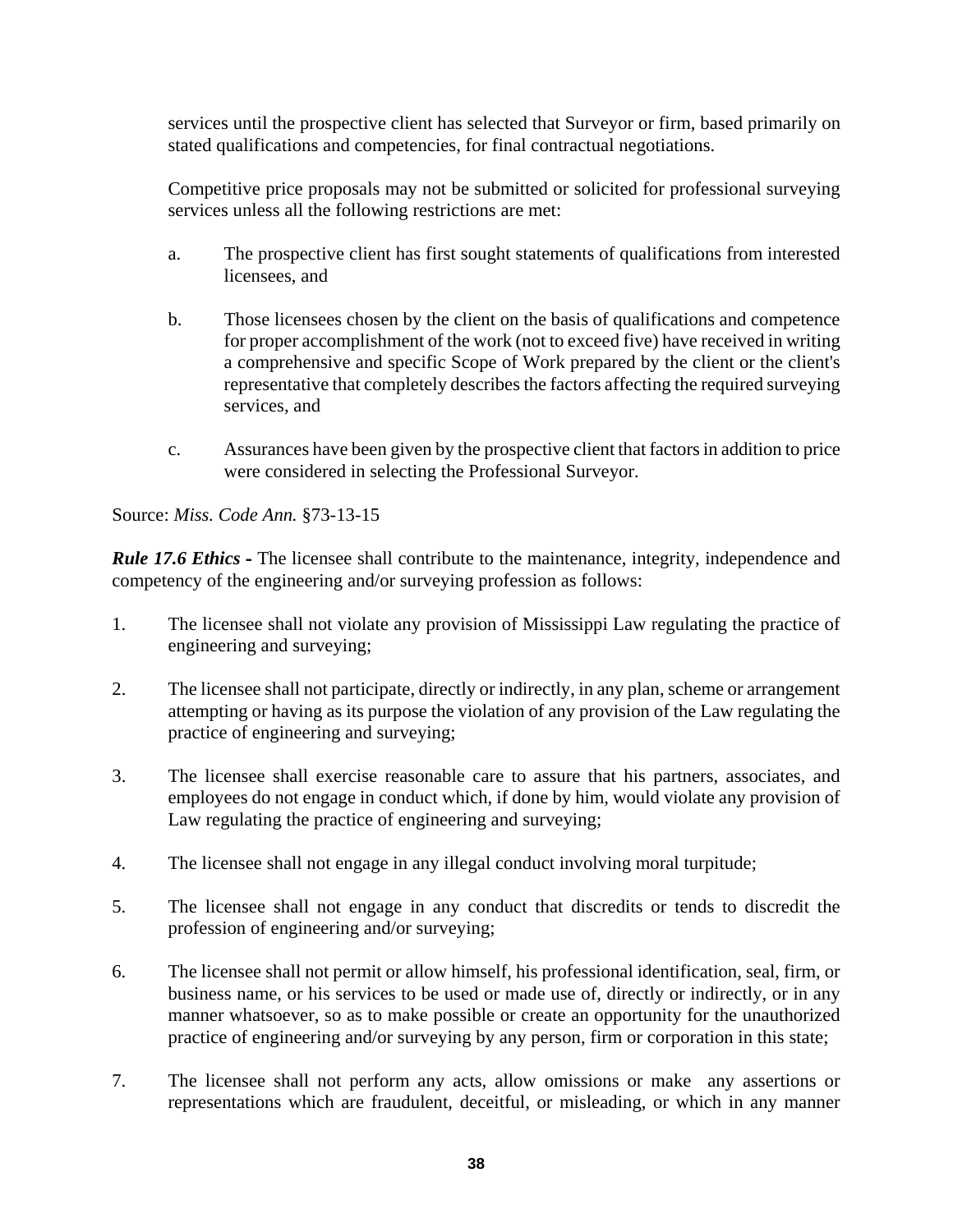services until the prospective client has selected that Surveyor or firm, based primarily on stated qualifications and competencies, for final contractual negotiations.

Competitive price proposals may not be submitted or solicited for professional surveying services unless all the following restrictions are met:

a. The prospective client has first sought statements of qualifications from interested licensees, and

b. Those licensees chosen by the client on the basis of qualifications and competence for proper accomplishment of the work (not to exceed five) have received in writing a comprehensive and specific Scope of Work prepared by the client or the client's representative that completely describes the factors affecting the required surveying services, and

c. Assurances have been given by the prospective client that factors in addition to price were considered in selecting the Professional Surveyor.

Source: *Miss. Code Ann.* §73-13-15

***Rule 17.6 Ethics -*** The licensee shall contribute to the maintenance, integrity, independence and competency of the engineering and/or surveying profession as follows:

1. The licensee shall not violate any provision of Mississippi Law regulating the practice of engineering and surveying;

2. The licensee shall not participate, directly or indirectly, in any plan, scheme or arrangement attempting or having as its purpose the violation of any provision of the Law regulating the practice of engineering and surveying;

3. The licensee shall exercise reasonable care to assure that his partners, associates, and employees do not engage in conduct which, if done by him, would violate any provision of Law regulating the practice of engineering and surveying;

4. The licensee shall not engage in any illegal conduct involving moral turpitude;

5. The licensee shall not engage in any conduct that discredits or tends to discredit the profession of engineering and/or surveying;

6. The licensee shall not permit or allow himself, his professional identification, seal, firm, or business name, or his services to be used or made use of, directly or indirectly, or in any manner whatsoever, so as to make possible or create an opportunity for the unauthorized practice of engineering and/or surveying by any person, firm or corporation in this state;

7. The licensee shall not perform any acts, allow omissions or make any assertions or representations which are fraudulent, deceitful, or misleading, or which in any manner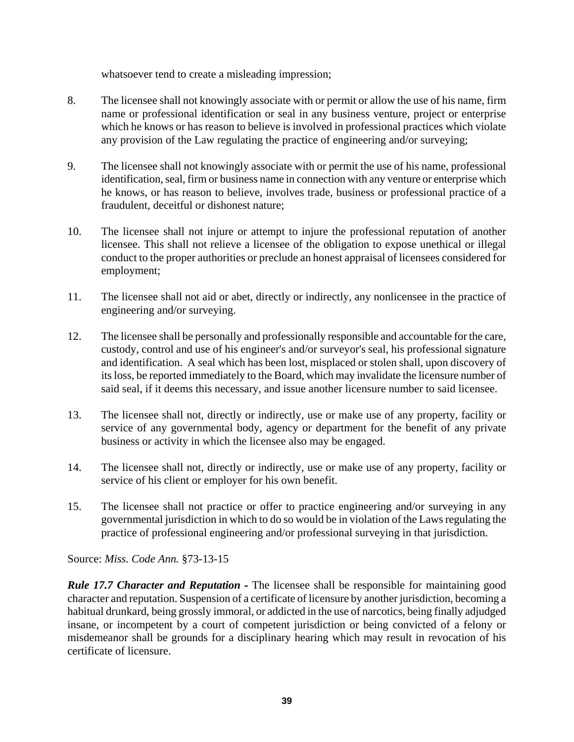whatsoever tend to create a misleading impression;

8. The licensee shall not knowingly associate with or permit or allow the use of his name, firm name or professional identification or seal in any business venture, project or enterprise which he knows or has reason to believe is involved in professional practices which violate any provision of the Law regulating the practice of engineering and/or surveying;

9. The licensee shall not knowingly associate with or permit the use of his name, professional identification, seal, firm or business name in connection with any venture or enterprise which he knows, or has reason to believe, involves trade, business or professional practice of a fraudulent, deceitful or dishonest nature;

10. The licensee shall not injure or attempt to injure the professional reputation of another licensee. This shall not relieve a licensee of the obligation to expose unethical or illegal conduct to the proper authorities or preclude an honest appraisal of licensees considered for employment;

11. The licensee shall not aid or abet, directly or indirectly, any nonlicensee in the practice of engineering and/or surveying.

12. The licensee shall be personally and professionally responsible and accountable for the care, custody, control and use of his engineer's and/or surveyor's seal, his professional signature and identification. A seal which has been lost, misplaced or stolen shall, upon discovery of its loss, be reported immediately to the Board, which may invalidate the licensure number of said seal, if it deems this necessary, and issue another licensure number to said licensee.

13. The licensee shall not, directly or indirectly, use or make use of any property, facility or service of any governmental body, agency or department for the benefit of any private business or activity in which the licensee also may be engaged.

14. The licensee shall not, directly or indirectly, use or make use of any property, facility or service of his client or employer for his own benefit.

15. The licensee shall not practice or offer to practice engineering and/or surveying in any governmental jurisdiction in which to do so would be in violation of the Laws regulating the practice of professional engineering and/or professional surveying in that jurisdiction.

Source: *Miss. Code Ann.* §73-13-15

***Rule 17.7 Character and Reputation -*** The licensee shall be responsible for maintaining good character and reputation. Suspension of a certificate of licensure by another jurisdiction, becoming a habitual drunkard, being grossly immoral, or addicted in the use of narcotics, being finally adjudged insane, or incompetent by a court of competent jurisdiction or being convicted of a felony or misdemeanor shall be grounds for a disciplinary hearing which may result in revocation of his certificate of licensure.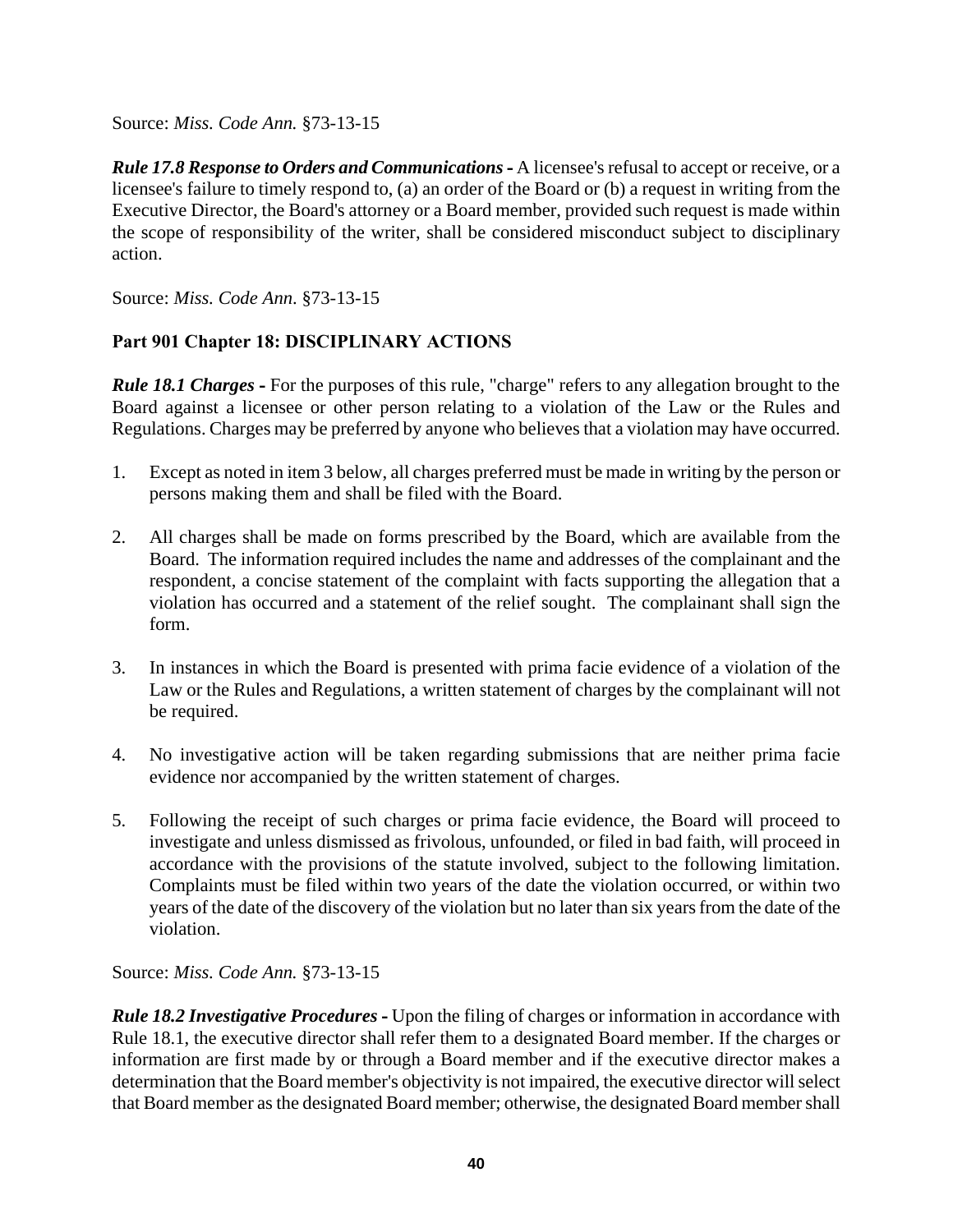Source: *Miss. Code Ann.* §73-13-15

***Rule 17.8 Response to Orders and Communications -*** A licensee's refusal to accept or receive, or a licensee's failure to timely respond to, (a) an order of the Board or (b) a request in writing from the Executive Director, the Board's attorney or a Board member, provided such request is made within the scope of responsibility of the writer, shall be considered misconduct subject to disciplinary action.

Source: *Miss. Code Ann*. §73-13-15

## Part 901 Chapter 18: DISCIPLINARY ACTIONS

***Rule 18.1 Charges -*** For the purposes of this rule, "charge" refers to any allegation brought to the Board against a licensee or other person relating to a violation of the Law or the Rules and Regulations. Charges may be preferred by anyone who believes that a violation may have occurred.

1. Except as noted in item 3 below, all charges preferred must be made in writing by the person or persons making them and shall be filed with the Board.

2. All charges shall be made on forms prescribed by the Board, which are available from the Board. The information required includes the name and addresses of the complainant and the respondent, a concise statement of the complaint with facts supporting the allegation that a violation has occurred and a statement of the relief sought. The complainant shall sign the form.

3. In instances in which the Board is presented with prima facie evidence of a violation of the Law or the Rules and Regulations, a written statement of charges by the complainant will not be required.

4. No investigative action will be taken regarding submissions that are neither prima facie evidence nor accompanied by the written statement of charges.

5. Following the receipt of such charges or prima facie evidence, the Board will proceed to investigate and unless dismissed as frivolous, unfounded, or filed in bad faith, will proceed in accordance with the provisions of the statute involved, subject to the following limitation. Complaints must be filed within two years of the date the violation occurred, or within two years of the date of the discovery of the violation but no later than six years from the date of the violation.

Source: *Miss. Code Ann.* §73-13-15

***Rule 18.2 Investigative Procedures -*** Upon the filing of charges or information in accordance with Rule 18.1, the executive director shall refer them to a designated Board member. If the charges or information are first made by or through a Board member and if the executive director makes a determination that the Board member's objectivity is not impaired, the executive director will select that Board member as the designated Board member; otherwise, the designated Board member shall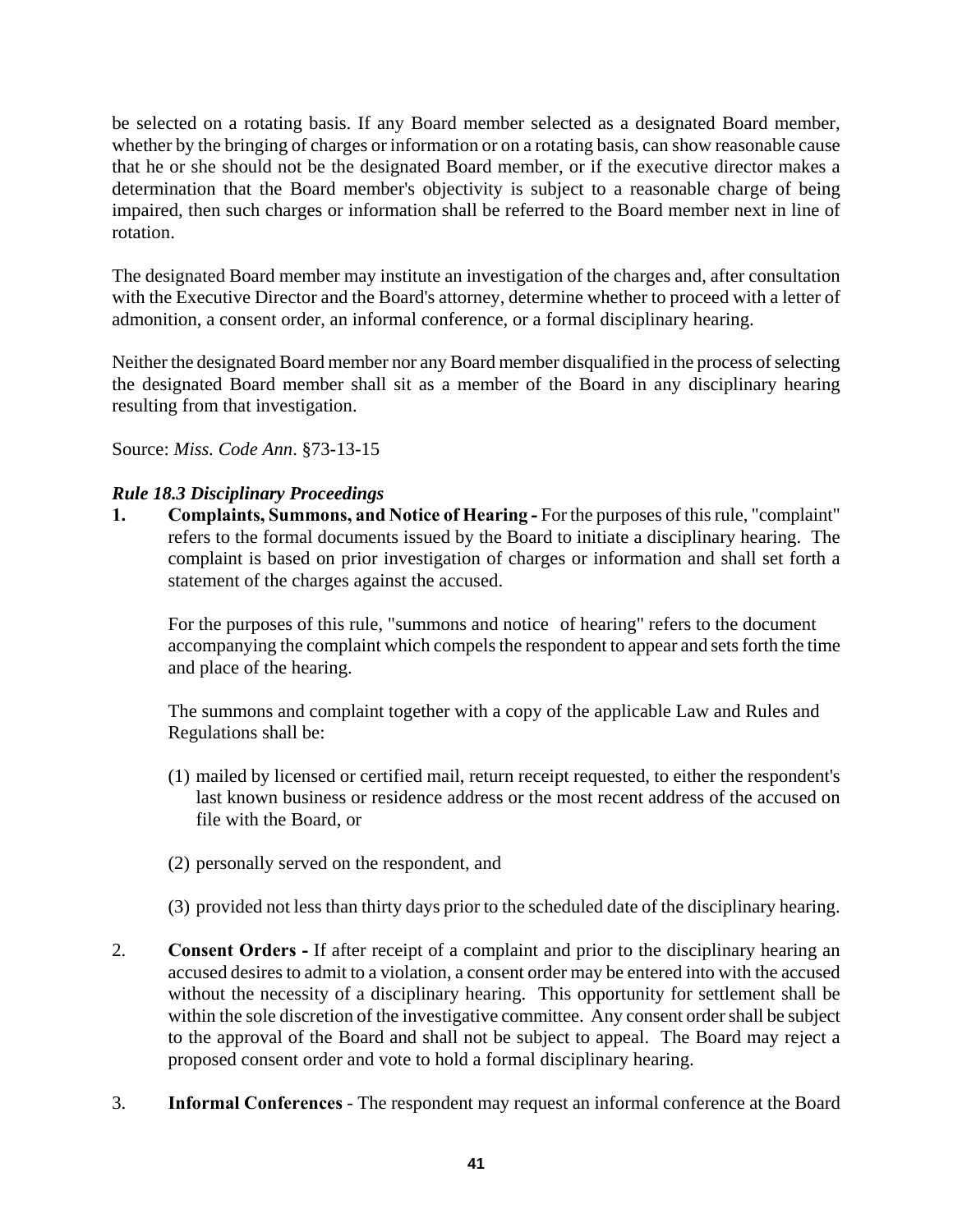be selected on a rotating basis. If any Board member selected as a designated Board member, whether by the bringing of charges or information or on a rotating basis, can show reasonable cause that he or she should not be the designated Board member, or if the executive director makes a determination that the Board member's objectivity is subject to a reasonable charge of being impaired, then such charges or information shall be referred to the Board member next in line of rotation.

The designated Board member may institute an investigation of the charges and, after consultation with the Executive Director and the Board's attorney, determine whether to proceed with a letter of admonition, a consent order, an informal conference, or a formal disciplinary hearing.

Neither the designated Board member nor any Board member disqualified in the process of selecting the designated Board member shall sit as a member of the Board in any disciplinary hearing resulting from that investigation.

Source: *Miss. Code Ann*. §73-13-15

***Rule 18.3 Disciplinary Proceedings***

**1. Complaints, Summons, and Notice of Hearing -** For the purposes of this rule, "complaint" refers to the formal documents issued by the Board to initiate a disciplinary hearing. The complaint is based on prior investigation of charges or information and shall set forth a statement of the charges against the accused.

For the purposes of this rule, "summons and notice of hearing" refers to the document accompanying the complaint which compels the respondent to appear and sets forth the time and place of the hearing.

The summons and complaint together with a copy of the applicable Law and Rules and Regulations shall be:

(1) mailed by licensed or certified mail, return receipt requested, to either the respondent's last known business or residence address or the most recent address of the accused on file with the Board, or

(2) personally served on the respondent, and

(3) provided not less than thirty days prior to the scheduled date of the disciplinary hearing.

2. **Consent Orders -** If after receipt of a complaint and prior to the disciplinary hearing an accused desires to admit to a violation, a consent order may be entered into with the accused without the necessity of a disciplinary hearing. This opportunity for settlement shall be within the sole discretion of the investigative committee. Any consent order shall be subject to the approval of the Board and shall not be subject to appeal. The Board may reject a proposed consent order and vote to hold a formal disciplinary hearing.

3. **Informal Conferences** - The respondent may request an informal conference at the Board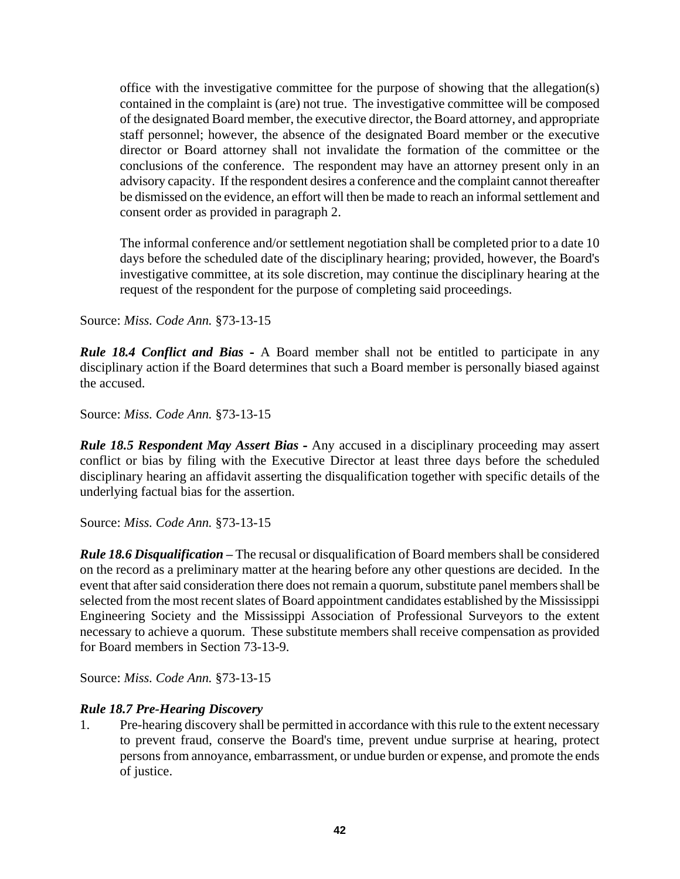office with the investigative committee for the purpose of showing that the allegation(s) contained in the complaint is (are) not true. The investigative committee will be composed of the designated Board member, the executive director, the Board attorney, and appropriate staff personnel; however, the absence of the designated Board member or the executive director or Board attorney shall not invalidate the formation of the committee or the conclusions of the conference. The respondent may have an attorney present only in an advisory capacity. If the respondent desires a conference and the complaint cannot thereafter be dismissed on the evidence, an effort will then be made to reach an informal settlement and consent order as provided in paragraph 2.

The informal conference and/or settlement negotiation shall be completed prior to a date 10 days before the scheduled date of the disciplinary hearing; provided, however, the Board's investigative committee, at its sole discretion, may continue the disciplinary hearing at the request of the respondent for the purpose of completing said proceedings.

Source: *Miss. Code Ann.* §73-13-15

***Rule 18.4 Conflict and Bias -*** A Board member shall not be entitled to participate in any disciplinary action if the Board determines that such a Board member is personally biased against the accused.

Source: *Miss. Code Ann.* §73-13-15

***Rule 18.5 Respondent May Assert Bias -*** Any accused in a disciplinary proceeding may assert conflict or bias by filing with the Executive Director at least three days before the scheduled disciplinary hearing an affidavit asserting the disqualification together with specific details of the underlying factual bias for the assertion.

Source: *Miss. Code Ann.* §73-13-15

***Rule 18.6 Disqualification –*** The recusal or disqualification of Board members shall be considered on the record as a preliminary matter at the hearing before any other questions are decided. In the event that after said consideration there does not remain a quorum, substitute panel members shall be selected from the most recent slates of Board appointment candidates established by the Mississippi Engineering Society and the Mississippi Association of Professional Surveyors to the extent necessary to achieve a quorum. These substitute members shall receive compensation as provided for Board members in Section 73-13-9.

Source: *Miss. Code Ann.* §73-13-15

***Rule 18.7 Pre-Hearing Discovery***

1. Pre-hearing discovery shall be permitted in accordance with this rule to the extent necessary to prevent fraud, conserve the Board's time, prevent undue surprise at hearing, protect persons from annoyance, embarrassment, or undue burden or expense, and promote the ends of justice.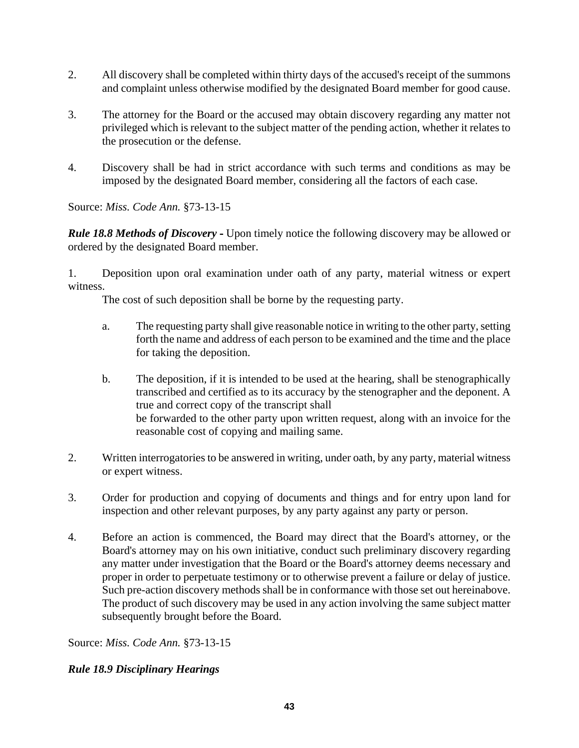2. All discovery shall be completed within thirty days of the accused's receipt of the summons and complaint unless otherwise modified by the designated Board member for good cause.

3. The attorney for the Board or the accused may obtain discovery regarding any matter not privileged which is relevant to the subject matter of the pending action, whether it relates to the prosecution or the defense.

4. Discovery shall be had in strict accordance with such terms and conditions as may be imposed by the designated Board member, considering all the factors of each case.

Source: *Miss. Code Ann.* §73-13-15

***Rule 18.8 Methods of Discovery -*** Upon timely notice the following discovery may be allowed or ordered by the designated Board member.

1. Deposition upon oral examination under oath of any party, material witness or expert witness.

   The cost of such deposition shall be borne by the requesting party.

   a. The requesting party shall give reasonable notice in writing to the other party, setting forth the name and address of each person to be examined and the time and the place for taking the deposition.

   b. The deposition, if it is intended to be used at the hearing, shall be stenographically transcribed and certified as to its accuracy by the stenographer and the deponent. A true and correct copy of the transcript shall be forwarded to the other party upon written request, along with an invoice for the reasonable cost of copying and mailing same.

2. Written interrogatories to be answered in writing, under oath, by any party, material witness or expert witness.

3. Order for production and copying of documents and things and for entry upon land for inspection and other relevant purposes, by any party against any party or person.

4. Before an action is commenced, the Board may direct that the Board's attorney, or the Board's attorney may on his own initiative, conduct such preliminary discovery regarding any matter under investigation that the Board or the Board's attorney deems necessary and proper in order to perpetuate testimony or to otherwise prevent a failure or delay of justice. Such pre-action discovery methods shall be in conformance with those set out hereinabove. The product of such discovery may be used in any action involving the same subject matter subsequently brought before the Board.

Source: *Miss. Code Ann.* §73-13-15

***Rule 18.9 Disciplinary Hearings***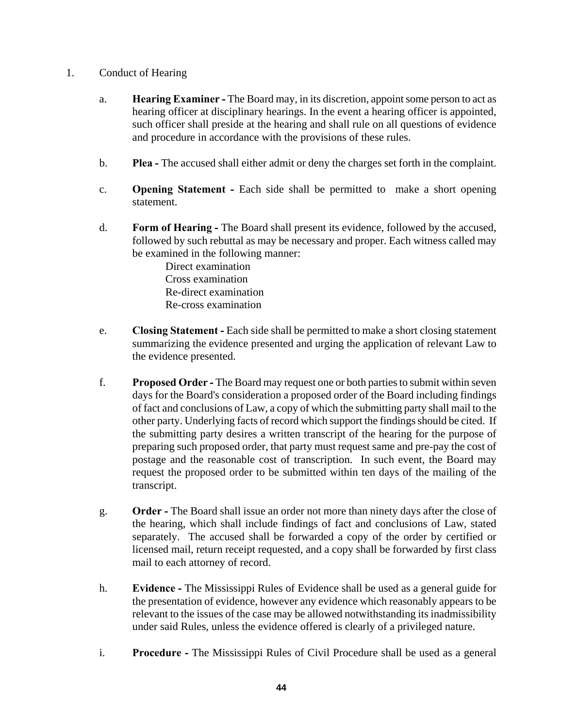1. Conduct of Hearing

   a. **Hearing Examiner -** The Board may, in its discretion, appoint some person to act as hearing officer at disciplinary hearings. In the event a hearing officer is appointed, such officer shall preside at the hearing and shall rule on all questions of evidence and procedure in accordance with the provisions of these rules.

   b. **Plea -** The accused shall either admit or deny the charges set forth in the complaint.

   c. **Opening Statement -** Each side shall be permitted to make a short opening statement.

   d. **Form of Hearing -** The Board shall present its evidence, followed by the accused, followed by such rebuttal as may be necessary and proper. Each witness called may be examined in the following manner:

      Direct examination
      Cross examination
      Re-direct examination
      Re-cross examination

   e. **Closing Statement -** Each side shall be permitted to make a short closing statement summarizing the evidence presented and urging the application of relevant Law to the evidence presented.

   f. **Proposed Order -** The Board may request one or both parties to submit within seven days for the Board's consideration a proposed order of the Board including findings of fact and conclusions of Law, a copy of which the submitting party shall mail to the other party. Underlying facts of record which support the findings should be cited. If the submitting party desires a written transcript of the hearing for the purpose of preparing such proposed order, that party must request same and pre-pay the cost of postage and the reasonable cost of transcription. In such event, the Board may request the proposed order to be submitted within ten days of the mailing of the transcript.

   g. **Order -** The Board shall issue an order not more than ninety days after the close of the hearing, which shall include findings of fact and conclusions of Law, stated separately. The accused shall be forwarded a copy of the order by certified or licensed mail, return receipt requested, and a copy shall be forwarded by first class mail to each attorney of record.

   h. **Evidence -** The Mississippi Rules of Evidence shall be used as a general guide for the presentation of evidence, however any evidence which reasonably appears to be relevant to the issues of the case may be allowed notwithstanding its inadmissibility under said Rules, unless the evidence offered is clearly of a privileged nature.

   i. **Procedure -** The Mississippi Rules of Civil Procedure shall be used as a general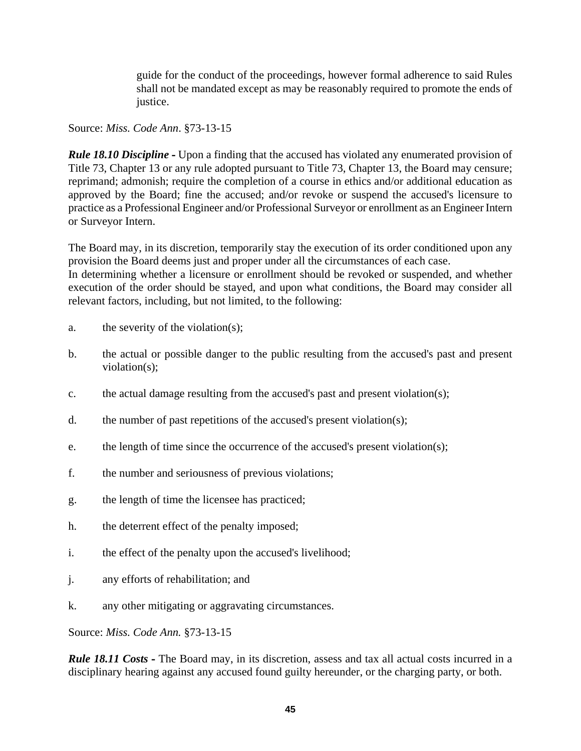guide for the conduct of the proceedings, however formal adherence to said Rules shall not be mandated except as may be reasonably required to promote the ends of justice.

Source: *Miss. Code Ann*. §73-13-15

***Rule 18.10 Discipline -*** Upon a finding that the accused has violated any enumerated provision of Title 73, Chapter 13 or any rule adopted pursuant to Title 73, Chapter 13, the Board may censure; reprimand; admonish; require the completion of a course in ethics and/or additional education as approved by the Board; fine the accused; and/or revoke or suspend the accused's licensure to practice as a Professional Engineer and/or Professional Surveyor or enrollment as an Engineer Intern or Surveyor Intern.

The Board may, in its discretion, temporarily stay the execution of its order conditioned upon any provision the Board deems just and proper under all the circumstances of each case.
In determining whether a licensure or enrollment should be revoked or suspended, and whether execution of the order should be stayed, and upon what conditions, the Board may consider all relevant factors, including, but not limited, to the following:

a. the severity of the violation(s);

b. the actual or possible danger to the public resulting from the accused's past and present violation(s);

c. the actual damage resulting from the accused's past and present violation(s);

d. the number of past repetitions of the accused's present violation(s);

e. the length of time since the occurrence of the accused's present violation(s);

f. the number and seriousness of previous violations;

g. the length of time the licensee has practiced;

h. the deterrent effect of the penalty imposed;

i. the effect of the penalty upon the accused's livelihood;

j. any efforts of rehabilitation; and

k. any other mitigating or aggravating circumstances.

Source: *Miss. Code Ann.* §73-13-15

***Rule 18.11 Costs -*** The Board may, in its discretion, assess and tax all actual costs incurred in a disciplinary hearing against any accused found guilty hereunder, or the charging party, or both.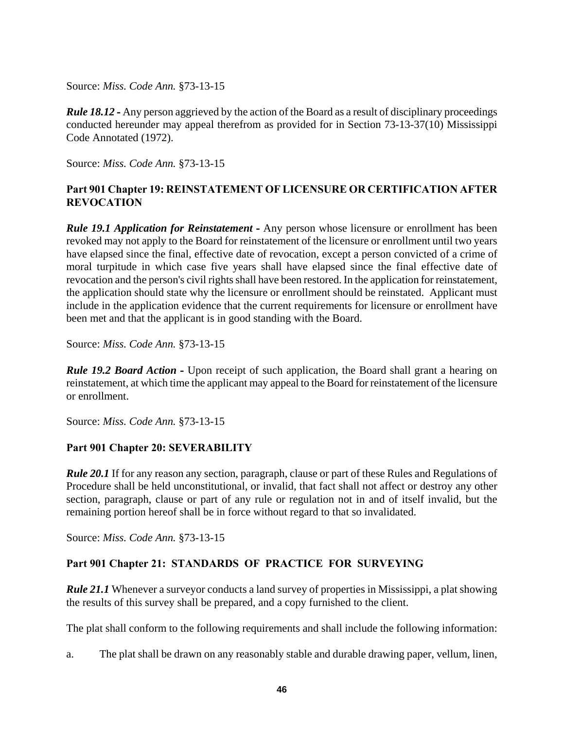Source: *Miss. Code Ann.* §73-13-15

***Rule 18.12 -*** Any person aggrieved by the action of the Board as a result of disciplinary proceedings conducted hereunder may appeal therefrom as provided for in Section 73-13-37(10) Mississippi Code Annotated (1972).

Source: *Miss. Code Ann.* §73-13-15

## Part 901 Chapter 19: REINSTATEMENT OF LICENSURE OR CERTIFICATION AFTER REVOCATION

***Rule 19.1 Application for Reinstatement -*** Any person whose licensure or enrollment has been revoked may not apply to the Board for reinstatement of the licensure or enrollment until two years have elapsed since the final, effective date of revocation, except a person convicted of a crime of moral turpitude in which case five years shall have elapsed since the final effective date of revocation and the person's civil rights shall have been restored. In the application for reinstatement, the application should state why the licensure or enrollment should be reinstated. Applicant must include in the application evidence that the current requirements for licensure or enrollment have been met and that the applicant is in good standing with the Board.

Source: *Miss. Code Ann.* §73-13-15

***Rule 19.2 Board Action -*** Upon receipt of such application, the Board shall grant a hearing on reinstatement, at which time the applicant may appeal to the Board for reinstatement of the licensure or enrollment.

Source: *Miss. Code Ann.* §73-13-15

## Part 901 Chapter 20: SEVERABILITY

***Rule 20.1*** If for any reason any section, paragraph, clause or part of these Rules and Regulations of Procedure shall be held unconstitutional, or invalid, that fact shall not affect or destroy any other section, paragraph, clause or part of any rule or regulation not in and of itself invalid, but the remaining portion hereof shall be in force without regard to that so invalidated.

Source: *Miss. Code Ann.* §73-13-15

## Part 901 Chapter 21: STANDARDS OF PRACTICE FOR SURVEYING

***Rule 21.1*** Whenever a surveyor conducts a land survey of properties in Mississippi, a plat showing the results of this survey shall be prepared, and a copy furnished to the client.

The plat shall conform to the following requirements and shall include the following information:

a. The plat shall be drawn on any reasonably stable and durable drawing paper, vellum, linen,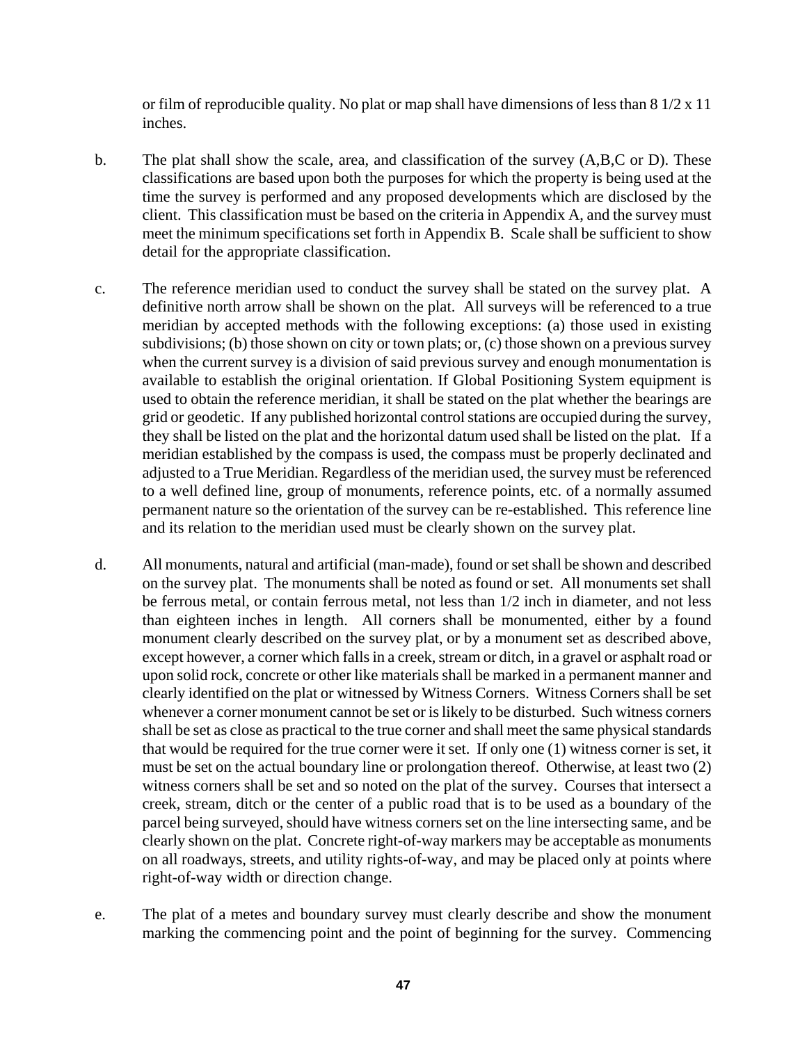or film of reproducible quality. No plat or map shall have dimensions of less than 8 1/2 x 11 inches.

b. The plat shall show the scale, area, and classification of the survey (A,B,C or D). These classifications are based upon both the purposes for which the property is being used at the time the survey is performed and any proposed developments which are disclosed by the client. This classification must be based on the criteria in Appendix A, and the survey must meet the minimum specifications set forth in Appendix B. Scale shall be sufficient to show detail for the appropriate classification.

c. The reference meridian used to conduct the survey shall be stated on the survey plat. A definitive north arrow shall be shown on the plat. All surveys will be referenced to a true meridian by accepted methods with the following exceptions: (a) those used in existing subdivisions; (b) those shown on city or town plats; or, (c) those shown on a previous survey when the current survey is a division of said previous survey and enough monumentation is available to establish the original orientation. If Global Positioning System equipment is used to obtain the reference meridian, it shall be stated on the plat whether the bearings are grid or geodetic. If any published horizontal control stations are occupied during the survey, they shall be listed on the plat and the horizontal datum used shall be listed on the plat. If a meridian established by the compass is used, the compass must be properly declinated and adjusted to a True Meridian. Regardless of the meridian used, the survey must be referenced to a well defined line, group of monuments, reference points, etc. of a normally assumed permanent nature so the orientation of the survey can be re-established. This reference line and its relation to the meridian used must be clearly shown on the survey plat.

d. All monuments, natural and artificial (man-made), found or set shall be shown and described on the survey plat. The monuments shall be noted as found or set. All monuments set shall be ferrous metal, or contain ferrous metal, not less than 1/2 inch in diameter, and not less than eighteen inches in length. All corners shall be monumented, either by a found monument clearly described on the survey plat, or by a monument set as described above, except however, a corner which falls in a creek, stream or ditch, in a gravel or asphalt road or upon solid rock, concrete or other like materials shall be marked in a permanent manner and clearly identified on the plat or witnessed by Witness Corners. Witness Corners shall be set whenever a corner monument cannot be set or is likely to be disturbed. Such witness corners shall be set as close as practical to the true corner and shall meet the same physical standards that would be required for the true corner were it set. If only one (1) witness corner is set, it must be set on the actual boundary line or prolongation thereof. Otherwise, at least two (2) witness corners shall be set and so noted on the plat of the survey. Courses that intersect a creek, stream, ditch or the center of a public road that is to be used as a boundary of the parcel being surveyed, should have witness corners set on the line intersecting same, and be clearly shown on the plat. Concrete right-of-way markers may be acceptable as monuments on all roadways, streets, and utility rights-of-way, and may be placed only at points where right-of-way width or direction change.

e. The plat of a metes and boundary survey must clearly describe and show the monument marking the commencing point and the point of beginning for the survey. Commencing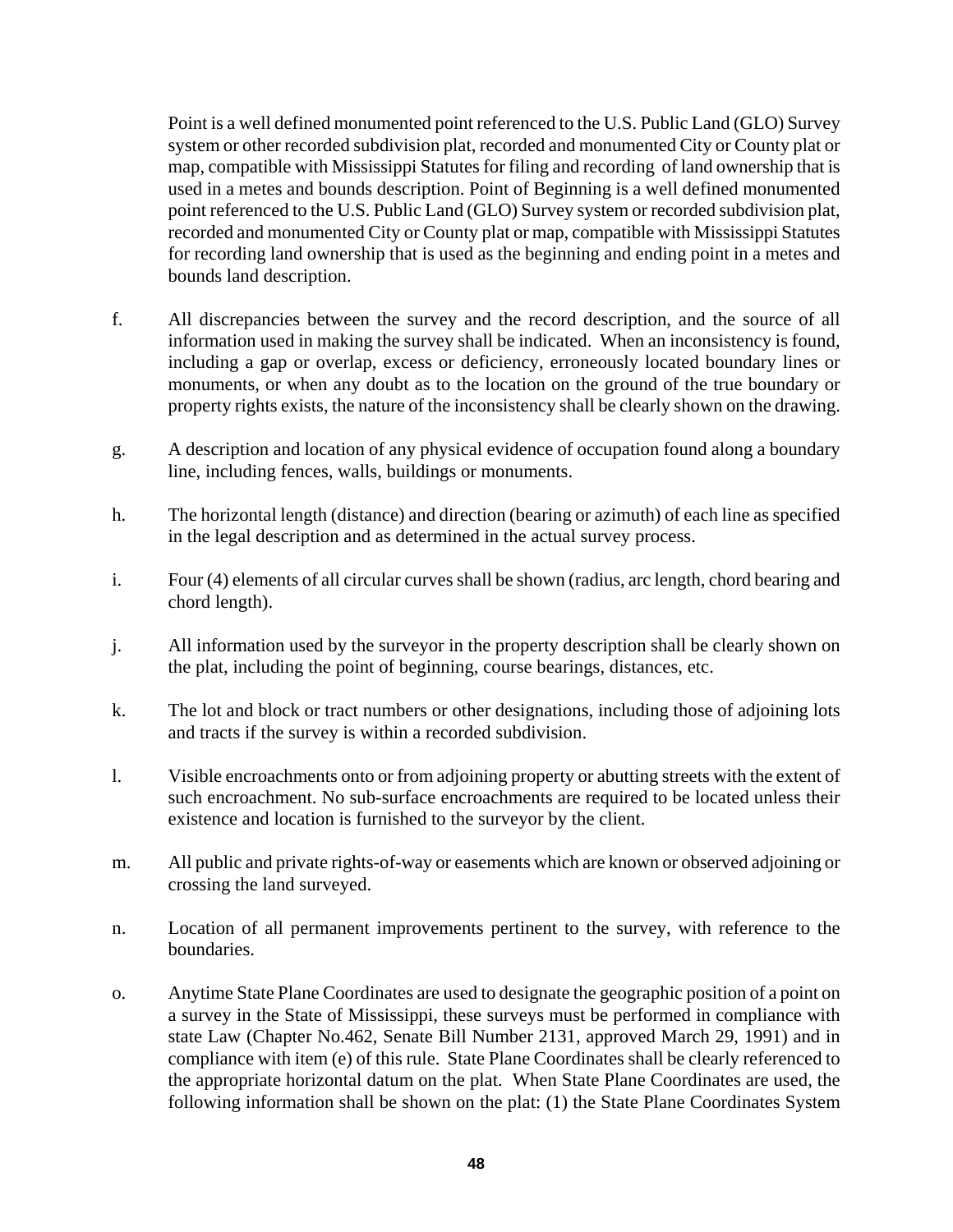Point is a well defined monumented point referenced to the U.S. Public Land (GLO) Survey system or other recorded subdivision plat, recorded and monumented City or County plat or map, compatible with Mississippi Statutes for filing and recording of land ownership that is used in a metes and bounds description. Point of Beginning is a well defined monumented point referenced to the U.S. Public Land (GLO) Survey system or recorded subdivision plat, recorded and monumented City or County plat or map, compatible with Mississippi Statutes for recording land ownership that is used as the beginning and ending point in a metes and bounds land description.

f. All discrepancies between the survey and the record description, and the source of all information used in making the survey shall be indicated. When an inconsistency is found, including a gap or overlap, excess or deficiency, erroneously located boundary lines or monuments, or when any doubt as to the location on the ground of the true boundary or property rights exists, the nature of the inconsistency shall be clearly shown on the drawing.

g. A description and location of any physical evidence of occupation found along a boundary line, including fences, walls, buildings or monuments.

h. The horizontal length (distance) and direction (bearing or azimuth) of each line as specified in the legal description and as determined in the actual survey process.

i. Four (4) elements of all circular curves shall be shown (radius, arc length, chord bearing and chord length).

j. All information used by the surveyor in the property description shall be clearly shown on the plat, including the point of beginning, course bearings, distances, etc.

k. The lot and block or tract numbers or other designations, including those of adjoining lots and tracts if the survey is within a recorded subdivision.

l. Visible encroachments onto or from adjoining property or abutting streets with the extent of such encroachment. No sub-surface encroachments are required to be located unless their existence and location is furnished to the surveyor by the client.

m. All public and private rights-of-way or easements which are known or observed adjoining or crossing the land surveyed.

n. Location of all permanent improvements pertinent to the survey, with reference to the boundaries.

o. Anytime State Plane Coordinates are used to designate the geographic position of a point on a survey in the State of Mississippi, these surveys must be performed in compliance with state Law (Chapter No.462, Senate Bill Number 2131, approved March 29, 1991) and in compliance with item (e) of this rule. State Plane Coordinates shall be clearly referenced to the appropriate horizontal datum on the plat. When State Plane Coordinates are used, the following information shall be shown on the plat: (1) the State Plane Coordinates System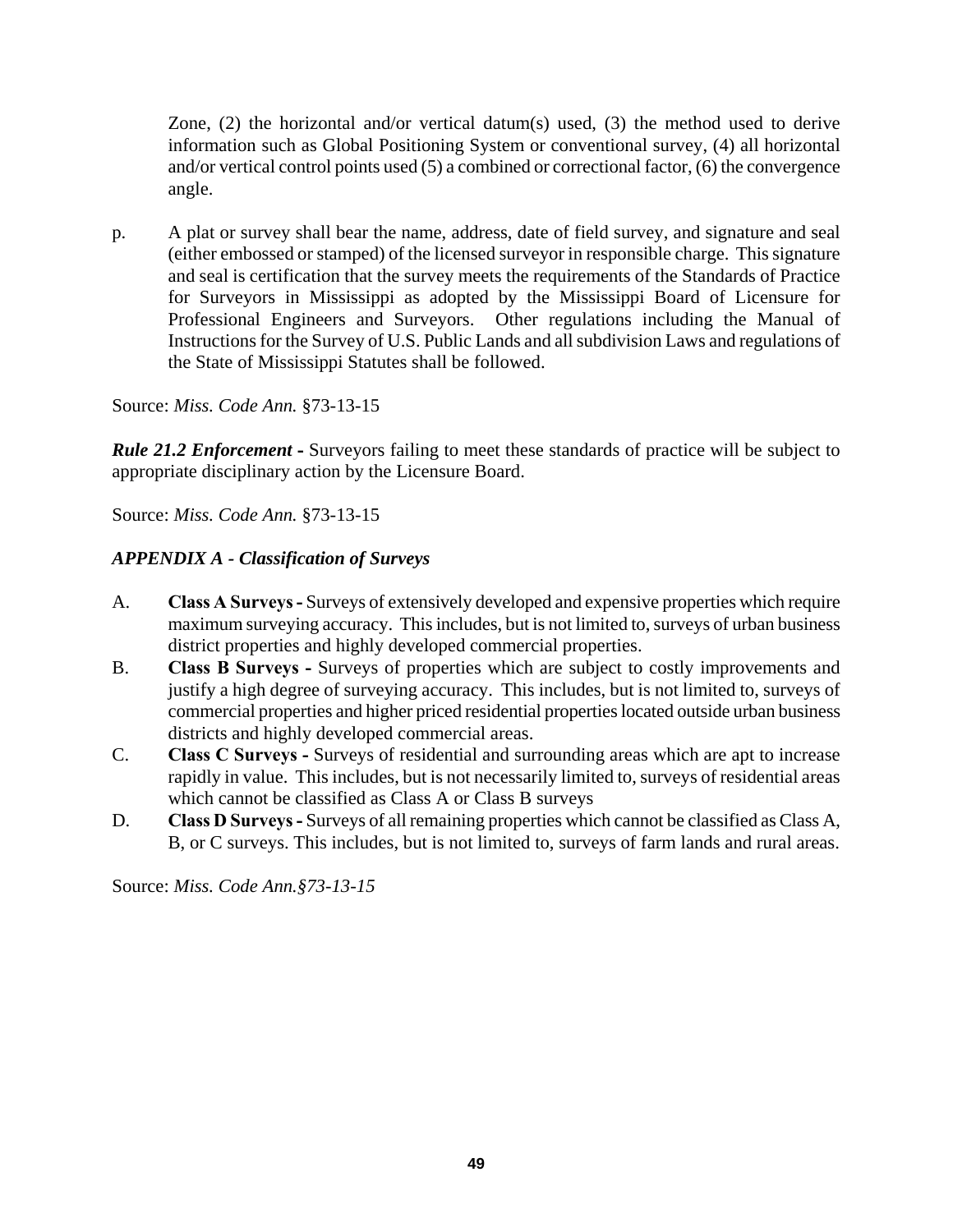Zone, (2) the horizontal and/or vertical datum(s) used, (3) the method used to derive information such as Global Positioning System or conventional survey, (4) all horizontal and/or vertical control points used (5) a combined or correctional factor, (6) the convergence angle.

p. A plat or survey shall bear the name, address, date of field survey, and signature and seal (either embossed or stamped) of the licensed surveyor in responsible charge. This signature and seal is certification that the survey meets the requirements of the Standards of Practice for Surveyors in Mississippi as adopted by the Mississippi Board of Licensure for Professional Engineers and Surveyors. Other regulations including the Manual of Instructions for the Survey of U.S. Public Lands and all subdivision Laws and regulations of the State of Mississippi Statutes shall be followed.

Source: *Miss. Code Ann.* §73-13-15

***Rule 21.2 Enforcement -*** Surveyors failing to meet these standards of practice will be subject to appropriate disciplinary action by the Licensure Board.

Source: *Miss. Code Ann.* §73-13-15

### *APPENDIX A - Classification of Surveys*

A. **Class A Surveys -** Surveys of extensively developed and expensive properties which require maximum surveying accuracy. This includes, but is not limited to, surveys of urban business district properties and highly developed commercial properties.

B. **Class B Surveys -** Surveys of properties which are subject to costly improvements and justify a high degree of surveying accuracy. This includes, but is not limited to, surveys of commercial properties and higher priced residential properties located outside urban business districts and highly developed commercial areas.

C. **Class C Surveys -** Surveys of residential and surrounding areas which are apt to increase rapidly in value. This includes, but is not necessarily limited to, surveys of residential areas which cannot be classified as Class A or Class B surveys

D. **Class D Surveys -** Surveys of all remaining properties which cannot be classified as Class A, B, or C surveys. This includes, but is not limited to, surveys of farm lands and rural areas.

Source: *Miss. Code Ann.§73-13-15*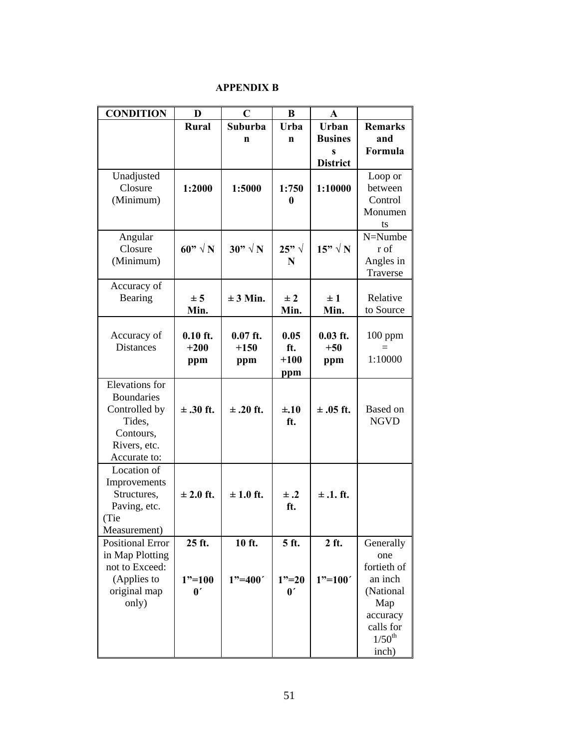## APPENDIX B

| CONDITION | D | C | B | A | |
|---|---|---|---|---|---|
| | **Rural** | **Suburban** | **Urban** | **Urban Business District** | **Remarks and Formula** |
| Unadjusted Closure (Minimum) | **1:2000** | **1:5000** | **1:7500** | **1:10000** | Loop or between Control Monuments |
| Angular Closure (Minimum) | **60” √ N** | **30” √ N** | **25” √ N** | **15” √ N** | N=Number of Angles in Traverse |
| Accuracy of Bearing | **± 5 Min.** | **± 3 Min.** | **± 2 Min.** | **± 1 Min.** | Relative to Source |
| Accuracy of Distances | **0.10 ft. +200 ppm** | **0.07 ft. +150 ppm** | **0.05 ft. +100 ppm** | **0.03 ft. +50 ppm** | 100 ppm = 1:10000 |
| Elevations for Boundaries Controlled by Tides, Contours, Rivers, etc. Accurate to: | **± .30 ft.** | **± .20 ft.** | **±.10 ft.** | **± .05 ft.** | Based on NGVD |
| Location of Improvements Structures, Paving, etc. (Tie Measurement) | **± 2.0 ft.** | **± 1.0 ft.** | **± .2 ft.** | **± .1. ft.** | |
| Positional Error in Map Plotting not to Exceed: (Applies to original map only) | **25 ft.** **1”=1000´** | **10 ft.** **1”=400´** | **5 ft.** **1”=200´** | **2 ft.** **1”=100´** | Generally one fortieth of an inch (National Map accuracy calls for 1/50th inch) |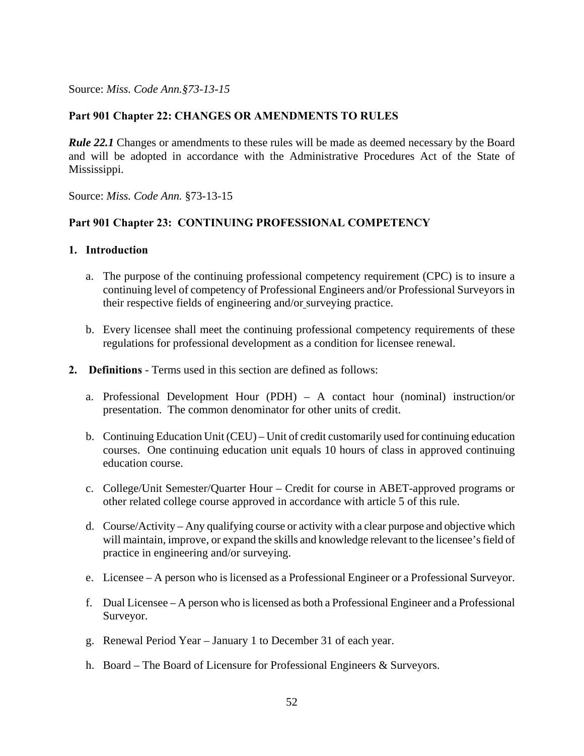Source: *Miss. Code Ann.§73-13-15*

**Part 901 Chapter 22: CHANGES OR AMENDMENTS TO RULES**

***Rule 22.1*** Changes or amendments to these rules will be made as deemed necessary by the Board and will be adopted in accordance with the Administrative Procedures Act of the State of Mississippi.

Source: *Miss. Code Ann.* §73-13-15

**Part 901 Chapter 23: CONTINUING PROFESSIONAL COMPETENCY**

1. **Introduction**

   a. The purpose of the continuing professional competency requirement (CPC) is to insure a continuing level of competency of Professional Engineers and/or Professional Surveyors in their respective fields of engineering and/or surveying practice.

   b. Every licensee shall meet the continuing professional competency requirements of these regulations for professional development as a condition for licensee renewal.

2. **Definitions** - Terms used in this section are defined as follows:

   a. Professional Development Hour (PDH) – A contact hour (nominal) instruction/or presentation. The common denominator for other units of credit.

   b. Continuing Education Unit (CEU) – Unit of credit customarily used for continuing education courses. One continuing education unit equals 10 hours of class in approved continuing education course.

   c. College/Unit Semester/Quarter Hour – Credit for course in ABET-approved programs or other related college course approved in accordance with article 5 of this rule.

   d. Course/Activity – Any qualifying course or activity with a clear purpose and objective which will maintain, improve, or expand the skills and knowledge relevant to the licensee's field of practice in engineering and/or surveying.

   e. Licensee – A person who is licensed as a Professional Engineer or a Professional Surveyor.

   f. Dual Licensee – A person who is licensed as both a Professional Engineer and a Professional Surveyor.

   g. Renewal Period Year – January 1 to December 31 of each year.

   h. Board – The Board of Licensure for Professional Engineers & Surveyors.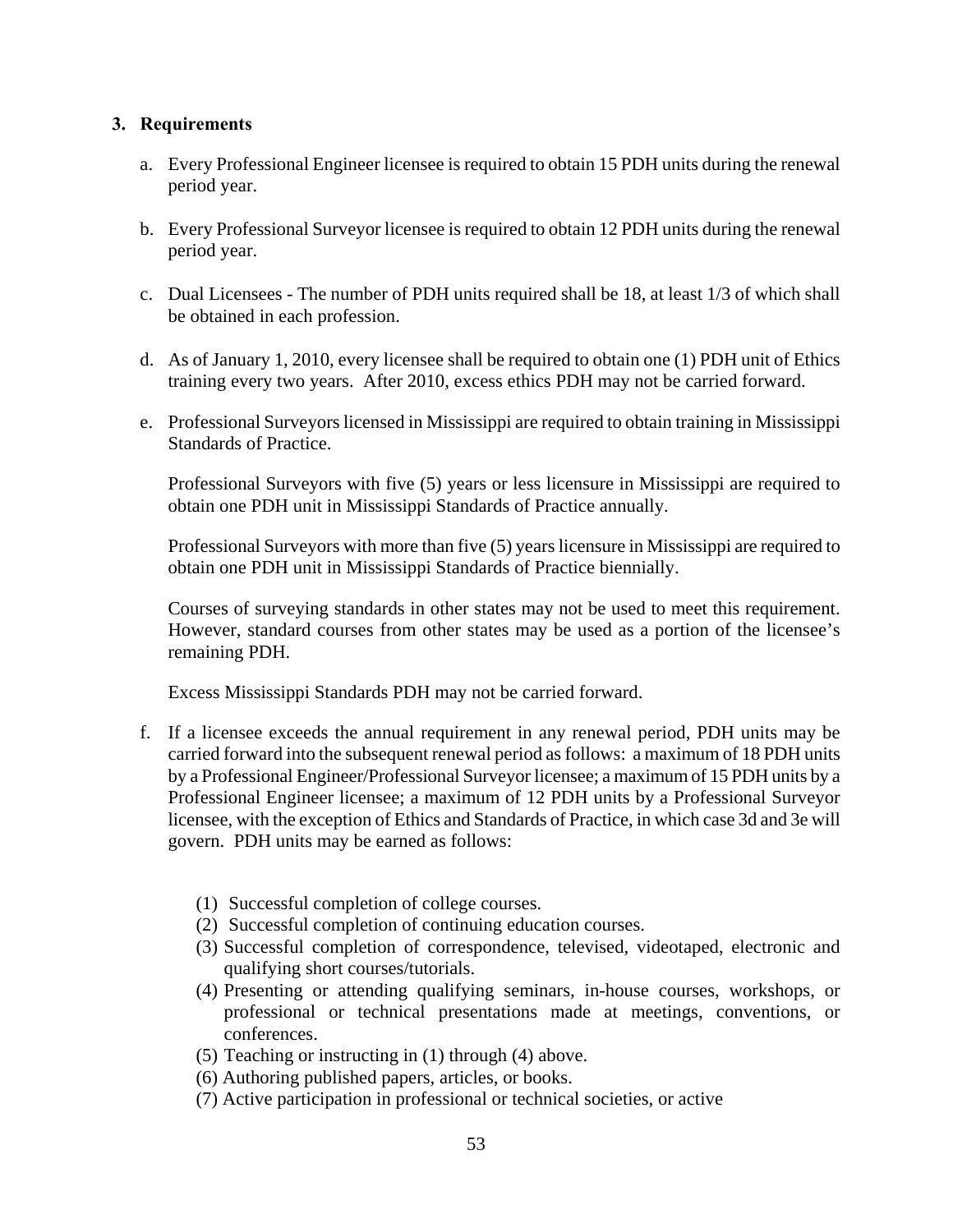### 3. Requirements

a. Every Professional Engineer licensee is required to obtain 15 PDH units during the renewal period year.

b. Every Professional Surveyor licensee is required to obtain 12 PDH units during the renewal period year.

c. Dual Licensees - The number of PDH units required shall be 18, at least 1/3 of which shall be obtained in each profession.

d. As of January 1, 2010, every licensee shall be required to obtain one (1) PDH unit of Ethics training every two years. After 2010, excess ethics PDH may not be carried forward.

e. Professional Surveyors licensed in Mississippi are required to obtain training in Mississippi Standards of Practice.

   Professional Surveyors with five (5) years or less licensure in Mississippi are required to obtain one PDH unit in Mississippi Standards of Practice annually.

   Professional Surveyors with more than five (5) years licensure in Mississippi are required to obtain one PDH unit in Mississippi Standards of Practice biennially.

   Courses of surveying standards in other states may not be used to meet this requirement. However, standard courses from other states may be used as a portion of the licensee's remaining PDH.

   Excess Mississippi Standards PDH may not be carried forward.

f. If a licensee exceeds the annual requirement in any renewal period, PDH units may be carried forward into the subsequent renewal period as follows: a maximum of 18 PDH units by a Professional Engineer/Professional Surveyor licensee; a maximum of 15 PDH units by a Professional Engineer licensee; a maximum of 12 PDH units by a Professional Surveyor licensee, with the exception of Ethics and Standards of Practice, in which case 3d and 3e will govern. PDH units may be earned as follows:

   (1) Successful completion of college courses.
   (2) Successful completion of continuing education courses.
   (3) Successful completion of correspondence, televised, videotaped, electronic and qualifying short courses/tutorials.
   (4) Presenting or attending qualifying seminars, in-house courses, workshops, or professional or technical presentations made at meetings, conventions, or conferences.
   (5) Teaching or instructing in (1) through (4) above.
   (6) Authoring published papers, articles, or books.
   (7) Active participation in professional or technical societies, or active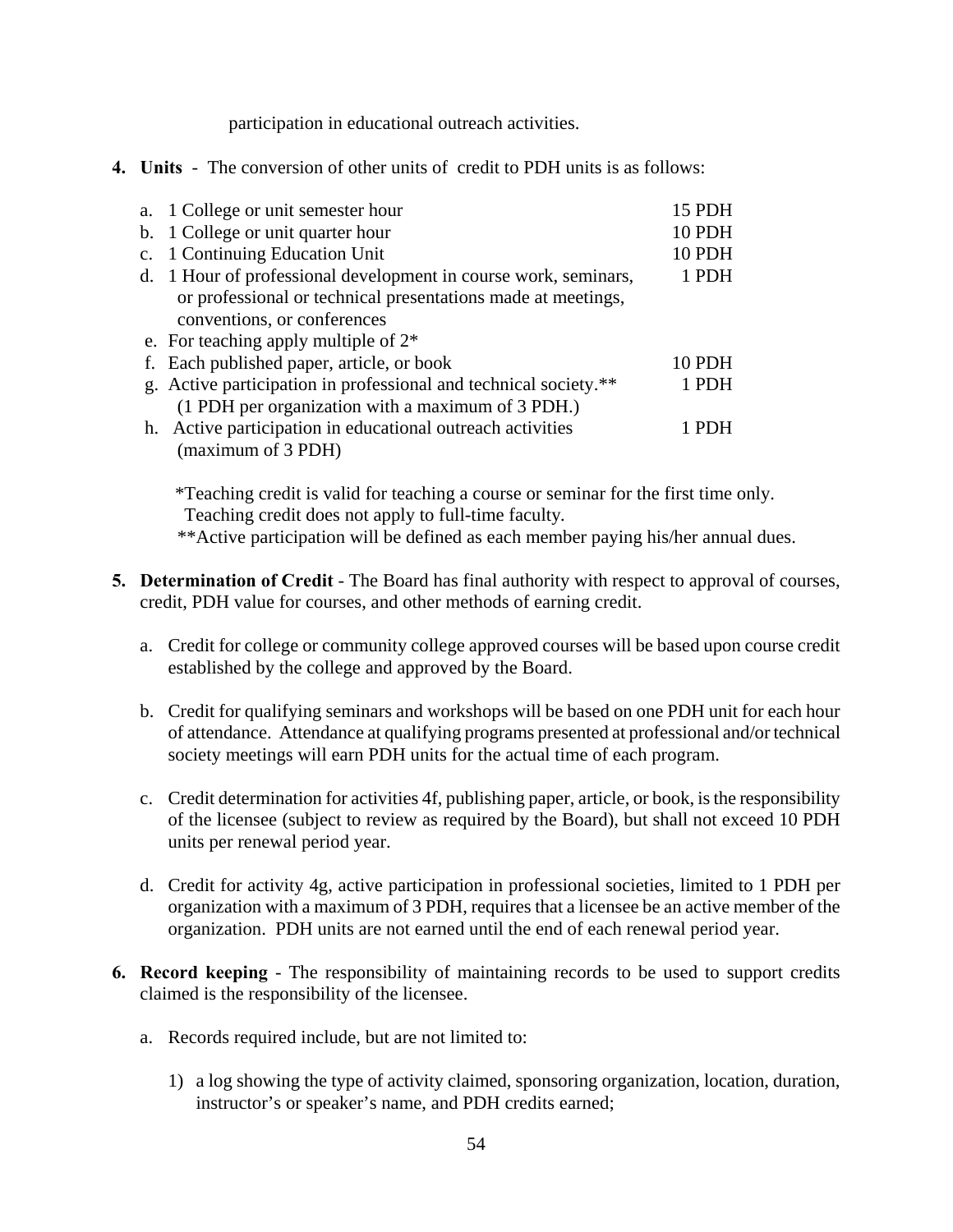participation in educational outreach activities.

**4. Units** - The conversion of other units of credit to PDH units is as follows:

| | |
|---|---|
| a. 1 College or unit semester hour | 15 PDH |
| b. 1 College or unit quarter hour | 10 PDH |
| c. 1 Continuing Education Unit | 10 PDH |
| d. 1 Hour of professional development in course work, seminars, or professional or technical presentations made at meetings, conventions, or conferences | 1 PDH |
| e. For teaching apply multiple of 2* | |
| f. Each published paper, article, or book | 10 PDH |
| g. Active participation in professional and technical society.** (1 PDH per organization with a maximum of 3 PDH.) | 1 PDH |
| h. Active participation in educational outreach activities (maximum of 3 PDH) | 1 PDH |

*Teaching credit is valid for teaching a course or seminar for the first time only. Teaching credit does not apply to full-time faculty.

**Active participation will be defined as each member paying his/her annual dues.

**5. Determination of Credit** - The Board has final authority with respect to approval of courses, credit, PDH value for courses, and other methods of earning credit.

a. Credit for college or community college approved courses will be based upon course credit established by the college and approved by the Board.

b. Credit for qualifying seminars and workshops will be based on one PDH unit for each hour of attendance. Attendance at qualifying programs presented at professional and/or technical society meetings will earn PDH units for the actual time of each program.

c. Credit determination for activities 4f, publishing paper, article, or book, is the responsibility of the licensee (subject to review as required by the Board), but shall not exceed 10 PDH units per renewal period year.

d. Credit for activity 4g, active participation in professional societies, limited to 1 PDH per organization with a maximum of 3 PDH, requires that a licensee be an active member of the organization. PDH units are not earned until the end of each renewal period year.

**6. Record keeping** - The responsibility of maintaining records to be used to support credits claimed is the responsibility of the licensee.

a. Records required include, but are not limited to:

1) a log showing the type of activity claimed, sponsoring organization, location, duration, instructor's or speaker's name, and PDH credits earned;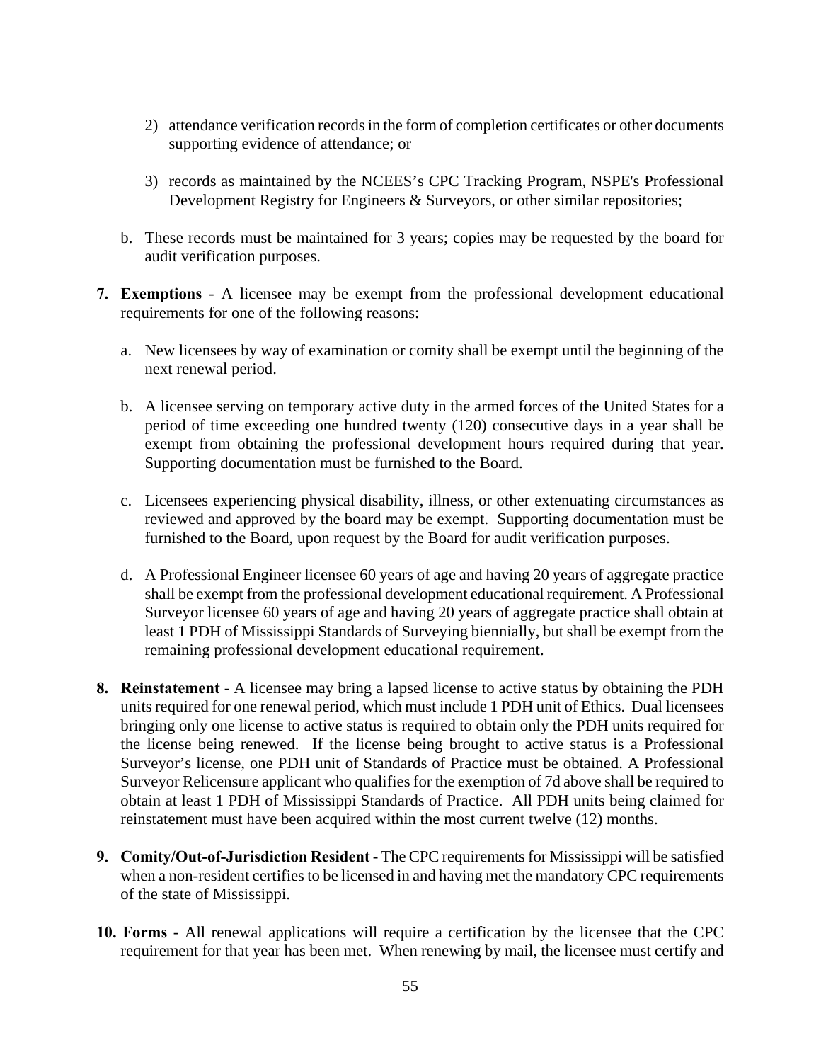2) attendance verification records in the form of completion certificates or other documents supporting evidence of attendance; or

3) records as maintained by the NCEES's CPC Tracking Program, NSPE's Professional Development Registry for Engineers & Surveyors, or other similar repositories;

b. These records must be maintained for 3 years; copies may be requested by the board for audit verification purposes.

**7. Exemptions** - A licensee may be exempt from the professional development educational requirements for one of the following reasons:

a. New licensees by way of examination or comity shall be exempt until the beginning of the next renewal period.

b. A licensee serving on temporary active duty in the armed forces of the United States for a period of time exceeding one hundred twenty (120) consecutive days in a year shall be exempt from obtaining the professional development hours required during that year. Supporting documentation must be furnished to the Board.

c. Licensees experiencing physical disability, illness, or other extenuating circumstances as reviewed and approved by the board may be exempt. Supporting documentation must be furnished to the Board, upon request by the Board for audit verification purposes.

d. A Professional Engineer licensee 60 years of age and having 20 years of aggregate practice shall be exempt from the professional development educational requirement. A Professional Surveyor licensee 60 years of age and having 20 years of aggregate practice shall obtain at least 1 PDH of Mississippi Standards of Surveying biennially, but shall be exempt from the remaining professional development educational requirement.

**8. Reinstatement** - A licensee may bring a lapsed license to active status by obtaining the PDH units required for one renewal period, which must include 1 PDH unit of Ethics. Dual licensees bringing only one license to active status is required to obtain only the PDH units required for the license being renewed. If the license being brought to active status is a Professional Surveyor's license, one PDH unit of Standards of Practice must be obtained. A Professional Surveyor Relicensure applicant who qualifies for the exemption of 7d above shall be required to obtain at least 1 PDH of Mississippi Standards of Practice. All PDH units being claimed for reinstatement must have been acquired within the most current twelve (12) months.

**9. Comity/Out-of-Jurisdiction Resident** - The CPC requirements for Mississippi will be satisfied when a non-resident certifies to be licensed in and having met the mandatory CPC requirements of the state of Mississippi.

**10. Forms** - All renewal applications will require a certification by the licensee that the CPC requirement for that year has been met. When renewing by mail, the licensee must certify and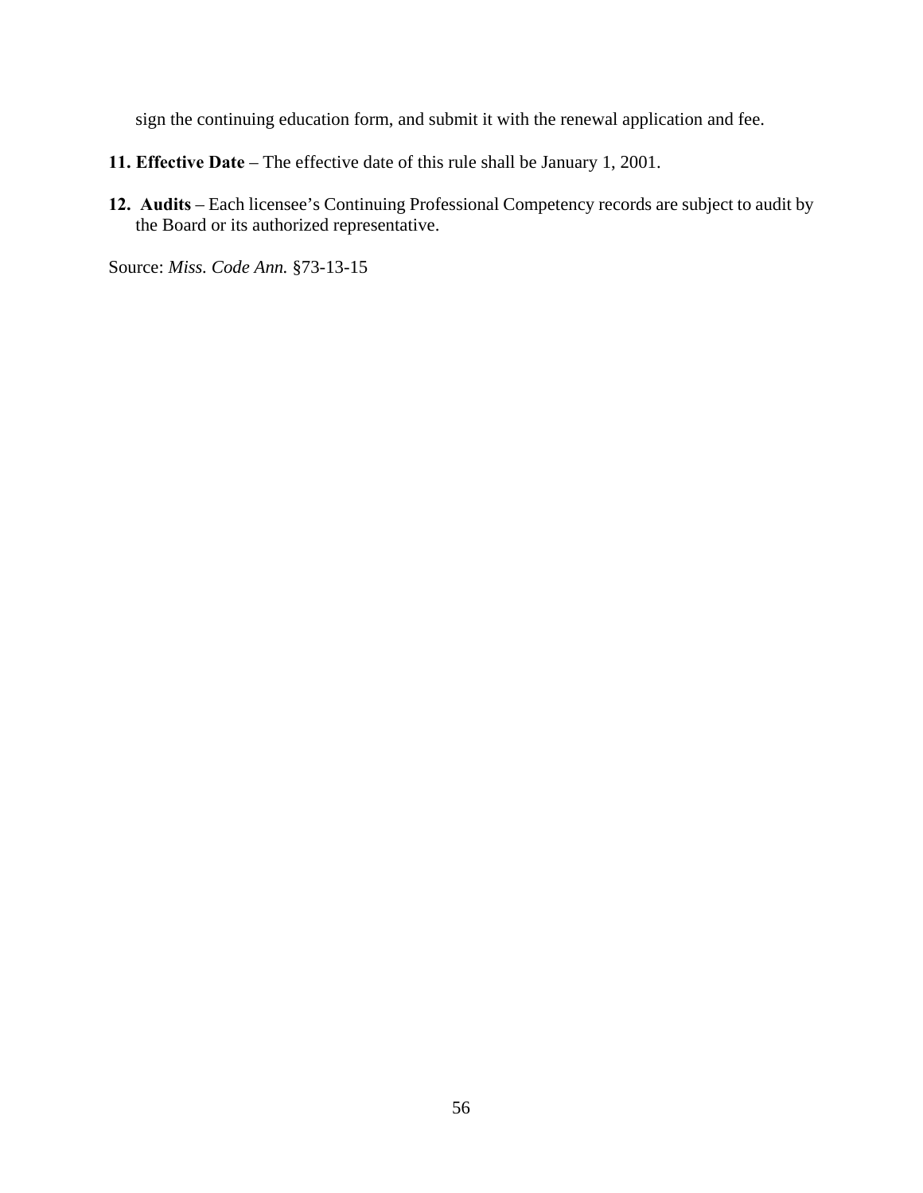sign the continuing education form, and submit it with the renewal application and fee.

**11. Effective Date** – The effective date of this rule shall be January 1, 2001.

**12. Audits** – Each licensee's Continuing Professional Competency records are subject to audit by the Board or its authorized representative.

Source: *Miss. Code Ann.* §73-13-15